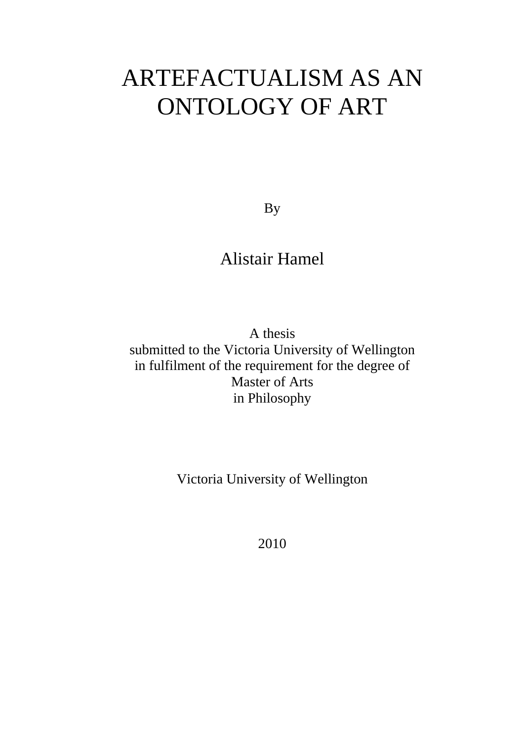# ARTEFACTUALISM AS AN ONTOLOGY OF ART

By

Alistair Hamel

A thesis
submitted to the Victoria University of Wellington
in fulfilment of the requirement for the degree of
Master of Arts
in Philosophy

Victoria University of Wellington

2010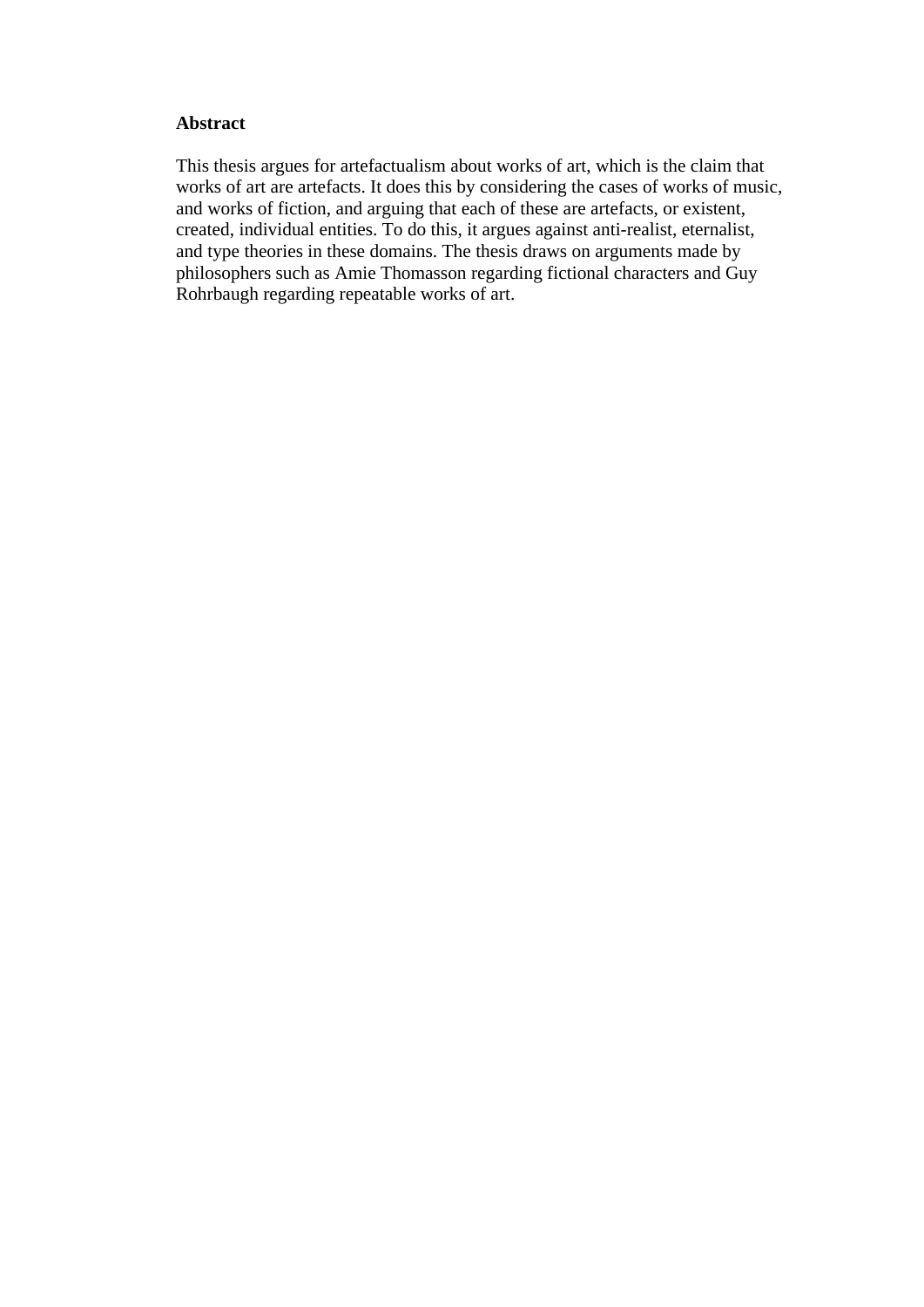## Abstract

This thesis argues for artefactualism about works of art, which is the claim that works of art are artefacts. It does this by considering the cases of works of music, and works of fiction, and arguing that each of these are artefacts, or existent, created, individual entities. To do this, it argues against anti-realist, eternalist, and type theories in these domains. The thesis draws on arguments made by philosophers such as Amie Thomasson regarding fictional characters and Guy Rohrbaugh regarding repeatable works of art.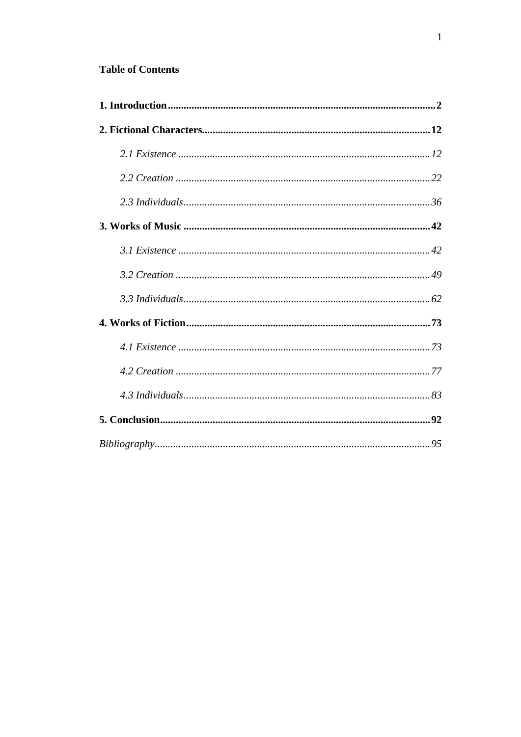**Table of Contents**

**1. Introduction** .......... **2**

**2. Fictional Characters** .......... **12**

- *2.1 Existence* .......... *12*
- *2.2 Creation* .......... *22*
- *2.3 Individuals* .......... *36*

**3. Works of Music** .......... **42**

- *3.1 Existence* .......... *42*
- *3.2 Creation* .......... *49*
- *3.3 Individuals* .......... *62*

**4. Works of Fiction** .......... **73**

- *4.1 Existence* .......... *73*
- *4.2 Creation* .......... *77*
- *4.3 Individuals* .......... *83*

**5. Conclusion** .......... **92**

*Bibliography* .......... *95*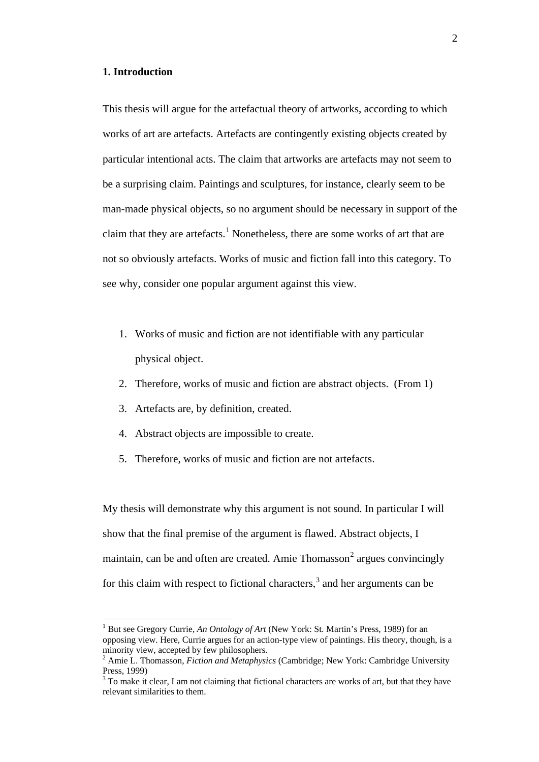## 1. Introduction

This thesis will argue for the artefactual theory of artworks, according to which works of art are artefacts. Artefacts are contingently existing objects created by particular intentional acts. The claim that artworks are artefacts may not seem to be a surprising claim. Paintings and sculptures, for instance, clearly seem to be man-made physical objects, so no argument should be necessary in support of the claim that they are artefacts.[1] Nonetheless, there are some works of art that are not so obviously artefacts. Works of music and fiction fall into this category. To see why, consider one popular argument against this view.

1. Works of music and fiction are not identifiable with any particular physical object.
2. Therefore, works of music and fiction are abstract objects. (From 1)
3. Artefacts are, by definition, created.
4. Abstract objects are impossible to create.
5. Therefore, works of music and fiction are not artefacts.

My thesis will demonstrate why this argument is not sound. In particular I will show that the final premise of the argument is flawed. Abstract objects, I maintain, can be and often are created. Amie Thomasson[2] argues convincingly for this claim with respect to fictional characters,[3] and her arguments can be

---

[1] But see Gregory Currie, *An Ontology of Art* (New York: St. Martin's Press, 1989) for an opposing view. Here, Currie argues for an action-type view of paintings. His theory, though, is a minority view, accepted by few philosophers.

[2] Amie L. Thomasson, *Fiction and Metaphysics* (Cambridge; New York: Cambridge University Press, 1999)

[3] To make it clear, I am not claiming that fictional characters are works of art, but that they have relevant similarities to them.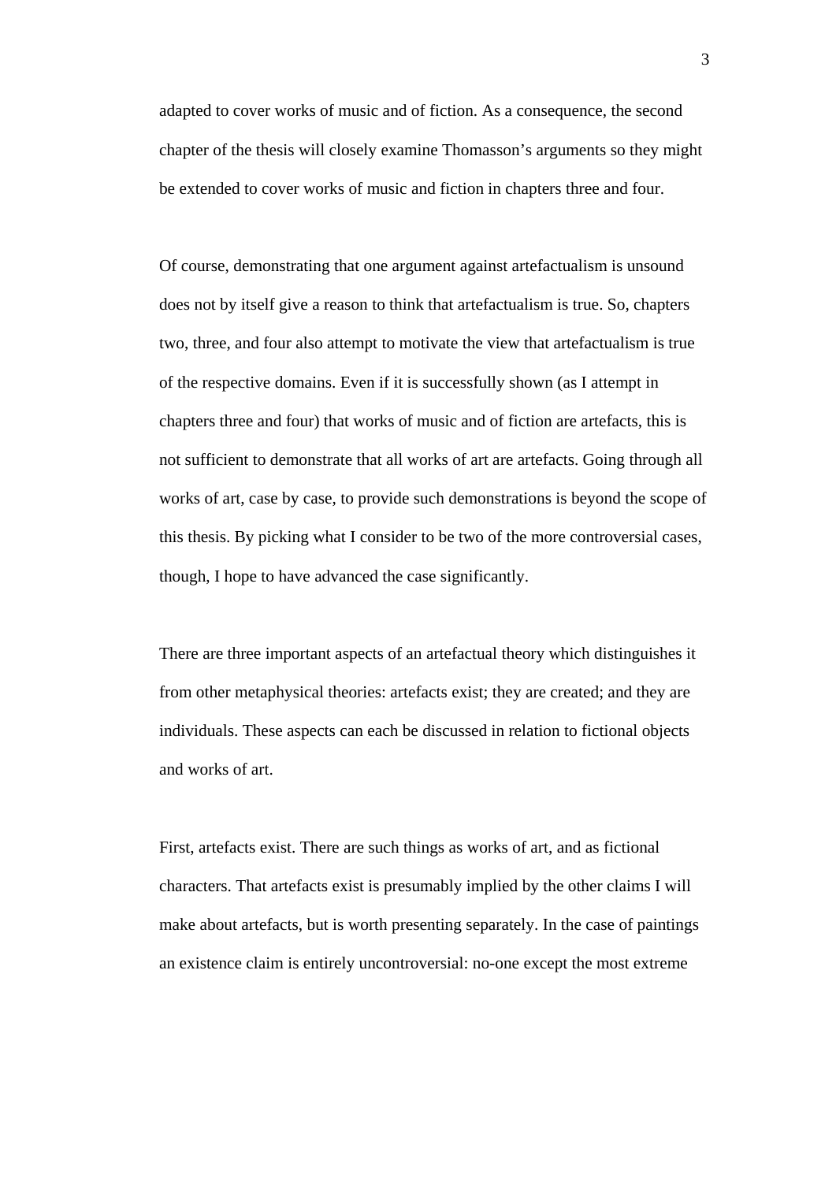adapted to cover works of music and of fiction. As a consequence, the second chapter of the thesis will closely examine Thomasson's arguments so they might be extended to cover works of music and fiction in chapters three and four.

Of course, demonstrating that one argument against artefactualism is unsound does not by itself give a reason to think that artefactualism is true. So, chapters two, three, and four also attempt to motivate the view that artefactualism is true of the respective domains. Even if it is successfully shown (as I attempt in chapters three and four) that works of music and of fiction are artefacts, this is not sufficient to demonstrate that all works of art are artefacts. Going through all works of art, case by case, to provide such demonstrations is beyond the scope of this thesis. By picking what I consider to be two of the more controversial cases, though, I hope to have advanced the case significantly.

There are three important aspects of an artefactual theory which distinguishes it from other metaphysical theories: artefacts exist; they are created; and they are individuals. These aspects can each be discussed in relation to fictional objects and works of art.

First, artefacts exist. There are such things as works of art, and as fictional characters. That artefacts exist is presumably implied by the other claims I will make about artefacts, but is worth presenting separately. In the case of paintings an existence claim is entirely uncontroversial: no-one except the most extreme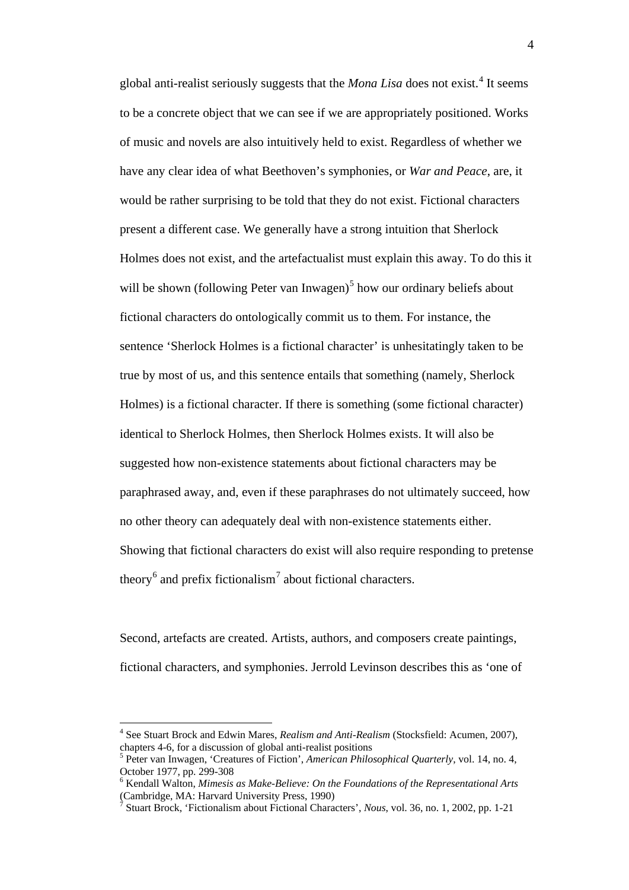global anti-realist seriously suggests that the *Mona Lisa* does not exist.[4] It seems to be a concrete object that we can see if we are appropriately positioned. Works of music and novels are also intuitively held to exist. Regardless of whether we have any clear idea of what Beethoven's symphonies, or *War and Peace*, are, it would be rather surprising to be told that they do not exist. Fictional characters present a different case. We generally have a strong intuition that Sherlock Holmes does not exist, and the artefactualist must explain this away. To do this it will be shown (following Peter van Inwagen)[5] how our ordinary beliefs about fictional characters do ontologically commit us to them. For instance, the sentence 'Sherlock Holmes is a fictional character' is unhesitatingly taken to be true by most of us, and this sentence entails that something (namely, Sherlock Holmes) is a fictional character. If there is something (some fictional character) identical to Sherlock Holmes, then Sherlock Holmes exists. It will also be suggested how non-existence statements about fictional characters may be paraphrased away, and, even if these paraphrases do not ultimately succeed, how no other theory can adequately deal with non-existence statements either. Showing that fictional characters do exist will also require responding to pretense theory[6] and prefix fictionalism[7] about fictional characters.

Second, artefacts are created. Artists, authors, and composers create paintings, fictional characters, and symphonies. Jerrold Levinson describes this as 'one of

---

[4] See Stuart Brock and Edwin Mares, *Realism and Anti-Realism* (Stocksfield: Acumen, 2007), chapters 4-6, for a discussion of global anti-realist positions

[5] Peter van Inwagen, 'Creatures of Fiction', *American Philosophical Quarterly*, vol. 14, no. 4, October 1977, pp. 299-308

[6] Kendall Walton, *Mimesis as Make-Believe: On the Foundations of the Representational Arts* (Cambridge, MA: Harvard University Press, 1990)

[7] Stuart Brock, 'Fictionalism about Fictional Characters', *Nous*, vol. 36, no. 1, 2002, pp. 1-21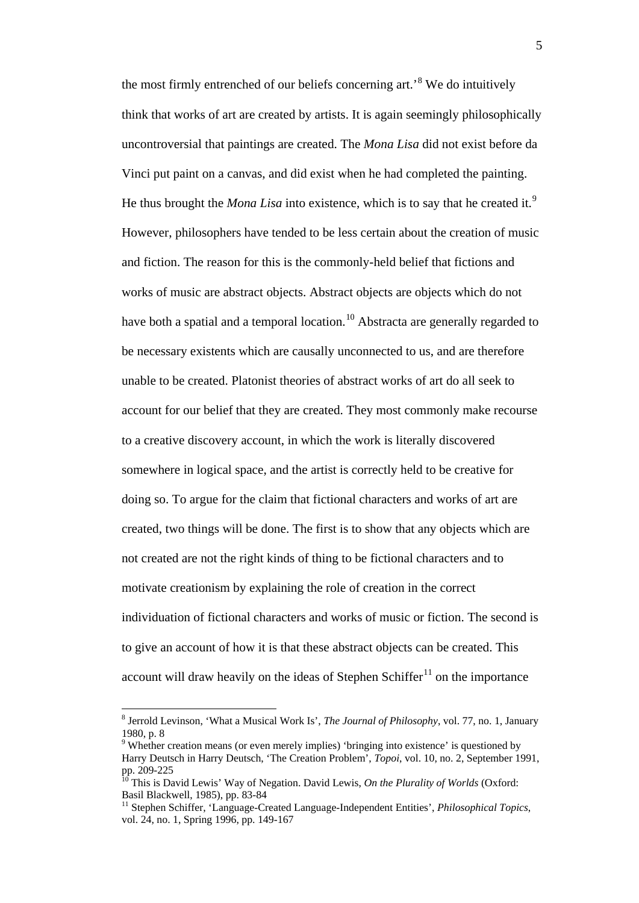the most firmly entrenched of our beliefs concerning art.'[8] We do intuitively think that works of art are created by artists. It is again seemingly philosophically uncontroversial that paintings are created. The *Mona Lisa* did not exist before da Vinci put paint on a canvas, and did exist when he had completed the painting. He thus brought the *Mona Lisa* into existence, which is to say that he created it.[9] However, philosophers have tended to be less certain about the creation of music and fiction. The reason for this is the commonly-held belief that fictions and works of music are abstract objects. Abstract objects are objects which do not have both a spatial and a temporal location.[10] Abstracta are generally regarded to be necessary existents which are causally unconnected to us, and are therefore unable to be created. Platonist theories of abstract works of art do all seek to account for our belief that they are created. They most commonly make recourse to a creative discovery account, in which the work is literally discovered somewhere in logical space, and the artist is correctly held to be creative for doing so. To argue for the claim that fictional characters and works of art are created, two things will be done. The first is to show that any objects which are not created are not the right kinds of thing to be fictional characters and to motivate creationism by explaining the role of creation in the correct individuation of fictional characters and works of music or fiction. The second is to give an account of how it is that these abstract objects can be created. This account will draw heavily on the ideas of Stephen Schiffer[11] on the importance

---

[8] Jerrold Levinson, 'What a Musical Work Is', *The Journal of Philosophy*, vol. 77, no. 1, January 1980, p. 8

[9] Whether creation means (or even merely implies) 'bringing into existence' is questioned by Harry Deutsch in Harry Deutsch, 'The Creation Problem', *Topoi*, vol. 10, no. 2, September 1991, pp. 209-225

[10] This is David Lewis' Way of Negation. David Lewis, *On the Plurality of Worlds* (Oxford: Basil Blackwell, 1985), pp. 83-84

[11] Stephen Schiffer, 'Language-Created Language-Independent Entities', *Philosophical Topics*, vol. 24, no. 1, Spring 1996, pp. 149-167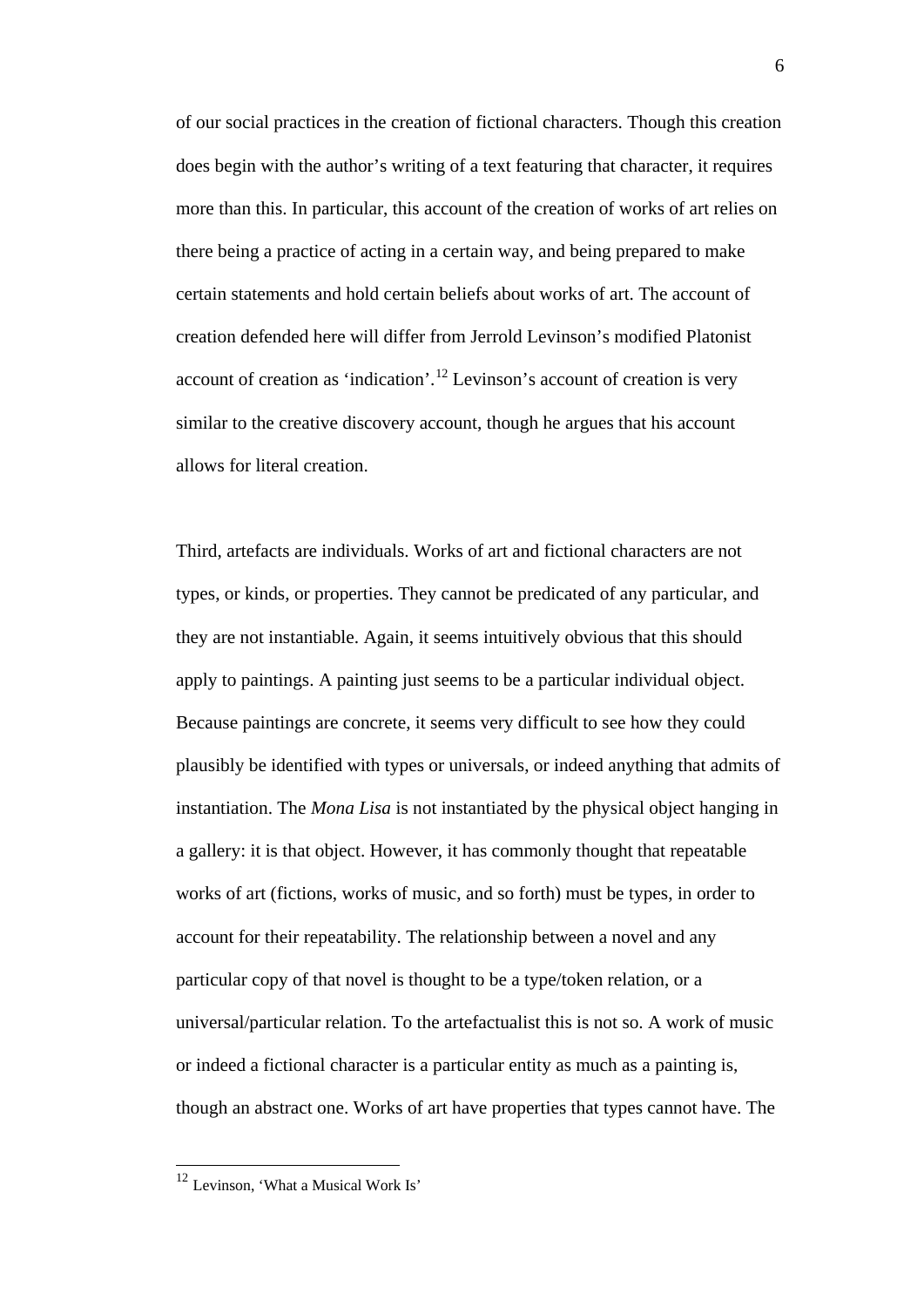of our social practices in the creation of fictional characters. Though this creation does begin with the author's writing of a text featuring that character, it requires more than this. In particular, this account of the creation of works of art relies on there being a practice of acting in a certain way, and being prepared to make certain statements and hold certain beliefs about works of art. The account of creation defended here will differ from Jerrold Levinson's modified Platonist account of creation as 'indication'.[12] Levinson's account of creation is very similar to the creative discovery account, though he argues that his account allows for literal creation.

Third, artefacts are individuals. Works of art and fictional characters are not types, or kinds, or properties. They cannot be predicated of any particular, and they are not instantiable. Again, it seems intuitively obvious that this should apply to paintings. A painting just seems to be a particular individual object. Because paintings are concrete, it seems very difficult to see how they could plausibly be identified with types or universals, or indeed anything that admits of instantiation. The *Mona Lisa* is not instantiated by the physical object hanging in a gallery: it is that object. However, it has commonly thought that repeatable works of art (fictions, works of music, and so forth) must be types, in order to account for their repeatability. The relationship between a novel and any particular copy of that novel is thought to be a type/token relation, or a universal/particular relation. To the artefactualist this is not so. A work of music or indeed a fictional character is a particular entity as much as a painting is, though an abstract one. Works of art have properties that types cannot have. The

[12] Levinson, 'What a Musical Work Is'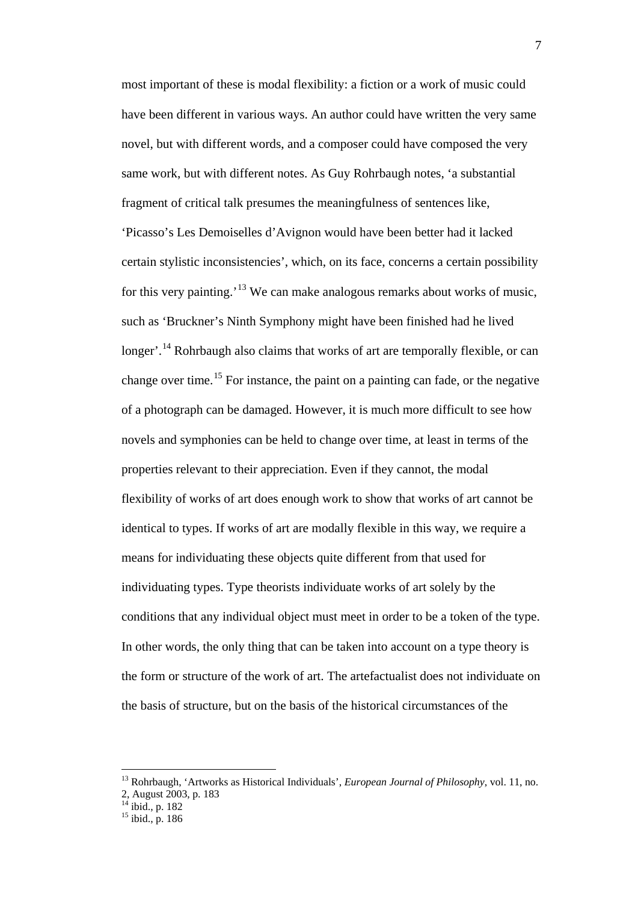most important of these is modal flexibility: a fiction or a work of music could have been different in various ways. An author could have written the very same novel, but with different words, and a composer could have composed the very same work, but with different notes. As Guy Rohrbaugh notes, 'a substantial fragment of critical talk presumes the meaningfulness of sentences like, 'Picasso's Les Demoiselles d'Avignon would have been better had it lacked certain stylistic inconsistencies', which, on its face, concerns a certain possibility for this very painting.'[13] We can make analogous remarks about works of music, such as 'Bruckner's Ninth Symphony might have been finished had he lived longer'.[14] Rohrbaugh also claims that works of art are temporally flexible, or can change over time.[15] For instance, the paint on a painting can fade, or the negative of a photograph can be damaged. However, it is much more difficult to see how novels and symphonies can be held to change over time, at least in terms of the properties relevant to their appreciation. Even if they cannot, the modal flexibility of works of art does enough work to show that works of art cannot be identical to types. If works of art are modally flexible in this way, we require a means for individuating these objects quite different from that used for individuating types. Type theorists individuate works of art solely by the conditions that any individual object must meet in order to be a token of the type. In other words, the only thing that can be taken into account on a type theory is the form or structure of the work of art. The artefactualist does not individuate on the basis of structure, but on the basis of the historical circumstances of the

---

[13] Rohrbaugh, 'Artworks as Historical Individuals', *European Journal of Philosophy*, vol. 11, no. 2, August 2003, p. 183

[14] ibid., p. 182

[15] ibid., p. 186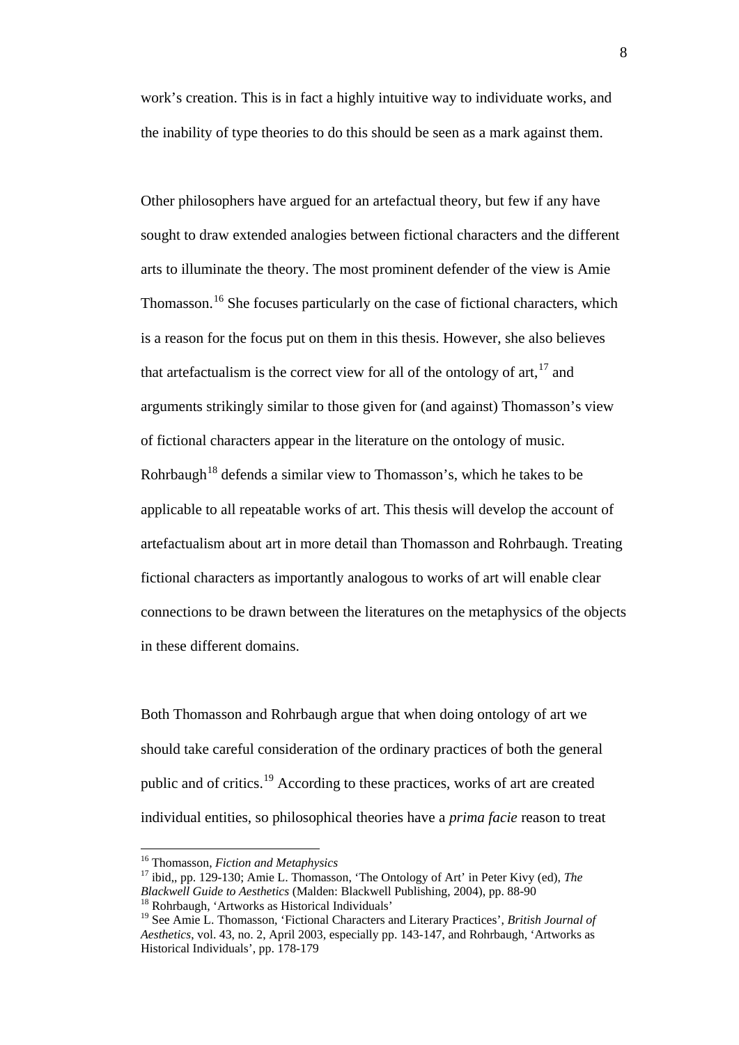work's creation. This is in fact a highly intuitive way to individuate works, and the inability of type theories to do this should be seen as a mark against them.

Other philosophers have argued for an artefactual theory, but few if any have sought to draw extended analogies between fictional characters and the different arts to illuminate the theory. The most prominent defender of the view is Amie Thomasson.[16] She focuses particularly on the case of fictional characters, which is a reason for the focus put on them in this thesis. However, she also believes that artefactualism is the correct view for all of the ontology of art,[17] and arguments strikingly similar to those given for (and against) Thomasson's view of fictional characters appear in the literature on the ontology of music. Rohrbaugh[18] defends a similar view to Thomasson's, which he takes to be applicable to all repeatable works of art. This thesis will develop the account of artefactualism about art in more detail than Thomasson and Rohrbaugh. Treating fictional characters as importantly analogous to works of art will enable clear connections to be drawn between the literatures on the metaphysics of the objects in these different domains.

Both Thomasson and Rohrbaugh argue that when doing ontology of art we should take careful consideration of the ordinary practices of both the general public and of critics.[19] According to these practices, works of art are created individual entities, so philosophical theories have a *prima facie* reason to treat

---

[16] Thomasson, *Fiction and Metaphysics*

[17] ibid,, pp. 129-130; Amie L. Thomasson, 'The Ontology of Art' in Peter Kivy (ed), *The Blackwell Guide to Aesthetics* (Malden: Blackwell Publishing, 2004), pp. 88-90

[18] Rohrbaugh, 'Artworks as Historical Individuals'

[19] See Amie L. Thomasson, 'Fictional Characters and Literary Practices', *British Journal of Aesthetics*, vol. 43, no. 2, April 2003, especially pp. 143-147, and Rohrbaugh, 'Artworks as Historical Individuals', pp. 178-179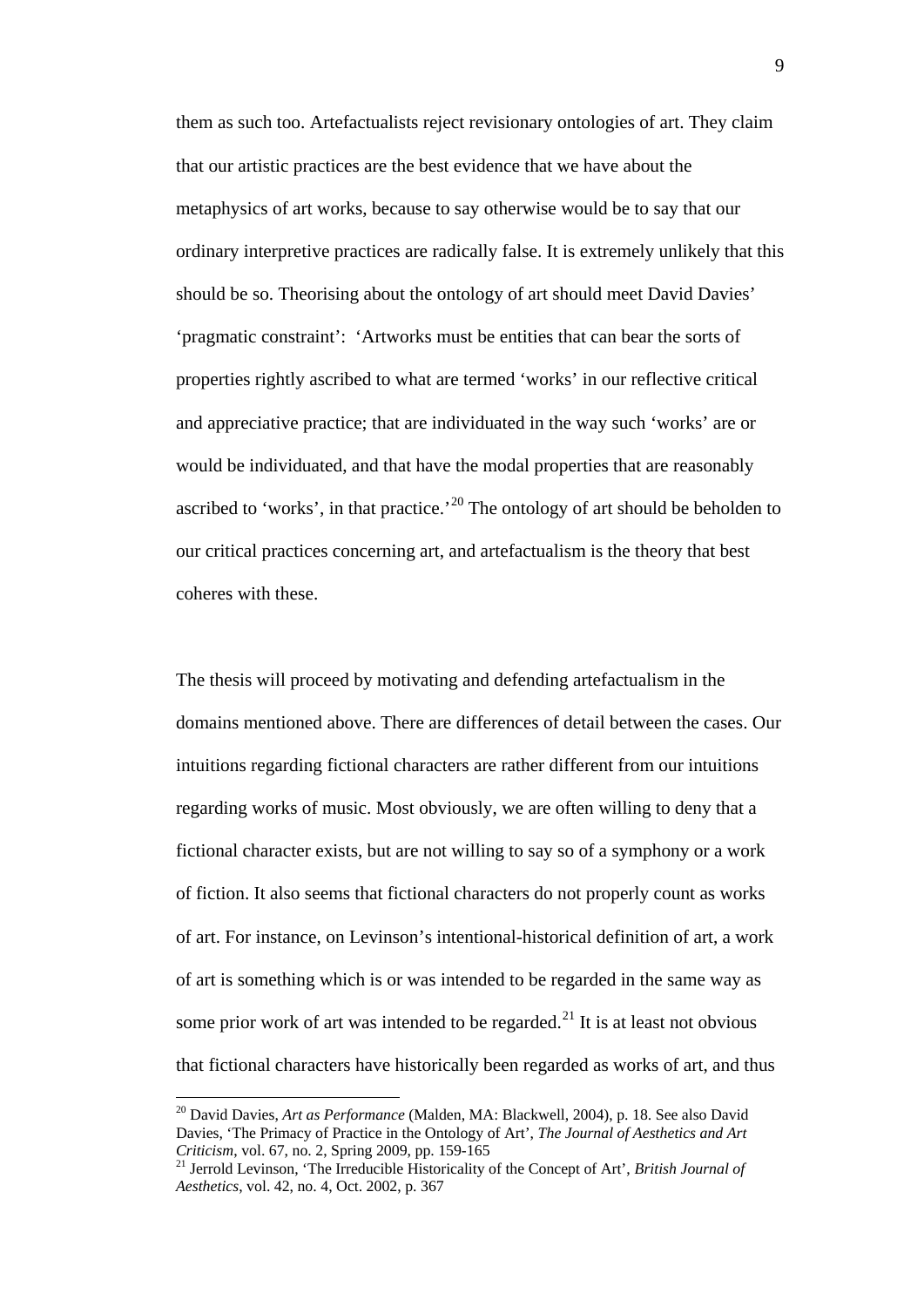them as such too. Artefactualists reject revisionary ontologies of art. They claim that our artistic practices are the best evidence that we have about the metaphysics of art works, because to say otherwise would be to say that our ordinary interpretive practices are radically false. It is extremely unlikely that this should be so. Theorising about the ontology of art should meet David Davies' 'pragmatic constraint': 'Artworks must be entities that can bear the sorts of properties rightly ascribed to what are termed 'works' in our reflective critical and appreciative practice; that are individuated in the way such 'works' are or would be individuated, and that have the modal properties that are reasonably ascribed to 'works', in that practice.'[20] The ontology of art should be beholden to our critical practices concerning art, and artefactualism is the theory that best coheres with these.

The thesis will proceed by motivating and defending artefactualism in the domains mentioned above. There are differences of detail between the cases. Our intuitions regarding fictional characters are rather different from our intuitions regarding works of music. Most obviously, we are often willing to deny that a fictional character exists, but are not willing to say so of a symphony or a work of fiction. It also seems that fictional characters do not properly count as works of art. For instance, on Levinson's intentional-historical definition of art, a work of art is something which is or was intended to be regarded in the same way as some prior work of art was intended to be regarded.[21] It is at least not obvious that fictional characters have historically been regarded as works of art, and thus

[20] David Davies, *Art as Performance* (Malden, MA: Blackwell, 2004), p. 18. See also David Davies, 'The Primacy of Practice in the Ontology of Art', *The Journal of Aesthetics and Art Criticism*, vol. 67, no. 2, Spring 2009, pp. 159-165

[21] Jerrold Levinson, 'The Irreducible Historicality of the Concept of Art', *British Journal of Aesthetics*, vol. 42, no. 4, Oct. 2002, p. 367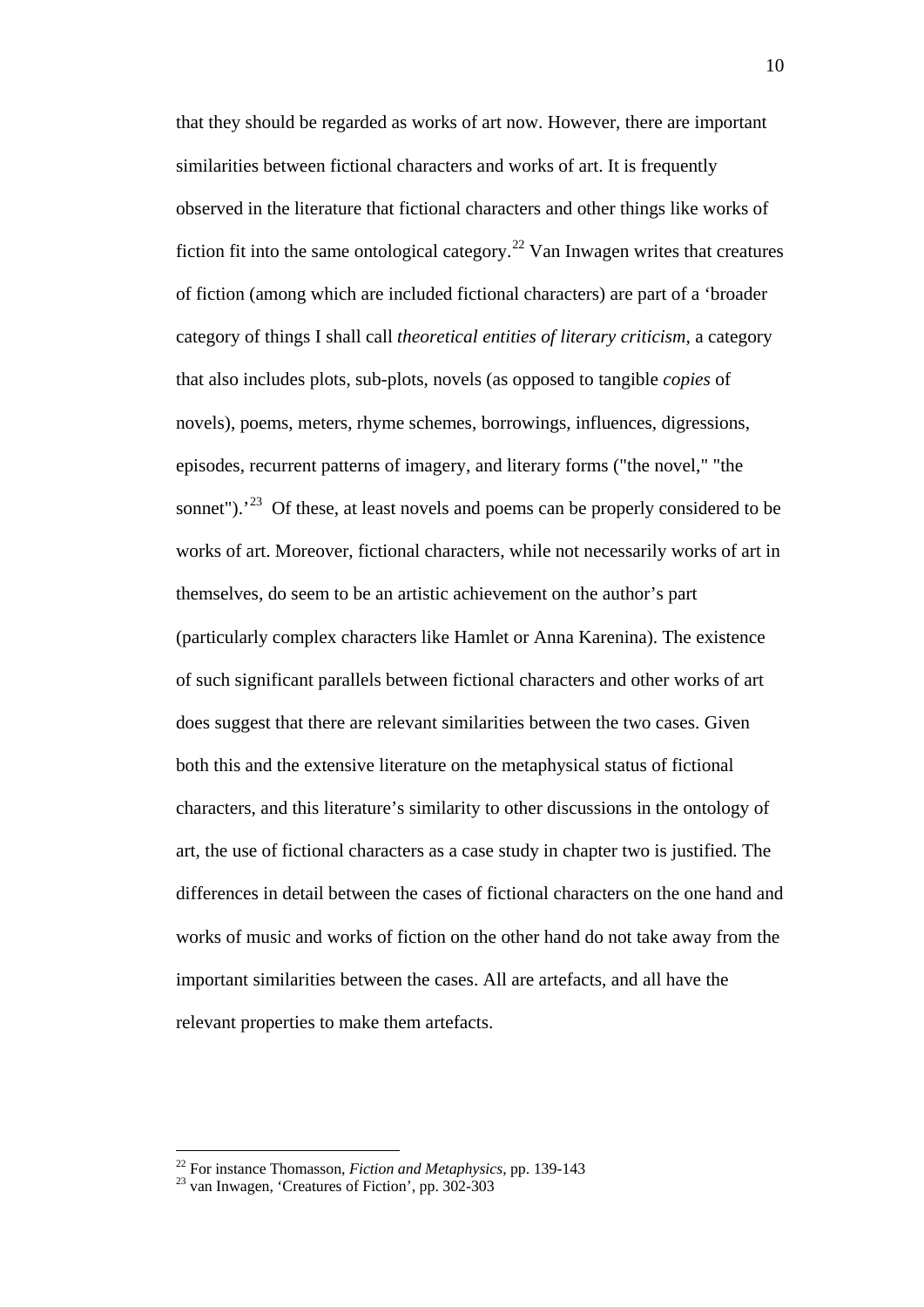that they should be regarded as works of art now. However, there are important similarities between fictional characters and works of art. It is frequently observed in the literature that fictional characters and other things like works of fiction fit into the same ontological category.[22] Van Inwagen writes that creatures of fiction (among which are included fictional characters) are part of a 'broader category of things I shall call *theoretical entities of literary criticism*, a category that also includes plots, sub-plots, novels (as opposed to tangible *copies* of novels), poems, meters, rhyme schemes, borrowings, influences, digressions, episodes, recurrent patterns of imagery, and literary forms ("the novel," "the sonnet").'[23] Of these, at least novels and poems can be properly considered to be works of art. Moreover, fictional characters, while not necessarily works of art in themselves, do seem to be an artistic achievement on the author's part (particularly complex characters like Hamlet or Anna Karenina). The existence of such significant parallels between fictional characters and other works of art does suggest that there are relevant similarities between the two cases. Given both this and the extensive literature on the metaphysical status of fictional characters, and this literature's similarity to other discussions in the ontology of art, the use of fictional characters as a case study in chapter two is justified. The differences in detail between the cases of fictional characters on the one hand and works of music and works of fiction on the other hand do not take away from the important similarities between the cases. All are artefacts, and all have the relevant properties to make them artefacts.

[22] For instance Thomasson, *Fiction and Metaphysics*, pp. 139-143

[23] van Inwagen, 'Creatures of Fiction', pp. 302-303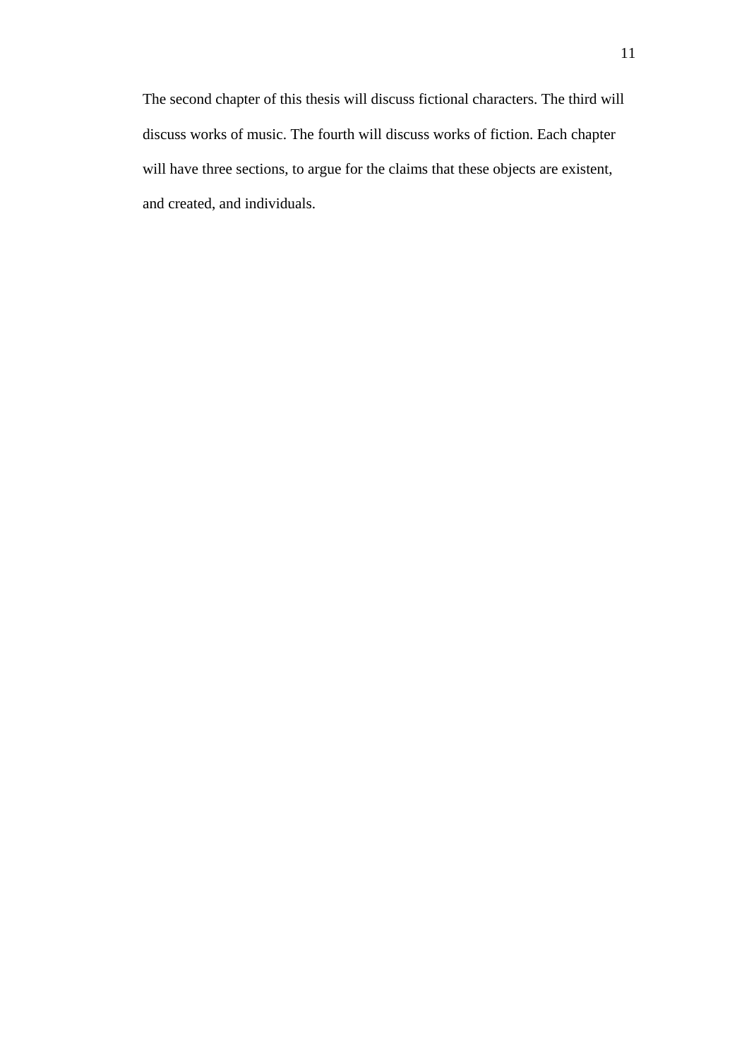The second chapter of this thesis will discuss fictional characters. The third will discuss works of music. The fourth will discuss works of fiction. Each chapter will have three sections, to argue for the claims that these objects are existent, and created, and individuals.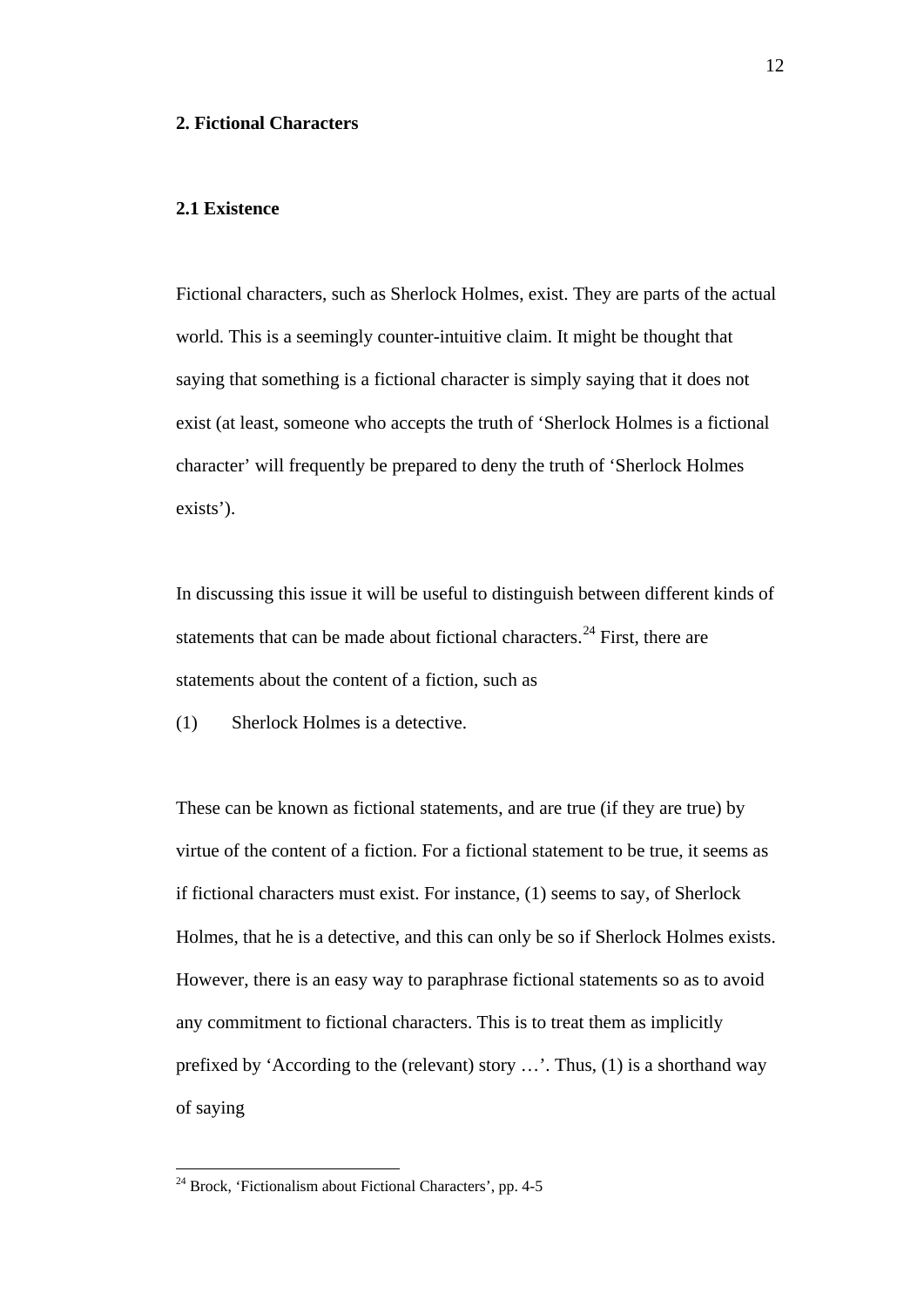## 2. Fictional Characters

### 2.1 Existence

Fictional characters, such as Sherlock Holmes, exist. They are parts of the actual world. This is a seemingly counter-intuitive claim. It might be thought that saying that something is a fictional character is simply saying that it does not exist (at least, someone who accepts the truth of 'Sherlock Holmes is a fictional character' will frequently be prepared to deny the truth of 'Sherlock Holmes exists').

In discussing this issue it will be useful to distinguish between different kinds of statements that can be made about fictional characters.[24] First, there are statements about the content of a fiction, such as

(1) Sherlock Holmes is a detective.

These can be known as fictional statements, and are true (if they are true) by virtue of the content of a fiction. For a fictional statement to be true, it seems as if fictional characters must exist. For instance, (1) seems to say, of Sherlock Holmes, that he is a detective, and this can only be so if Sherlock Holmes exists. However, there is an easy way to paraphrase fictional statements so as to avoid any commitment to fictional characters. This is to treat them as implicitly prefixed by 'According to the (relevant) story …'. Thus, (1) is a shorthand way of saying

---

[24] Brock, 'Fictionalism about Fictional Characters', pp. 4-5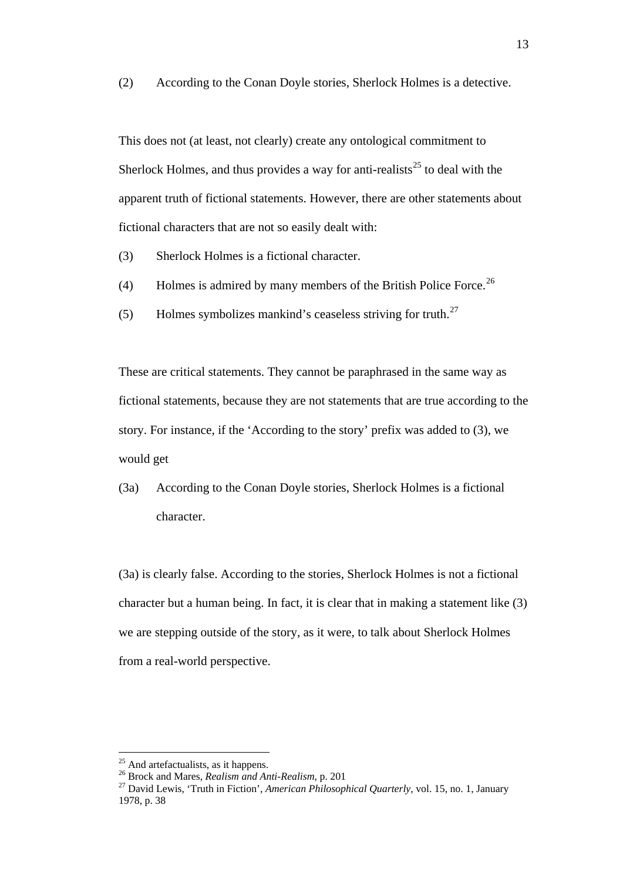(2) According to the Conan Doyle stories, Sherlock Holmes is a detective.

This does not (at least, not clearly) create any ontological commitment to Sherlock Holmes, and thus provides a way for anti-realists[25] to deal with the apparent truth of fictional statements. However, there are other statements about fictional characters that are not so easily dealt with:

(3) Sherlock Holmes is a fictional character.

(4) Holmes is admired by many members of the British Police Force.[26]

(5) Holmes symbolizes mankind's ceaseless striving for truth.[27]

These are critical statements. They cannot be paraphrased in the same way as fictional statements, because they are not statements that are true according to the story. For instance, if the 'According to the story' prefix was added to (3), we would get

(3a) According to the Conan Doyle stories, Sherlock Holmes is a fictional character.

(3a) is clearly false. According to the stories, Sherlock Holmes is not a fictional character but a human being. In fact, it is clear that in making a statement like (3) we are stepping outside of the story, as it were, to talk about Sherlock Holmes from a real-world perspective.

---

[25] And artefactualists, as it happens.

[26] Brock and Mares, *Realism and Anti-Realism*, p. 201

[27] David Lewis, 'Truth in Fiction', *American Philosophical Quarterly*, vol. 15, no. 1, January 1978, p. 38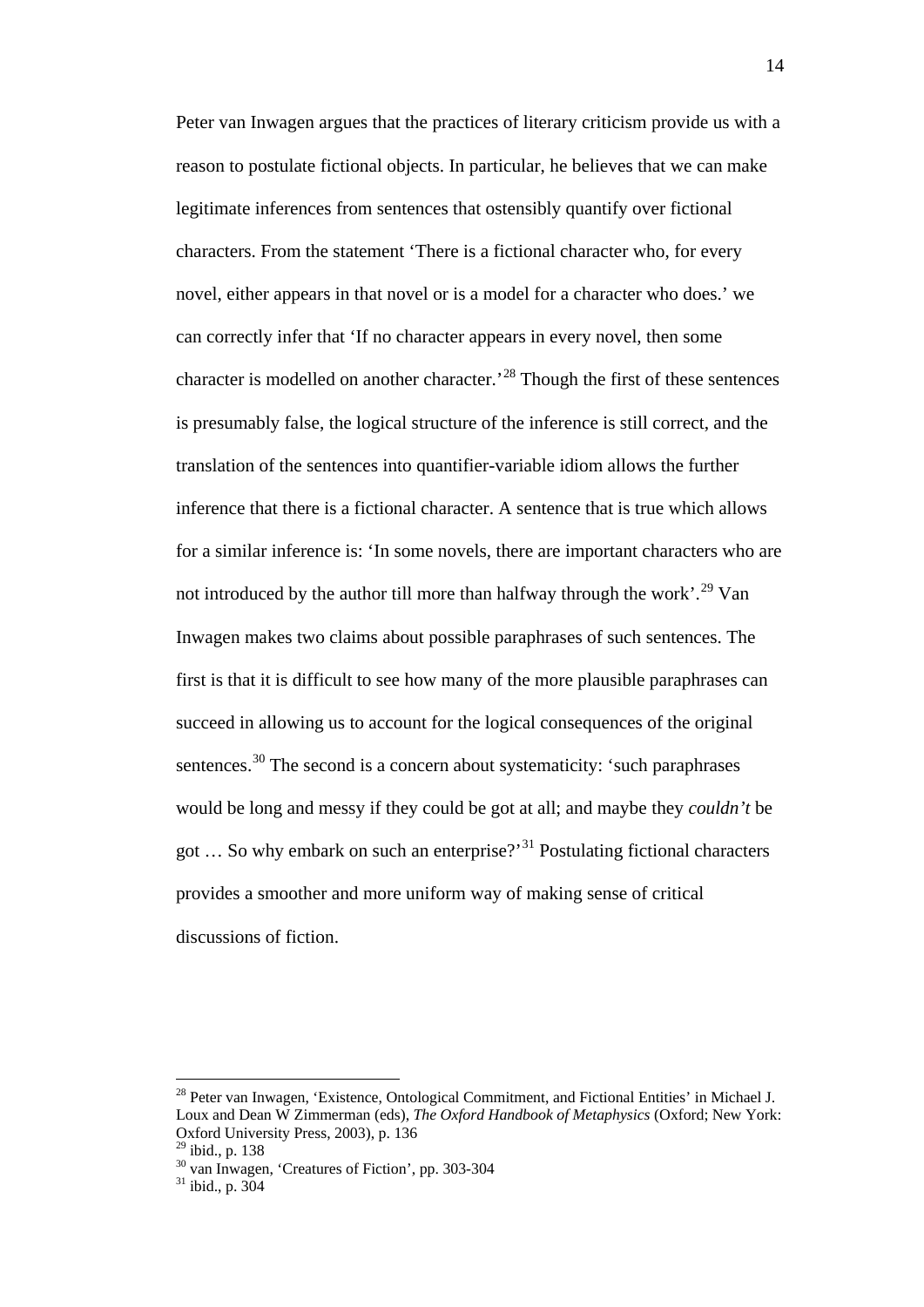Peter van Inwagen argues that the practices of literary criticism provide us with a reason to postulate fictional objects. In particular, he believes that we can make legitimate inferences from sentences that ostensibly quantify over fictional characters. From the statement 'There is a fictional character who, for every novel, either appears in that novel or is a model for a character who does.' we can correctly infer that 'If no character appears in every novel, then some character is modelled on another character.'[28] Though the first of these sentences is presumably false, the logical structure of the inference is still correct, and the translation of the sentences into quantifier-variable idiom allows the further inference that there is a fictional character. A sentence that is true which allows for a similar inference is: 'In some novels, there are important characters who are not introduced by the author till more than halfway through the work'.[29] Van Inwagen makes two claims about possible paraphrases of such sentences. The first is that it is difficult to see how many of the more plausible paraphrases can succeed in allowing us to account for the logical consequences of the original sentences.[30] The second is a concern about systematicity: 'such paraphrases would be long and messy if they could be got at all; and maybe they *couldn't* be got … So why embark on such an enterprise?'[31] Postulating fictional characters provides a smoother and more uniform way of making sense of critical discussions of fiction.

---

[28] Peter van Inwagen, 'Existence, Ontological Commitment, and Fictional Entities' in Michael J. Loux and Dean W Zimmerman (eds), *The Oxford Handbook of Metaphysics* (Oxford; New York: Oxford University Press, 2003), p. 136

[29] ibid., p. 138

[30] van Inwagen, 'Creatures of Fiction', pp. 303-304

[31] ibid., p. 304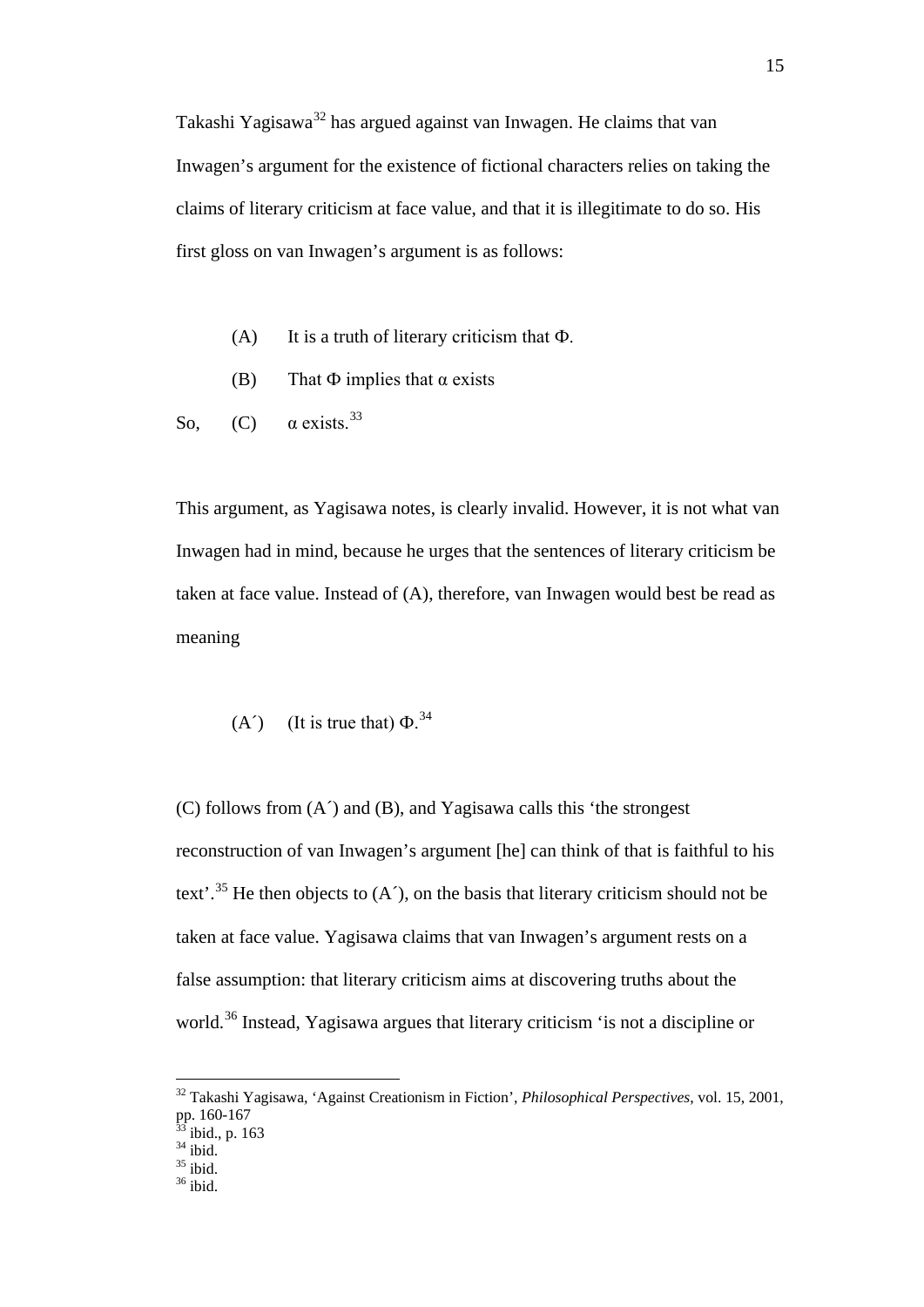Takashi Yagisawa[32] has argued against van Inwagen. He claims that van Inwagen's argument for the existence of fictional characters relies on taking the claims of literary criticism at face value, and that it is illegitimate to do so. His first gloss on van Inwagen's argument is as follows:

(A) It is a truth of literary criticism that Φ.

(B) That Φ implies that α exists

So, (C) α exists.[33]

This argument, as Yagisawa notes, is clearly invalid. However, it is not what van Inwagen had in mind, because he urges that the sentences of literary criticism be taken at face value. Instead of (A), therefore, van Inwagen would best be read as meaning

(A´) (It is true that) Φ.[34]

(C) follows from (A´) and (B), and Yagisawa calls this 'the strongest reconstruction of van Inwagen's argument [he] can think of that is faithful to his text'.[35] He then objects to (A´), on the basis that literary criticism should not be taken at face value. Yagisawa claims that van Inwagen's argument rests on a false assumption: that literary criticism aims at discovering truths about the world.[36] Instead, Yagisawa argues that literary criticism 'is not a discipline or

---

[32] Takashi Yagisawa, 'Against Creationism in Fiction', *Philosophical Perspectives*, vol. 15, 2001, pp. 160-167

[33] ibid., p. 163

[34] ibid.

[35] ibid.

[36] ibid.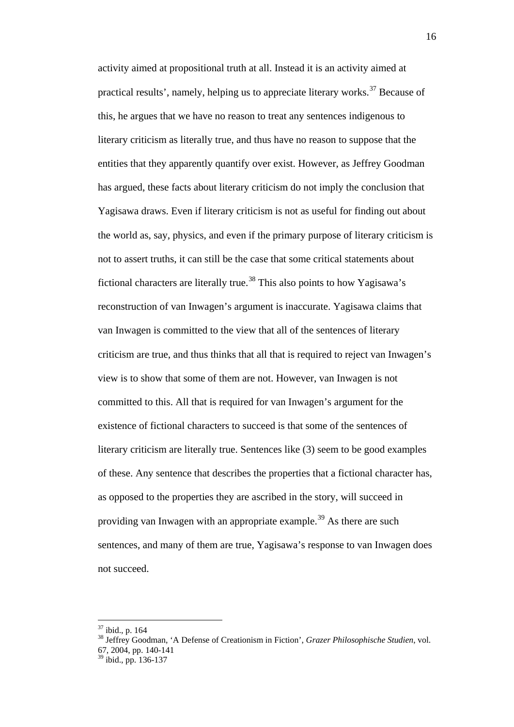activity aimed at propositional truth at all. Instead it is an activity aimed at practical results', namely, helping us to appreciate literary works.[37] Because of this, he argues that we have no reason to treat any sentences indigenous to literary criticism as literally true, and thus have no reason to suppose that the entities that they apparently quantify over exist. However, as Jeffrey Goodman has argued, these facts about literary criticism do not imply the conclusion that Yagisawa draws. Even if literary criticism is not as useful for finding out about the world as, say, physics, and even if the primary purpose of literary criticism is not to assert truths, it can still be the case that some critical statements about fictional characters are literally true.[38] This also points to how Yagisawa's reconstruction of van Inwagen's argument is inaccurate. Yagisawa claims that van Inwagen is committed to the view that all of the sentences of literary criticism are true, and thus thinks that all that is required to reject van Inwagen's view is to show that some of them are not. However, van Inwagen is not committed to this. All that is required for van Inwagen's argument for the existence of fictional characters to succeed is that some of the sentences of literary criticism are literally true. Sentences like (3) seem to be good examples of these. Any sentence that describes the properties that a fictional character has, as opposed to the properties they are ascribed in the story, will succeed in providing van Inwagen with an appropriate example.[39] As there are such sentences, and many of them are true, Yagisawa's response to van Inwagen does not succeed.

---

[37] ibid., p. 164

[38] Jeffrey Goodman, 'A Defense of Creationism in Fiction', *Grazer Philosophische Studien*, vol. 67, 2004, pp. 140-141

[39] ibid., pp. 136-137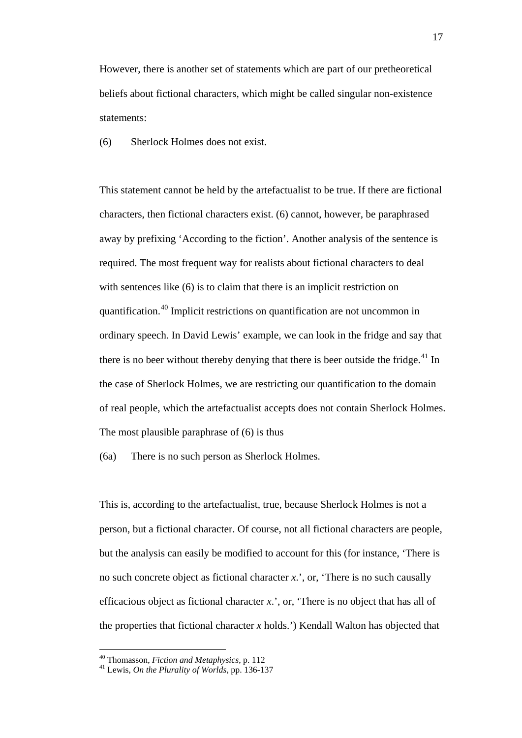However, there is another set of statements which are part of our pretheoretical beliefs about fictional characters, which might be called singular non-existence statements:

(6) Sherlock Holmes does not exist.

This statement cannot be held by the artefactualist to be true. If there are fictional characters, then fictional characters exist. (6) cannot, however, be paraphrased away by prefixing 'According to the fiction'. Another analysis of the sentence is required. The most frequent way for realists about fictional characters to deal with sentences like (6) is to claim that there is an implicit restriction on quantification.[40] Implicit restrictions on quantification are not uncommon in ordinary speech. In David Lewis' example, we can look in the fridge and say that there is no beer without thereby denying that there is beer outside the fridge.[41] In the case of Sherlock Holmes, we are restricting our quantification to the domain of real people, which the artefactualist accepts does not contain Sherlock Holmes. The most plausible paraphrase of (6) is thus

(6a) There is no such person as Sherlock Holmes.

This is, according to the artefactualist, true, because Sherlock Holmes is not a person, but a fictional character. Of course, not all fictional characters are people, but the analysis can easily be modified to account for this (for instance, 'There is no such concrete object as fictional character *x*.', or, 'There is no such causally efficacious object as fictional character *x*.', or, 'There is no object that has all of the properties that fictional character *x* holds.') Kendall Walton has objected that

---

[40] Thomasson, *Fiction and Metaphysics*, p. 112
[41] Lewis, *On the Plurality of Worlds*, pp. 136-137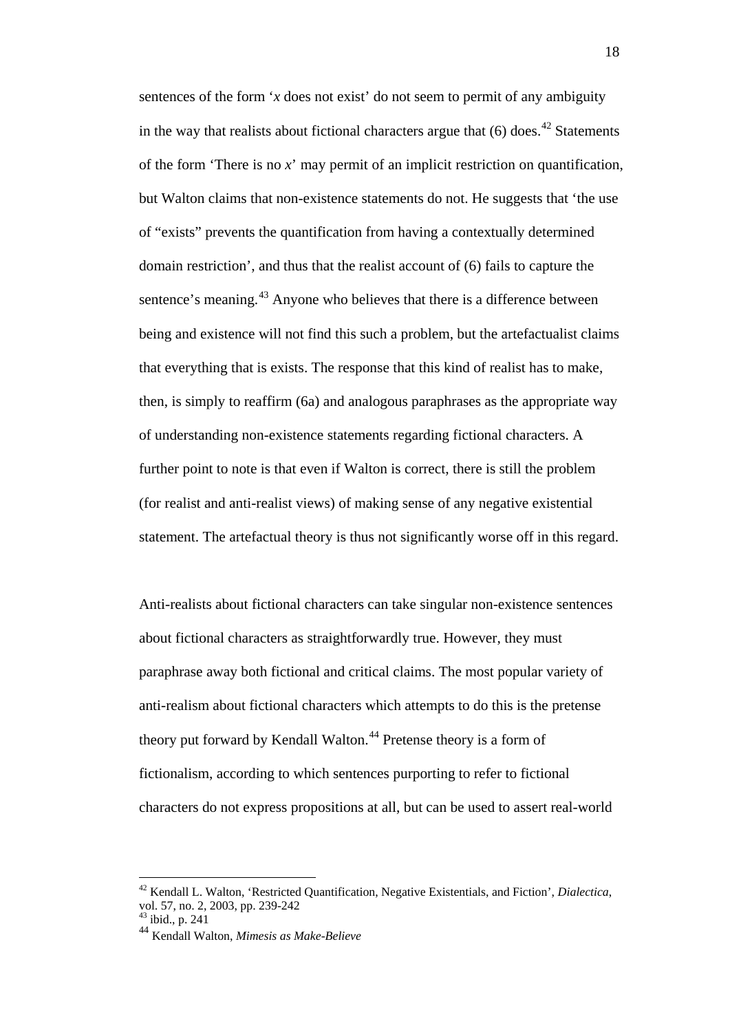sentences of the form '*x* does not exist' do not seem to permit of any ambiguity in the way that realists about fictional characters argue that (6) does.[42] Statements of the form 'There is no *x*' may permit of an implicit restriction on quantification, but Walton claims that non-existence statements do not. He suggests that 'the use of "exists" prevents the quantification from having a contextually determined domain restriction', and thus that the realist account of (6) fails to capture the sentence's meaning.[43] Anyone who believes that there is a difference between being and existence will not find this such a problem, but the artefactualist claims that everything that is exists. The response that this kind of realist has to make, then, is simply to reaffirm (6a) and analogous paraphrases as the appropriate way of understanding non-existence statements regarding fictional characters. A further point to note is that even if Walton is correct, there is still the problem (for realist and anti-realist views) of making sense of any negative existential statement. The artefactual theory is thus not significantly worse off in this regard.

Anti-realists about fictional characters can take singular non-existence sentences about fictional characters as straightforwardly true. However, they must paraphrase away both fictional and critical claims. The most popular variety of anti-realism about fictional characters which attempts to do this is the pretense theory put forward by Kendall Walton.[44] Pretense theory is a form of fictionalism, according to which sentences purporting to refer to fictional characters do not express propositions at all, but can be used to assert real-world

---

[42] Kendall L. Walton, 'Restricted Quantification, Negative Existentials, and Fiction', *Dialectica*, vol. 57, no. 2, 2003, pp. 239-242

[43] ibid., p. 241

[44] Kendall Walton, *Mimesis as Make-Believe*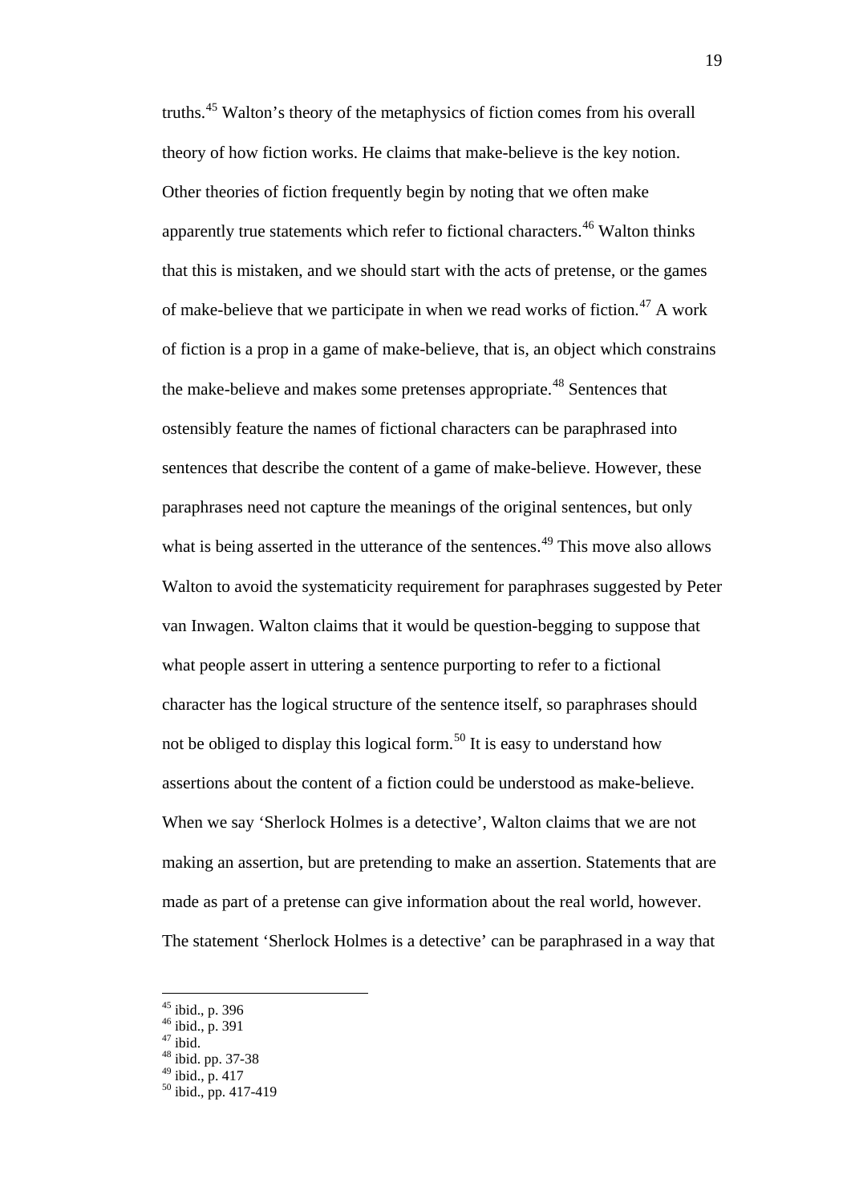truths.[45] Walton's theory of the metaphysics of fiction comes from his overall theory of how fiction works. He claims that make-believe is the key notion. Other theories of fiction frequently begin by noting that we often make apparently true statements which refer to fictional characters.[46] Walton thinks that this is mistaken, and we should start with the acts of pretense, or the games of make-believe that we participate in when we read works of fiction.[47] A work of fiction is a prop in a game of make-believe, that is, an object which constrains the make-believe and makes some pretenses appropriate.[48] Sentences that ostensibly feature the names of fictional characters can be paraphrased into sentences that describe the content of a game of make-believe. However, these paraphrases need not capture the meanings of the original sentences, but only what is being asserted in the utterance of the sentences.[49] This move also allows Walton to avoid the systematicity requirement for paraphrases suggested by Peter van Inwagen. Walton claims that it would be question-begging to suppose that what people assert in uttering a sentence purporting to refer to a fictional character has the logical structure of the sentence itself, so paraphrases should not be obliged to display this logical form.[50] It is easy to understand how assertions about the content of a fiction could be understood as make-believe. When we say 'Sherlock Holmes is a detective', Walton claims that we are not making an assertion, but are pretending to make an assertion. Statements that are made as part of a pretense can give information about the real world, however. The statement 'Sherlock Holmes is a detective' can be paraphrased in a way that

[45] ibid., p. 396
[46] ibid., p. 391
[47] ibid.
[48] ibid. pp. 37-38
[49] ibid., p. 417
[50] ibid., pp. 417-419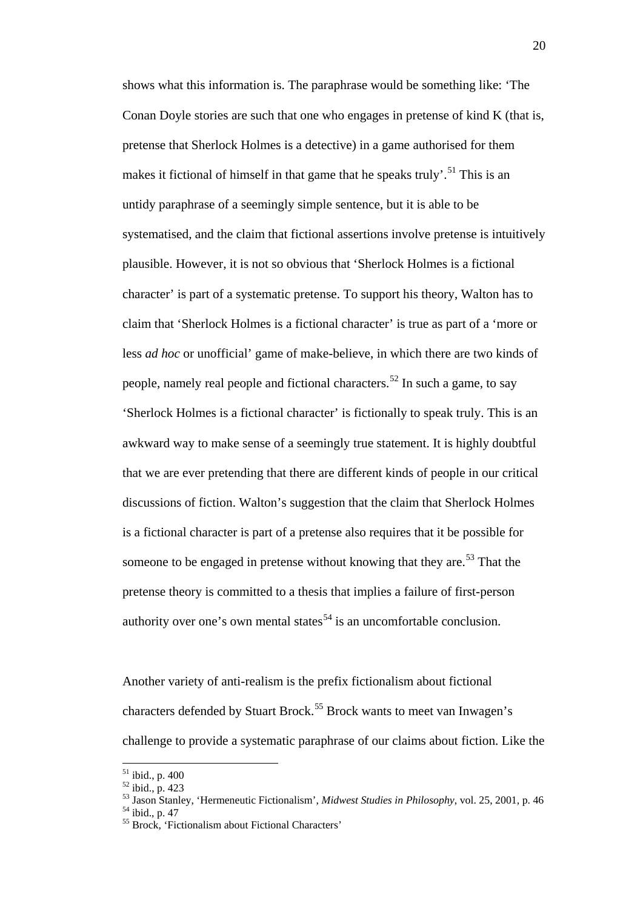shows what this information is. The paraphrase would be something like: 'The Conan Doyle stories are such that one who engages in pretense of kind K (that is, pretense that Sherlock Holmes is a detective) in a game authorised for them makes it fictional of himself in that game that he speaks truly'.[51] This is an untidy paraphrase of a seemingly simple sentence, but it is able to be systematised, and the claim that fictional assertions involve pretense is intuitively plausible. However, it is not so obvious that 'Sherlock Holmes is a fictional character' is part of a systematic pretense. To support his theory, Walton has to claim that 'Sherlock Holmes is a fictional character' is true as part of a 'more or less *ad hoc* or unofficial' game of make-believe, in which there are two kinds of people, namely real people and fictional characters.[52] In such a game, to say 'Sherlock Holmes is a fictional character' is fictionally to speak truly. This is an awkward way to make sense of a seemingly true statement. It is highly doubtful that we are ever pretending that there are different kinds of people in our critical discussions of fiction. Walton's suggestion that the claim that Sherlock Holmes is a fictional character is part of a pretense also requires that it be possible for someone to be engaged in pretense without knowing that they are.[53] That the pretense theory is committed to a thesis that implies a failure of first-person authority over one's own mental states[54] is an uncomfortable conclusion.

Another variety of anti-realism is the prefix fictionalism about fictional characters defended by Stuart Brock.[55] Brock wants to meet van Inwagen's challenge to provide a systematic paraphrase of our claims about fiction. Like the

---

[51] ibid., p. 400

[52] ibid., p. 423

[53] Jason Stanley, 'Hermeneutic Fictionalism', *Midwest Studies in Philosophy*, vol. 25, 2001, p. 46

[54] ibid., p. 47

[55] Brock, 'Fictionalism about Fictional Characters'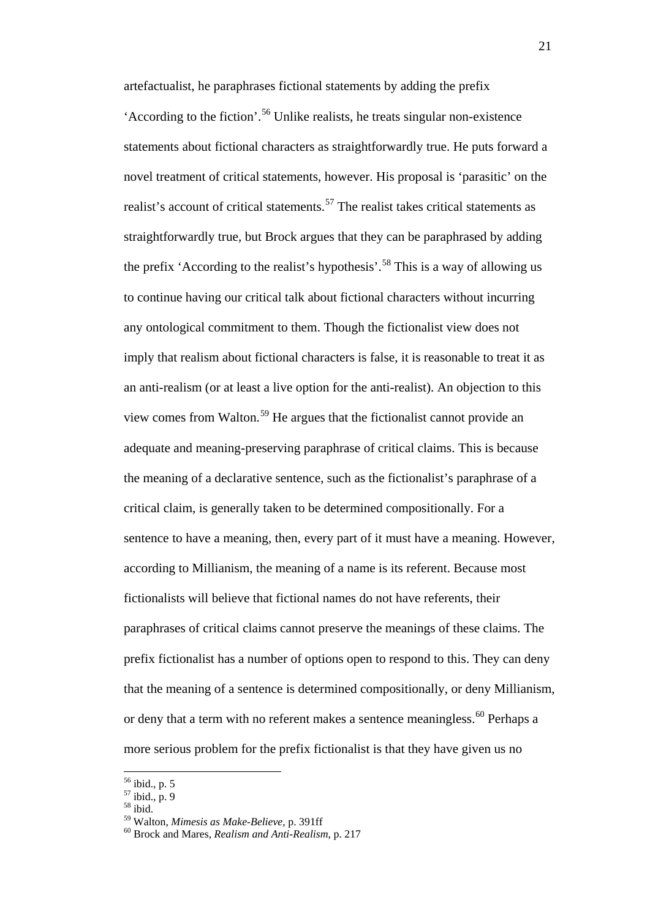artefactualist, he paraphrases fictional statements by adding the prefix 'According to the fiction'.[56] Unlike realists, he treats singular non-existence statements about fictional characters as straightforwardly true. He puts forward a novel treatment of critical statements, however. His proposal is 'parasitic' on the realist's account of critical statements.[57] The realist takes critical statements as straightforwardly true, but Brock argues that they can be paraphrased by adding the prefix 'According to the realist's hypothesis'.[58] This is a way of allowing us to continue having our critical talk about fictional characters without incurring any ontological commitment to them. Though the fictionalist view does not imply that realism about fictional characters is false, it is reasonable to treat it as an anti-realism (or at least a live option for the anti-realist). An objection to this view comes from Walton.[59] He argues that the fictionalist cannot provide an adequate and meaning-preserving paraphrase of critical claims. This is because the meaning of a declarative sentence, such as the fictionalist's paraphrase of a critical claim, is generally taken to be determined compositionally. For a sentence to have a meaning, then, every part of it must have a meaning. However, according to Millianism, the meaning of a name is its referent. Because most fictionalists will believe that fictional names do not have referents, their paraphrases of critical claims cannot preserve the meanings of these claims. The prefix fictionalist has a number of options open to respond to this. They can deny that the meaning of a sentence is determined compositionally, or deny Millianism, or deny that a term with no referent makes a sentence meaningless.[60] Perhaps a more serious problem for the prefix fictionalist is that they have given us no

---

[56] ibid., p. 5
[57] ibid., p. 9
[58] ibid.
[59] Walton, *Mimesis as Make-Believe*, p. 391ff
[60] Brock and Mares, *Realism and Anti-Realism*, p. 217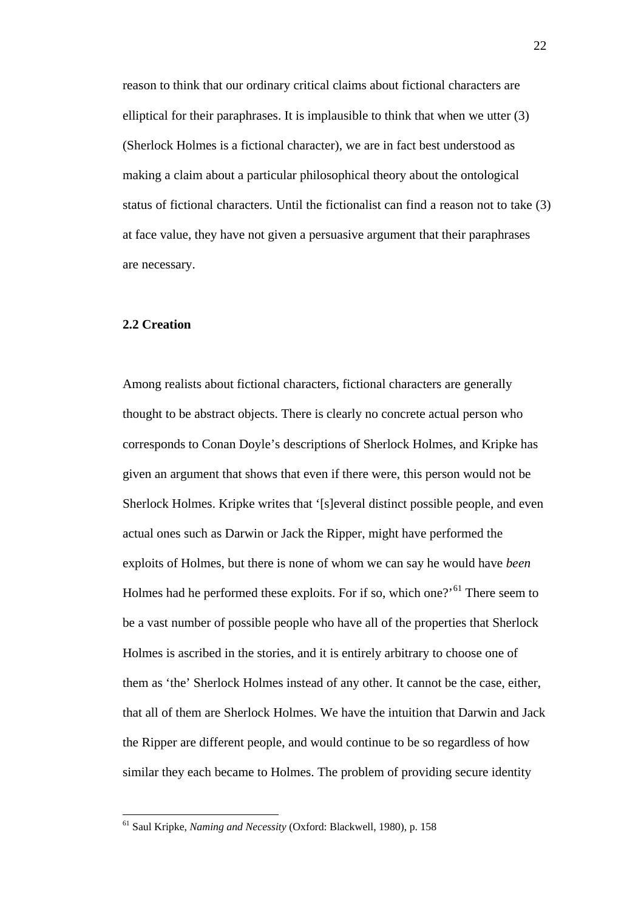reason to think that our ordinary critical claims about fictional characters are elliptical for their paraphrases. It is implausible to think that when we utter (3) (Sherlock Holmes is a fictional character), we are in fact best understood as making a claim about a particular philosophical theory about the ontological status of fictional characters. Until the fictionalist can find a reason not to take (3) at face value, they have not given a persuasive argument that their paraphrases are necessary.

### 2.2 Creation

Among realists about fictional characters, fictional characters are generally thought to be abstract objects. There is clearly no concrete actual person who corresponds to Conan Doyle's descriptions of Sherlock Holmes, and Kripke has given an argument that shows that even if there were, this person would not be Sherlock Holmes. Kripke writes that '[s]everal distinct possible people, and even actual ones such as Darwin or Jack the Ripper, might have performed the exploits of Holmes, but there is none of whom we can say he would have *been* Holmes had he performed these exploits. For if so, which one?'[61] There seem to be a vast number of possible people who have all of the properties that Sherlock Holmes is ascribed in the stories, and it is entirely arbitrary to choose one of them as 'the' Sherlock Holmes instead of any other. It cannot be the case, either, that all of them are Sherlock Holmes. We have the intuition that Darwin and Jack the Ripper are different people, and would continue to be so regardless of how similar they each became to Holmes. The problem of providing secure identity

[61] Saul Kripke, *Naming and Necessity* (Oxford: Blackwell, 1980), p. 158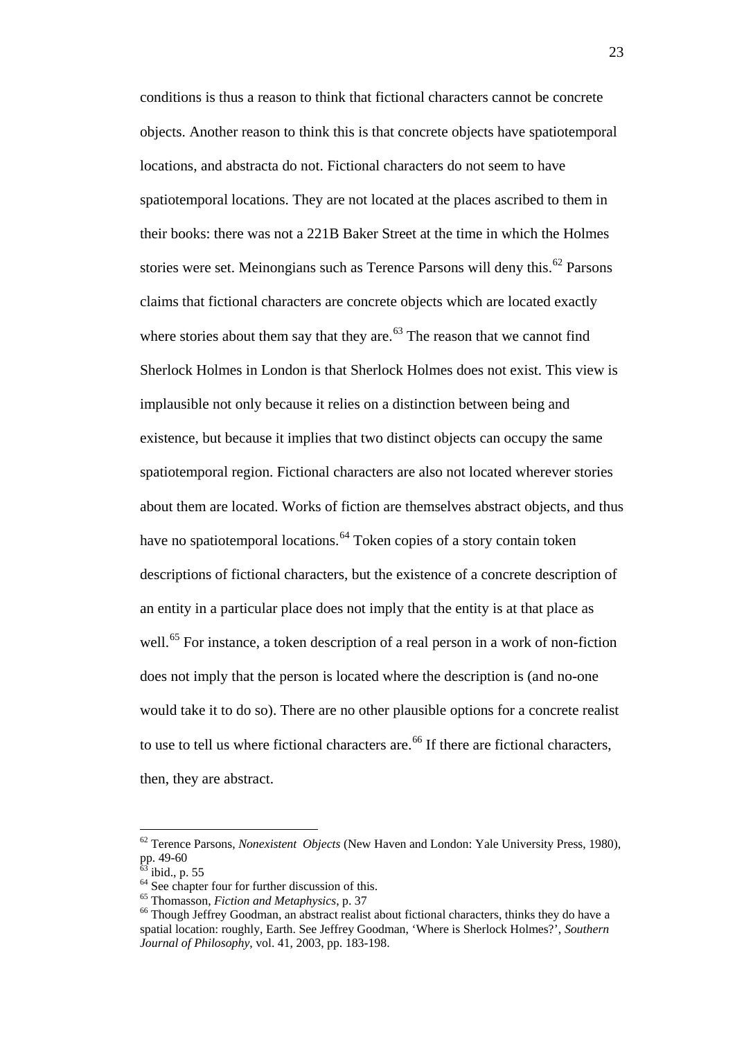conditions is thus a reason to think that fictional characters cannot be concrete objects. Another reason to think this is that concrete objects have spatiotemporal locations, and abstracta do not. Fictional characters do not seem to have spatiotemporal locations. They are not located at the places ascribed to them in their books: there was not a 221B Baker Street at the time in which the Holmes stories were set. Meinongians such as Terence Parsons will deny this.[62] Parsons claims that fictional characters are concrete objects which are located exactly where stories about them say that they are.[63] The reason that we cannot find Sherlock Holmes in London is that Sherlock Holmes does not exist. This view is implausible not only because it relies on a distinction between being and existence, but because it implies that two distinct objects can occupy the same spatiotemporal region. Fictional characters are also not located wherever stories about them are located. Works of fiction are themselves abstract objects, and thus have no spatiotemporal locations.[64] Token copies of a story contain token descriptions of fictional characters, but the existence of a concrete description of an entity in a particular place does not imply that the entity is at that place as well.[65] For instance, a token description of a real person in a work of non-fiction does not imply that the person is located where the description is (and no-one would take it to do so). There are no other plausible options for a concrete realist to use to tell us where fictional characters are.[66] If there are fictional characters, then, they are abstract.

---

[62] Terence Parsons, *Nonexistent Objects* (New Haven and London: Yale University Press, 1980), pp. 49-60

[63] ibid., p. 55

[64] See chapter four for further discussion of this.

[65] Thomasson, *Fiction and Metaphysics*, p. 37

[66] Though Jeffrey Goodman, an abstract realist about fictional characters, thinks they do have a spatial location: roughly, Earth. See Jeffrey Goodman, 'Where is Sherlock Holmes?', *Southern Journal of Philosophy*, vol. 41, 2003, pp. 183-198.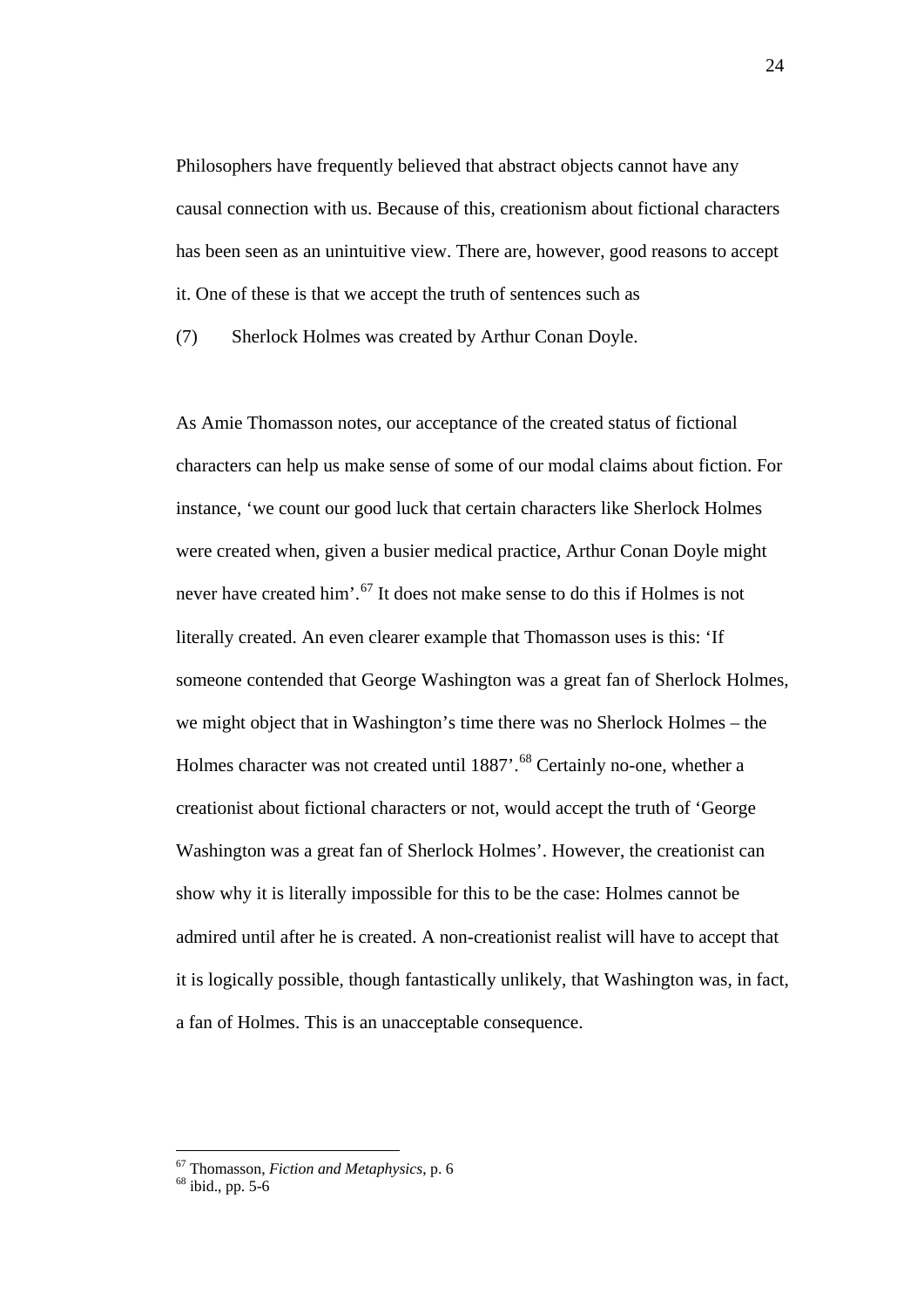Philosophers have frequently believed that abstract objects cannot have any causal connection with us. Because of this, creationism about fictional characters has been seen as an unintuitive view. There are, however, good reasons to accept it. One of these is that we accept the truth of sentences such as

(7) Sherlock Holmes was created by Arthur Conan Doyle.

As Amie Thomasson notes, our acceptance of the created status of fictional characters can help us make sense of some of our modal claims about fiction. For instance, 'we count our good luck that certain characters like Sherlock Holmes were created when, given a busier medical practice, Arthur Conan Doyle might never have created him'.[67] It does not make sense to do this if Holmes is not literally created. An even clearer example that Thomasson uses is this: 'If someone contended that George Washington was a great fan of Sherlock Holmes, we might object that in Washington's time there was no Sherlock Holmes – the Holmes character was not created until 1887'.[68] Certainly no-one, whether a creationist about fictional characters or not, would accept the truth of 'George Washington was a great fan of Sherlock Holmes'. However, the creationist can show why it is literally impossible for this to be the case: Holmes cannot be admired until after he is created. A non-creationist realist will have to accept that it is logically possible, though fantastically unlikely, that Washington was, in fact, a fan of Holmes. This is an unacceptable consequence.

---

[67] Thomasson, *Fiction and Metaphysics*, p. 6

[68] ibid., pp. 5-6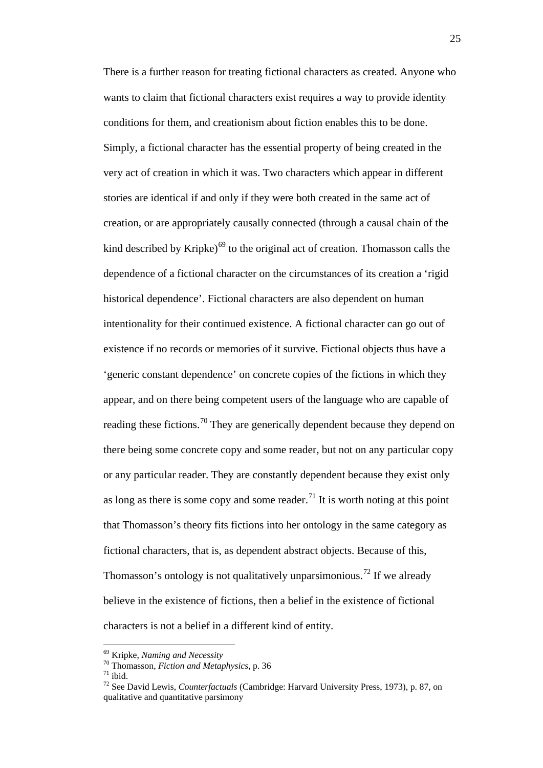There is a further reason for treating fictional characters as created. Anyone who wants to claim that fictional characters exist requires a way to provide identity conditions for them, and creationism about fiction enables this to be done. Simply, a fictional character has the essential property of being created in the very act of creation in which it was. Two characters which appear in different stories are identical if and only if they were both created in the same act of creation, or are appropriately causally connected (through a causal chain of the kind described by Kripke)[69] to the original act of creation. Thomasson calls the dependence of a fictional character on the circumstances of its creation a 'rigid historical dependence'. Fictional characters are also dependent on human intentionality for their continued existence. A fictional character can go out of existence if no records or memories of it survive. Fictional objects thus have a 'generic constant dependence' on concrete copies of the fictions in which they appear, and on there being competent users of the language who are capable of reading these fictions.[70] They are generically dependent because they depend on there being some concrete copy and some reader, but not on any particular copy or any particular reader. They are constantly dependent because they exist only as long as there is some copy and some reader.[71] It is worth noting at this point that Thomasson's theory fits fictions into her ontology in the same category as fictional characters, that is, as dependent abstract objects. Because of this, Thomasson's ontology is not qualitatively unparsimonious.[72] If we already believe in the existence of fictions, then a belief in the existence of fictional characters is not a belief in a different kind of entity.

---

[69] Kripke, *Naming and Necessity*

[70] Thomasson, *Fiction and Metaphysics*, p. 36

[71] ibid.

[72] See David Lewis, *Counterfactuals* (Cambridge: Harvard University Press, 1973), p. 87, on qualitative and quantitative parsimony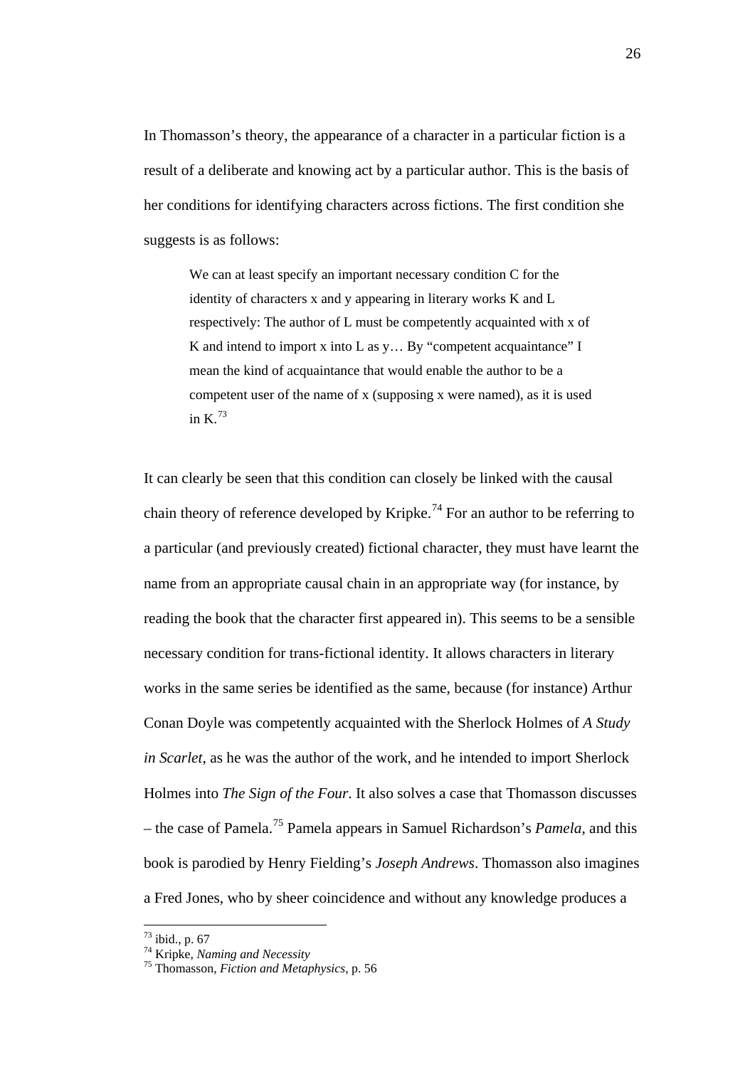In Thomasson's theory, the appearance of a character in a particular fiction is a result of a deliberate and knowing act by a particular author. This is the basis of her conditions for identifying characters across fictions. The first condition she suggests is as follows:

> We can at least specify an important necessary condition C for the identity of characters x and y appearing in literary works K and L respectively: The author of L must be competently acquainted with x of K and intend to import x into L as y… By "competent acquaintance" I mean the kind of acquaintance that would enable the author to be a competent user of the name of x (supposing x were named), as it is used in K.[73]

It can clearly be seen that this condition can closely be linked with the causal chain theory of reference developed by Kripke.[74] For an author to be referring to a particular (and previously created) fictional character, they must have learnt the name from an appropriate causal chain in an appropriate way (for instance, by reading the book that the character first appeared in). This seems to be a sensible necessary condition for trans-fictional identity. It allows characters in literary works in the same series be identified as the same, because (for instance) Arthur Conan Doyle was competently acquainted with the Sherlock Holmes of *A Study in Scarlet*, as he was the author of the work, and he intended to import Sherlock Holmes into *The Sign of the Four*. It also solves a case that Thomasson discusses – the case of Pamela.[75] Pamela appears in Samuel Richardson's *Pamela*, and this book is parodied by Henry Fielding's *Joseph Andrews*. Thomasson also imagines a Fred Jones, who by sheer coincidence and without any knowledge produces a

---

[73] ibid., p. 67
[74] Kripke, *Naming and Necessity*
[75] Thomasson, *Fiction and Metaphysics*, p. 56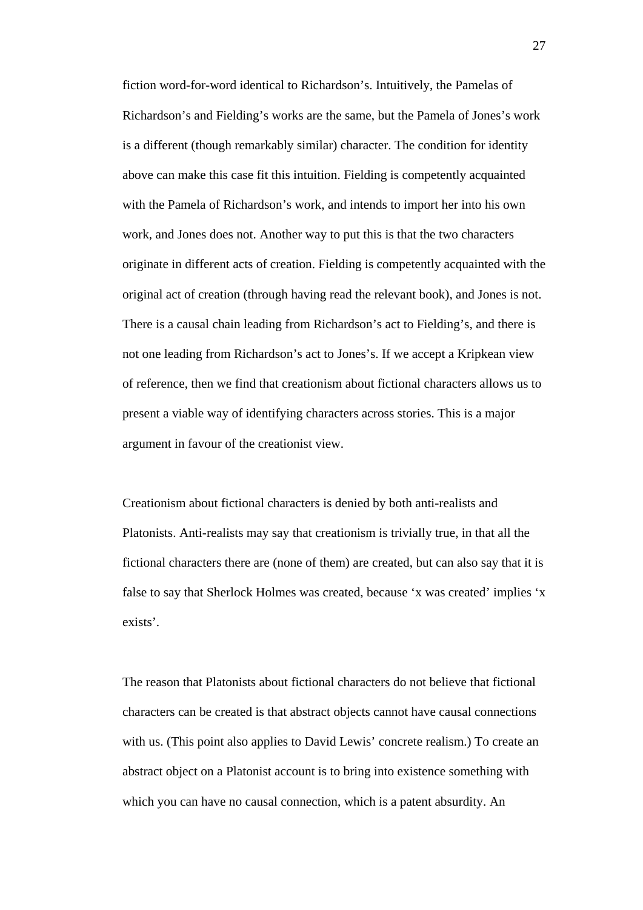fiction word-for-word identical to Richardson's. Intuitively, the Pamelas of Richardson's and Fielding's works are the same, but the Pamela of Jones's work is a different (though remarkably similar) character. The condition for identity above can make this case fit this intuition. Fielding is competently acquainted with the Pamela of Richardson's work, and intends to import her into his own work, and Jones does not. Another way to put this is that the two characters originate in different acts of creation. Fielding is competently acquainted with the original act of creation (through having read the relevant book), and Jones is not. There is a causal chain leading from Richardson's act to Fielding's, and there is not one leading from Richardson's act to Jones's. If we accept a Kripkean view of reference, then we find that creationism about fictional characters allows us to present a viable way of identifying characters across stories. This is a major argument in favour of the creationist view.

Creationism about fictional characters is denied by both anti-realists and Platonists. Anti-realists may say that creationism is trivially true, in that all the fictional characters there are (none of them) are created, but can also say that it is false to say that Sherlock Holmes was created, because 'x was created' implies 'x exists'.

The reason that Platonists about fictional characters do not believe that fictional characters can be created is that abstract objects cannot have causal connections with us. (This point also applies to David Lewis' concrete realism.) To create an abstract object on a Platonist account is to bring into existence something with which you can have no causal connection, which is a patent absurdity. An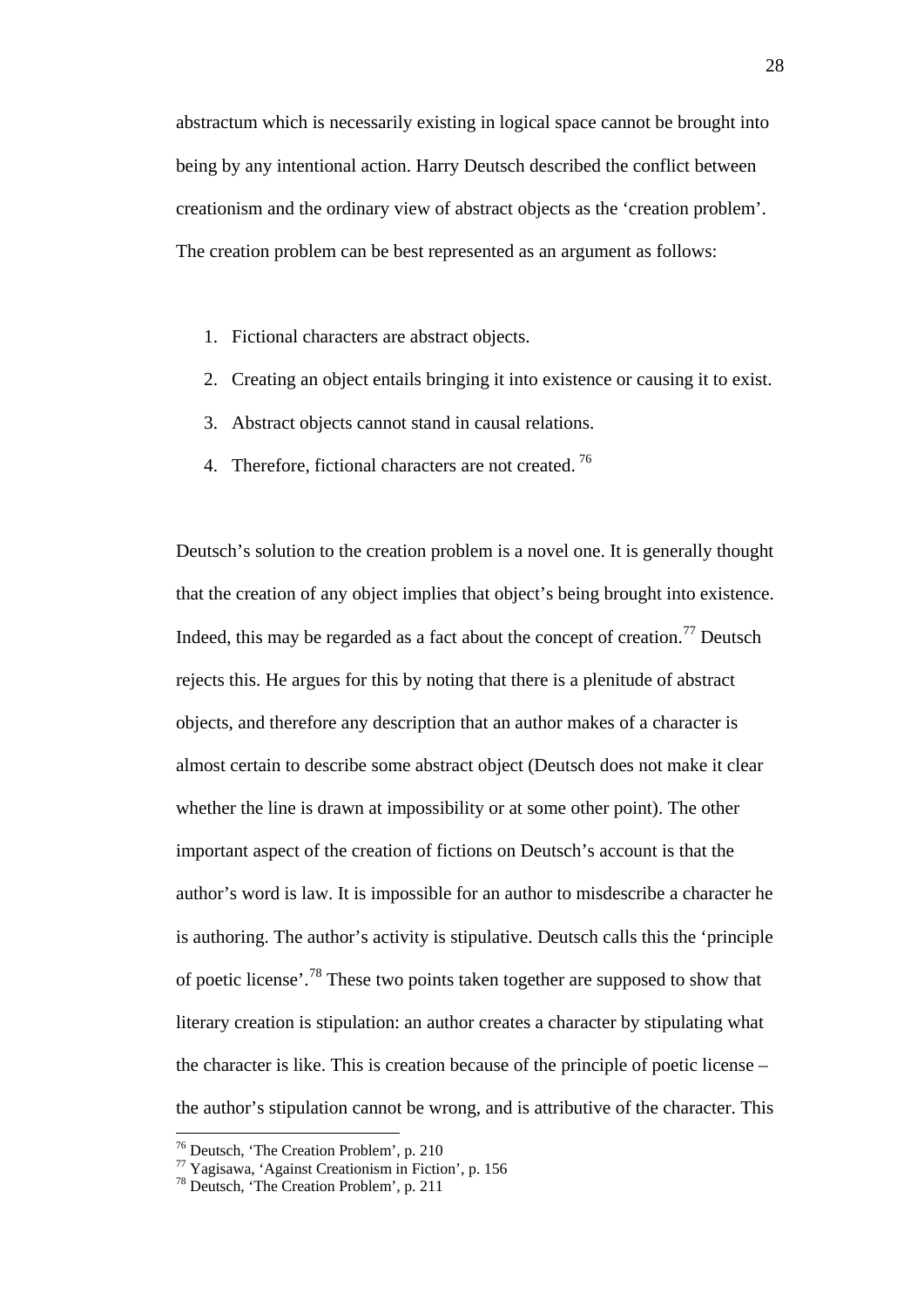abstractum which is necessarily existing in logical space cannot be brought into being by any intentional action. Harry Deutsch described the conflict between creationism and the ordinary view of abstract objects as the 'creation problem'. The creation problem can be best represented as an argument as follows:

1. Fictional characters are abstract objects.
2. Creating an object entails bringing it into existence or causing it to exist.
3. Abstract objects cannot stand in causal relations.
4. Therefore, fictional characters are not created. [76]

Deutsch's solution to the creation problem is a novel one. It is generally thought that the creation of any object implies that object's being brought into existence. Indeed, this may be regarded as a fact about the concept of creation.[77] Deutsch rejects this. He argues for this by noting that there is a plenitude of abstract objects, and therefore any description that an author makes of a character is almost certain to describe some abstract object (Deutsch does not make it clear whether the line is drawn at impossibility or at some other point). The other important aspect of the creation of fictions on Deutsch's account is that the author's word is law. It is impossible for an author to misdescribe a character he is authoring. The author's activity is stipulative. Deutsch calls this the 'principle of poetic license'.[78] These two points taken together are supposed to show that literary creation is stipulation: an author creates a character by stipulating what the character is like. This is creation because of the principle of poetic license – the author's stipulation cannot be wrong, and is attributive of the character. This

---

[76] Deutsch, 'The Creation Problem', p. 210

[77] Yagisawa, 'Against Creationism in Fiction', p. 156

[78] Deutsch, 'The Creation Problem', p. 211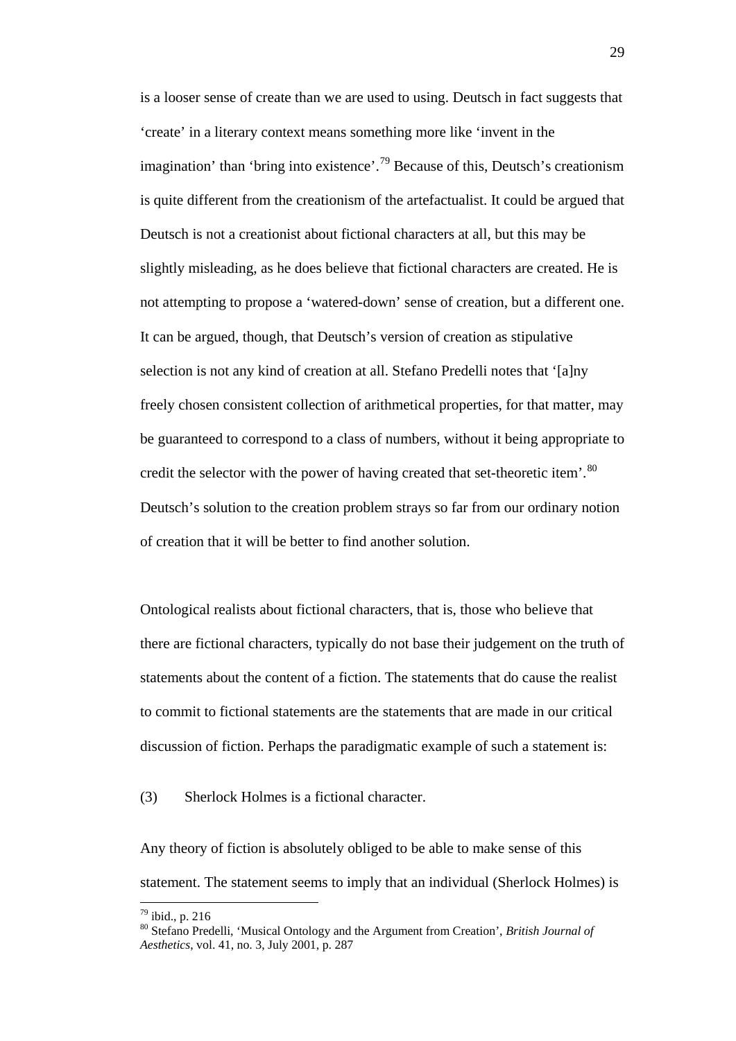is a looser sense of create than we are used to using. Deutsch in fact suggests that 'create' in a literary context means something more like 'invent in the imagination' than 'bring into existence'.[79] Because of this, Deutsch's creationism is quite different from the creationism of the artefactualist. It could be argued that Deutsch is not a creationist about fictional characters at all, but this may be slightly misleading, as he does believe that fictional characters are created. He is not attempting to propose a 'watered-down' sense of creation, but a different one. It can be argued, though, that Deutsch's version of creation as stipulative selection is not any kind of creation at all. Stefano Predelli notes that '[a]ny freely chosen consistent collection of arithmetical properties, for that matter, may be guaranteed to correspond to a class of numbers, without it being appropriate to credit the selector with the power of having created that set-theoretic item'.[80] Deutsch's solution to the creation problem strays so far from our ordinary notion of creation that it will be better to find another solution.

Ontological realists about fictional characters, that is, those who believe that there are fictional characters, typically do not base their judgement on the truth of statements about the content of a fiction. The statements that do cause the realist to commit to fictional statements are the statements that are made in our critical discussion of fiction. Perhaps the paradigmatic example of such a statement is:

(3) Sherlock Holmes is a fictional character.

Any theory of fiction is absolutely obliged to be able to make sense of this statement. The statement seems to imply that an individual (Sherlock Holmes) is

[79] ibid., p. 216

[80] Stefano Predelli, 'Musical Ontology and the Argument from Creation', *British Journal of Aesthetics*, vol. 41, no. 3, July 2001, p. 287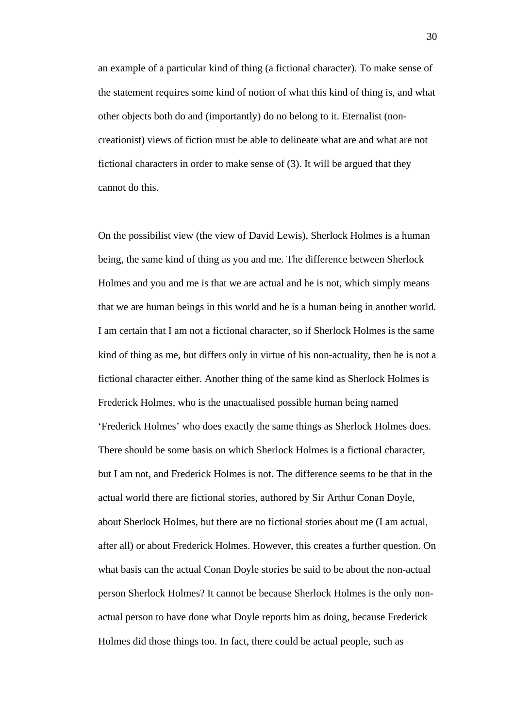an example of a particular kind of thing (a fictional character). To make sense of the statement requires some kind of notion of what this kind of thing is, and what other objects both do and (importantly) do no belong to it. Eternalist (non-creationist) views of fiction must be able to delineate what are and what are not fictional characters in order to make sense of (3). It will be argued that they cannot do this.

On the possibilist view (the view of David Lewis), Sherlock Holmes is a human being, the same kind of thing as you and me. The difference between Sherlock Holmes and you and me is that we are actual and he is not, which simply means that we are human beings in this world and he is a human being in another world. I am certain that I am not a fictional character, so if Sherlock Holmes is the same kind of thing as me, but differs only in virtue of his non-actuality, then he is not a fictional character either. Another thing of the same kind as Sherlock Holmes is Frederick Holmes, who is the unactualised possible human being named 'Frederick Holmes' who does exactly the same things as Sherlock Holmes does. There should be some basis on which Sherlock Holmes is a fictional character, but I am not, and Frederick Holmes is not. The difference seems to be that in the actual world there are fictional stories, authored by Sir Arthur Conan Doyle, about Sherlock Holmes, but there are no fictional stories about me (I am actual, after all) or about Frederick Holmes. However, this creates a further question. On what basis can the actual Conan Doyle stories be said to be about the non-actual person Sherlock Holmes? It cannot be because Sherlock Holmes is the only non-actual person to have done what Doyle reports him as doing, because Frederick Holmes did those things too. In fact, there could be actual people, such as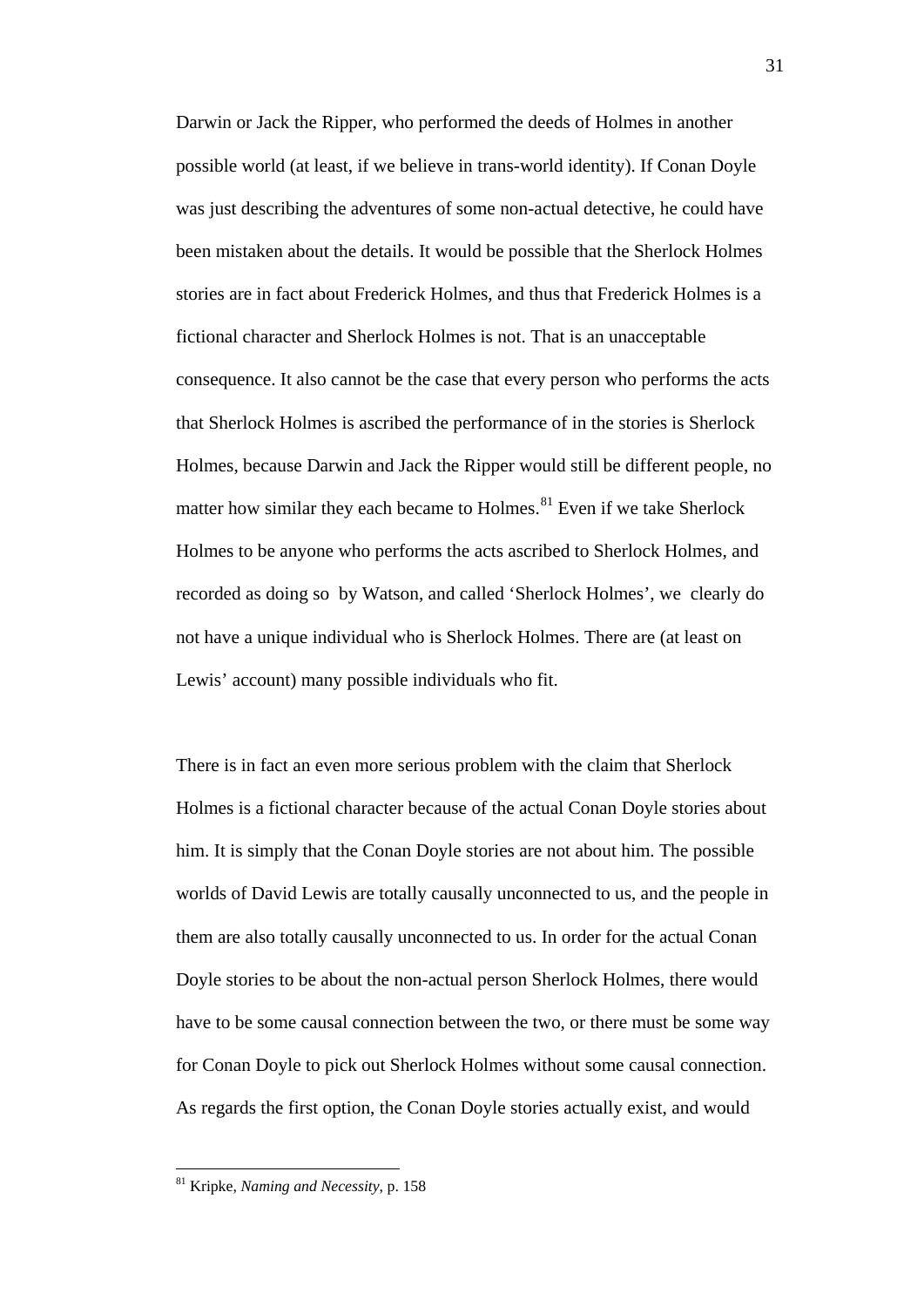Darwin or Jack the Ripper, who performed the deeds of Holmes in another possible world (at least, if we believe in trans-world identity). If Conan Doyle was just describing the adventures of some non-actual detective, he could have been mistaken about the details. It would be possible that the Sherlock Holmes stories are in fact about Frederick Holmes, and thus that Frederick Holmes is a fictional character and Sherlock Holmes is not. That is an unacceptable consequence. It also cannot be the case that every person who performs the acts that Sherlock Holmes is ascribed the performance of in the stories is Sherlock Holmes, because Darwin and Jack the Ripper would still be different people, no matter how similar they each became to Holmes.[81] Even if we take Sherlock Holmes to be anyone who performs the acts ascribed to Sherlock Holmes, and recorded as doing so by Watson, and called 'Sherlock Holmes', we clearly do not have a unique individual who is Sherlock Holmes. There are (at least on Lewis' account) many possible individuals who fit.

There is in fact an even more serious problem with the claim that Sherlock Holmes is a fictional character because of the actual Conan Doyle stories about him. It is simply that the Conan Doyle stories are not about him. The possible worlds of David Lewis are totally causally unconnected to us, and the people in them are also totally causally unconnected to us. In order for the actual Conan Doyle stories to be about the non-actual person Sherlock Holmes, there would have to be some causal connection between the two, or there must be some way for Conan Doyle to pick out Sherlock Holmes without some causal connection. As regards the first option, the Conan Doyle stories actually exist, and would

---

[81] Kripke, *Naming and Necessity*, p. 158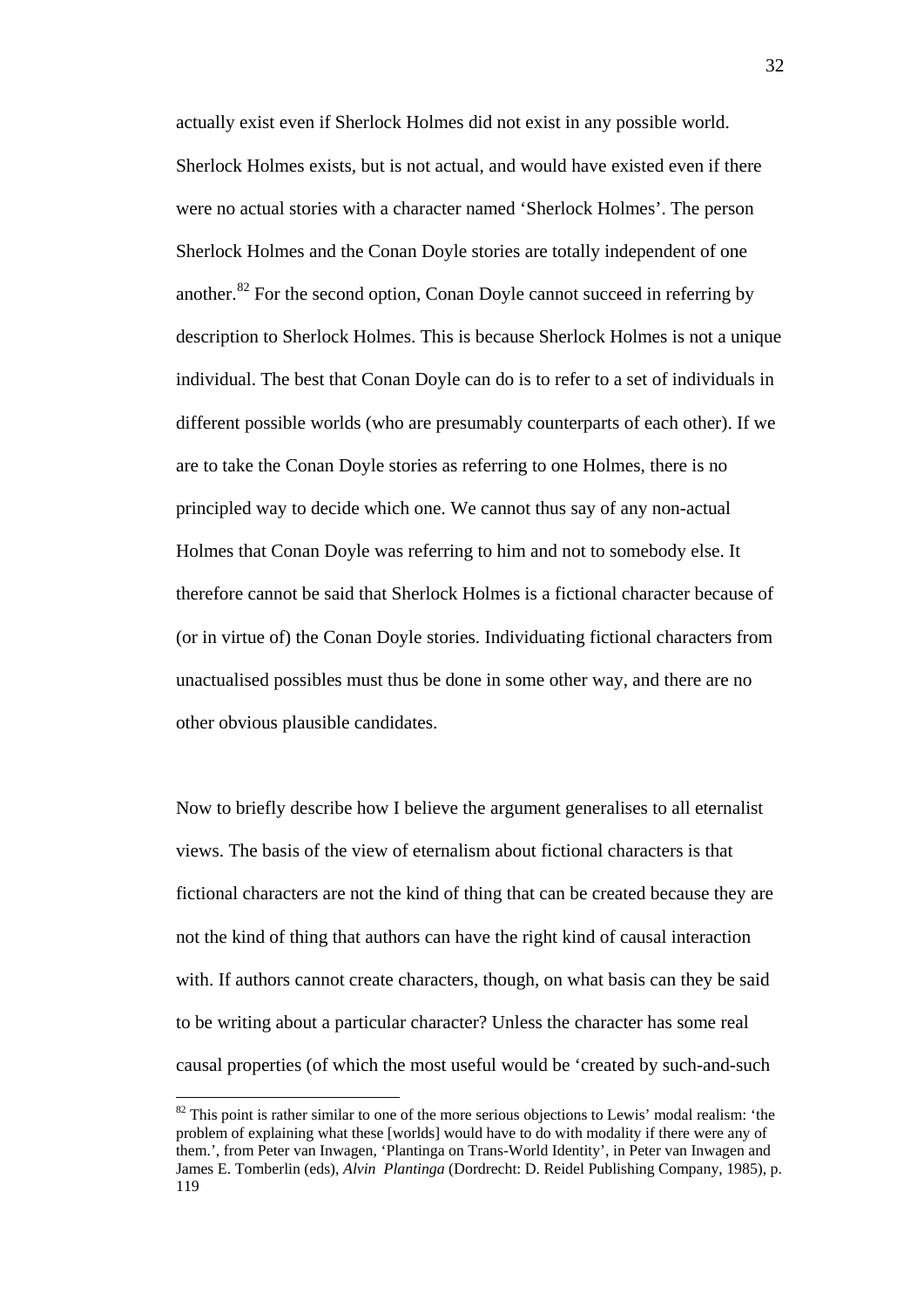actually exist even if Sherlock Holmes did not exist in any possible world. Sherlock Holmes exists, but is not actual, and would have existed even if there were no actual stories with a character named 'Sherlock Holmes'. The person Sherlock Holmes and the Conan Doyle stories are totally independent of one another.[82] For the second option, Conan Doyle cannot succeed in referring by description to Sherlock Holmes. This is because Sherlock Holmes is not a unique individual. The best that Conan Doyle can do is to refer to a set of individuals in different possible worlds (who are presumably counterparts of each other). If we are to take the Conan Doyle stories as referring to one Holmes, there is no principled way to decide which one. We cannot thus say of any non-actual Holmes that Conan Doyle was referring to him and not to somebody else. It therefore cannot be said that Sherlock Holmes is a fictional character because of (or in virtue of) the Conan Doyle stories. Individuating fictional characters from unactualised possibles must thus be done in some other way, and there are no other obvious plausible candidates.

Now to briefly describe how I believe the argument generalises to all eternalist views. The basis of the view of eternalism about fictional characters is that fictional characters are not the kind of thing that can be created because they are not the kind of thing that authors can have the right kind of causal interaction with. If authors cannot create characters, though, on what basis can they be said to be writing about a particular character? Unless the character has some real causal properties (of which the most useful would be 'created by such-and-such

[82] This point is rather similar to one of the more serious objections to Lewis' modal realism: 'the problem of explaining what these [worlds] would have to do with modality if there were any of them.', from Peter van Inwagen, 'Plantinga on Trans-World Identity', in Peter van Inwagen and James E. Tomberlin (eds), *Alvin Plantinga* (Dordrecht: D. Reidel Publishing Company, 1985), p. 119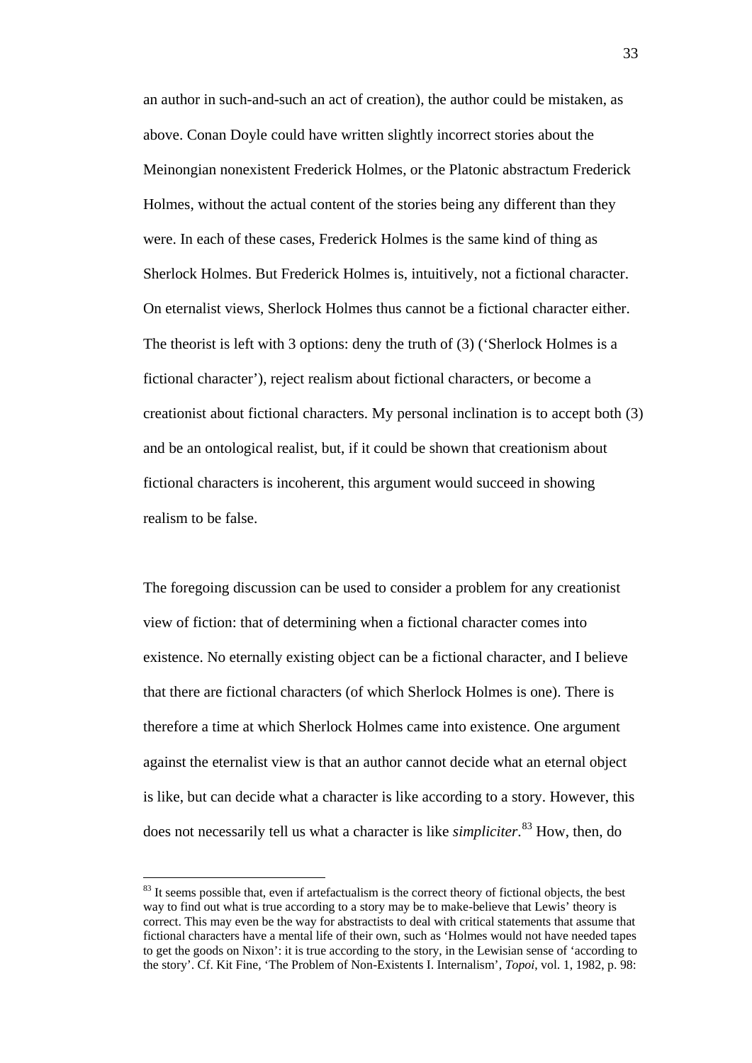an author in such-and-such an act of creation), the author could be mistaken, as above. Conan Doyle could have written slightly incorrect stories about the Meinongian nonexistent Frederick Holmes, or the Platonic abstractum Frederick Holmes, without the actual content of the stories being any different than they were. In each of these cases, Frederick Holmes is the same kind of thing as Sherlock Holmes. But Frederick Holmes is, intuitively, not a fictional character. On eternalist views, Sherlock Holmes thus cannot be a fictional character either. The theorist is left with 3 options: deny the truth of (3) ('Sherlock Holmes is a fictional character'), reject realism about fictional characters, or become a creationist about fictional characters. My personal inclination is to accept both (3) and be an ontological realist, but, if it could be shown that creationism about fictional characters is incoherent, this argument would succeed in showing realism to be false.

The foregoing discussion can be used to consider a problem for any creationist view of fiction: that of determining when a fictional character comes into existence. No eternally existing object can be a fictional character, and I believe that there are fictional characters (of which Sherlock Holmes is one). There is therefore a time at which Sherlock Holmes came into existence. One argument against the eternalist view is that an author cannot decide what an eternal object is like, but can decide what a character is like according to a story. However, this does not necessarily tell us what a character is like *simpliciter*.[83] How, then, do

[83] It seems possible that, even if artefactualism is the correct theory of fictional objects, the best way to find out what is true according to a story may be to make-believe that Lewis' theory is correct. This may even be the way for abstractists to deal with critical statements that assume that fictional characters have a mental life of their own, such as 'Holmes would not have needed tapes to get the goods on Nixon': it is true according to the story, in the Lewisian sense of 'according to the story'. Cf. Kit Fine, 'The Problem of Non-Existents I. Internalism', *Topoi*, vol. 1, 1982, p. 98: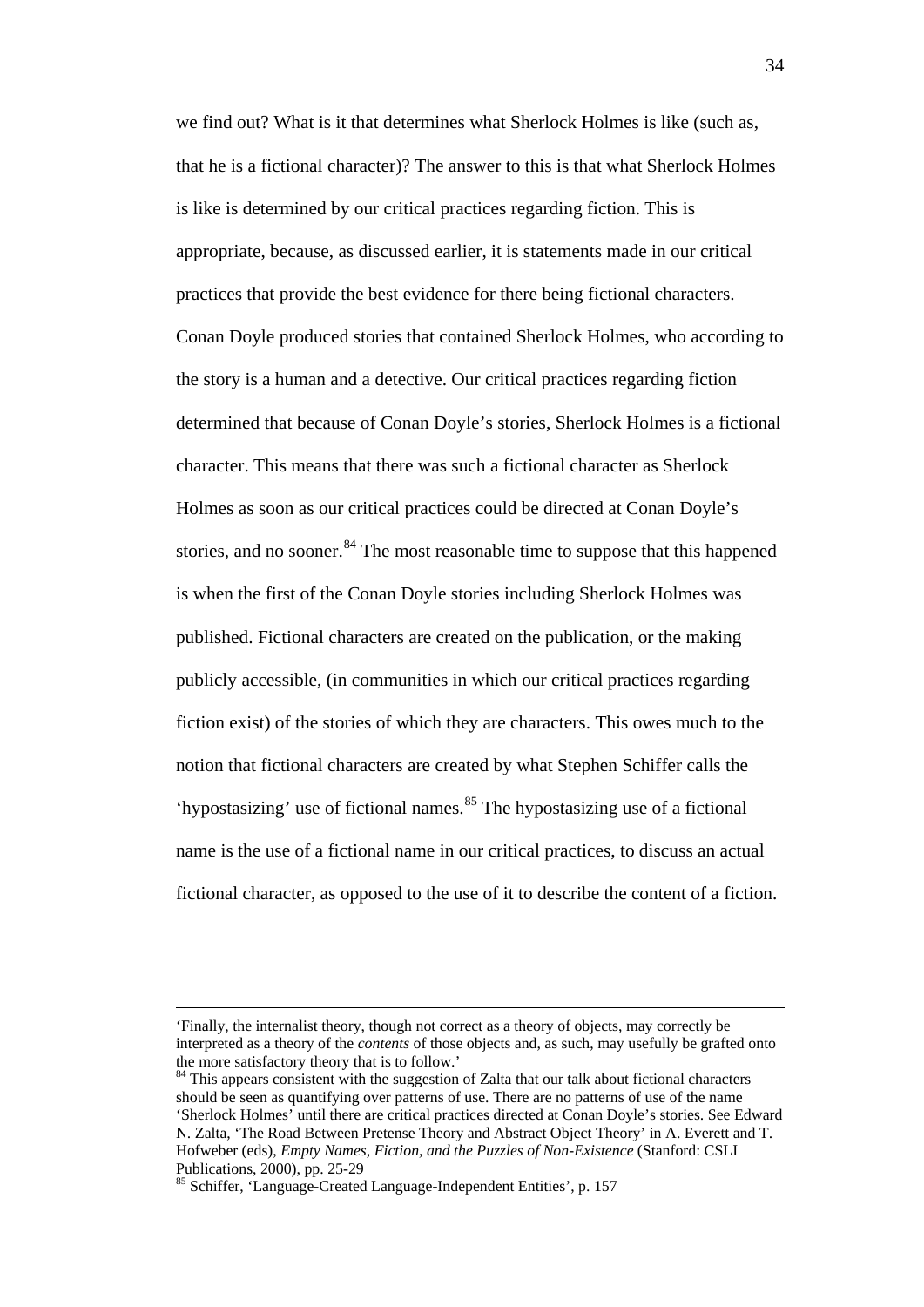we find out? What is it that determines what Sherlock Holmes is like (such as, that he is a fictional character)? The answer to this is that what Sherlock Holmes is like is determined by our critical practices regarding fiction. This is appropriate, because, as discussed earlier, it is statements made in our critical practices that provide the best evidence for there being fictional characters. Conan Doyle produced stories that contained Sherlock Holmes, who according to the story is a human and a detective. Our critical practices regarding fiction determined that because of Conan Doyle's stories, Sherlock Holmes is a fictional character. This means that there was such a fictional character as Sherlock Holmes as soon as our critical practices could be directed at Conan Doyle's stories, and no sooner.[84] The most reasonable time to suppose that this happened is when the first of the Conan Doyle stories including Sherlock Holmes was published. Fictional characters are created on the publication, or the making publicly accessible, (in communities in which our critical practices regarding fiction exist) of the stories of which they are characters. This owes much to the notion that fictional characters are created by what Stephen Schiffer calls the 'hypostasizing' use of fictional names.[85] The hypostasizing use of a fictional name is the use of a fictional name in our critical practices, to discuss an actual fictional character, as opposed to the use of it to describe the content of a fiction.

---

'Finally, the internalist theory, though not correct as a theory of objects, may correctly be interpreted as a theory of the *contents* of those objects and, as such, may usefully be grafted onto the more satisfactory theory that is to follow.'

[84] This appears consistent with the suggestion of Zalta that our talk about fictional characters should be seen as quantifying over patterns of use. There are no patterns of use of the name 'Sherlock Holmes' until there are critical practices directed at Conan Doyle's stories. See Edward N. Zalta, 'The Road Between Pretense Theory and Abstract Object Theory' in A. Everett and T. Hofweber (eds), *Empty Names, Fiction, and the Puzzles of Non-Existence* (Stanford: CSLI Publications, 2000), pp. 25-29

[85] Schiffer, 'Language-Created Language-Independent Entities', p. 157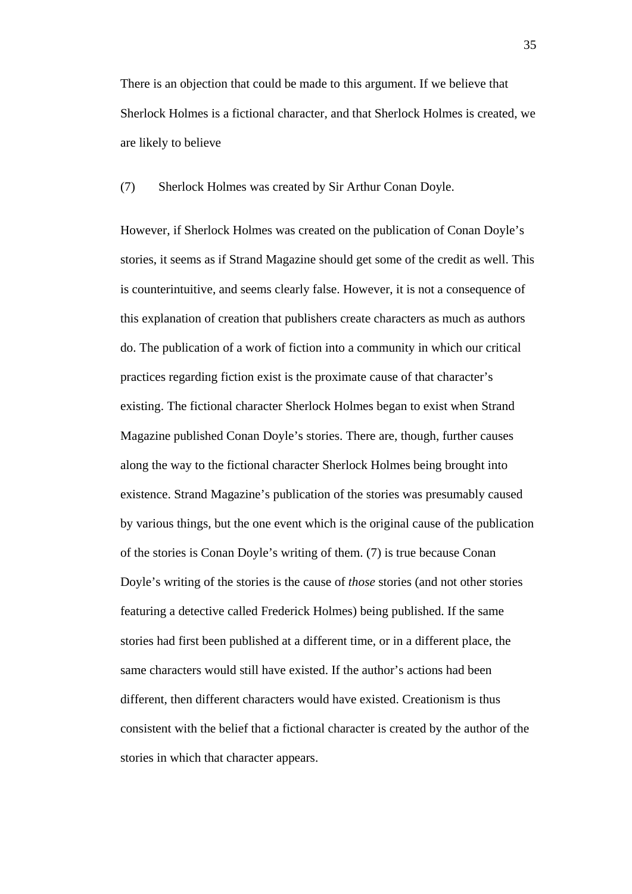There is an objection that could be made to this argument. If we believe that Sherlock Holmes is a fictional character, and that Sherlock Holmes is created, we are likely to believe

(7) Sherlock Holmes was created by Sir Arthur Conan Doyle.

However, if Sherlock Holmes was created on the publication of Conan Doyle's stories, it seems as if Strand Magazine should get some of the credit as well. This is counterintuitive, and seems clearly false. However, it is not a consequence of this explanation of creation that publishers create characters as much as authors do. The publication of a work of fiction into a community in which our critical practices regarding fiction exist is the proximate cause of that character's existing. The fictional character Sherlock Holmes began to exist when Strand Magazine published Conan Doyle's stories. There are, though, further causes along the way to the fictional character Sherlock Holmes being brought into existence. Strand Magazine's publication of the stories was presumably caused by various things, but the one event which is the original cause of the publication of the stories is Conan Doyle's writing of them. (7) is true because Conan Doyle's writing of the stories is the cause of *those* stories (and not other stories featuring a detective called Frederick Holmes) being published. If the same stories had first been published at a different time, or in a different place, the same characters would still have existed. If the author's actions had been different, then different characters would have existed. Creationism is thus consistent with the belief that a fictional character is created by the author of the stories in which that character appears.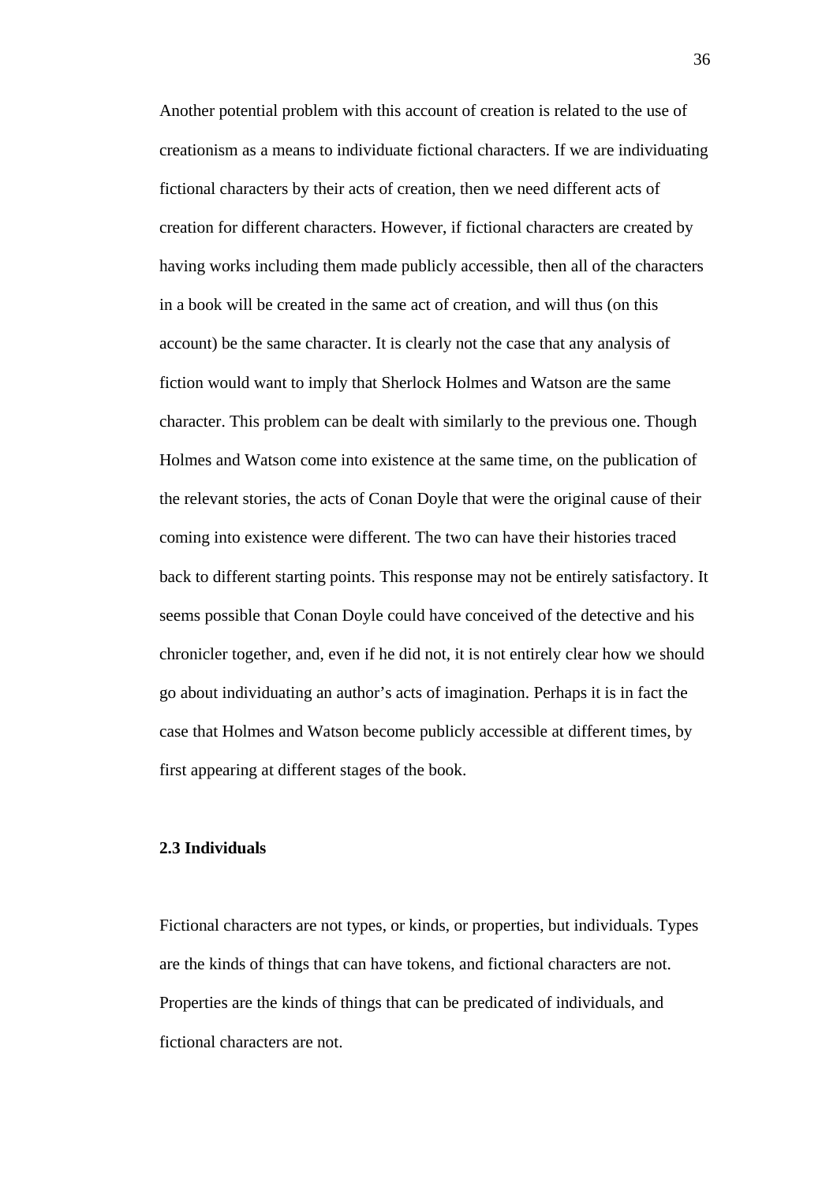Another potential problem with this account of creation is related to the use of creationism as a means to individuate fictional characters. If we are individuating fictional characters by their acts of creation, then we need different acts of creation for different characters. However, if fictional characters are created by having works including them made publicly accessible, then all of the characters in a book will be created in the same act of creation, and will thus (on this account) be the same character. It is clearly not the case that any analysis of fiction would want to imply that Sherlock Holmes and Watson are the same character. This problem can be dealt with similarly to the previous one. Though Holmes and Watson come into existence at the same time, on the publication of the relevant stories, the acts of Conan Doyle that were the original cause of their coming into existence were different. The two can have their histories traced back to different starting points. This response may not be entirely satisfactory. It seems possible that Conan Doyle could have conceived of the detective and his chronicler together, and, even if he did not, it is not entirely clear how we should go about individuating an author's acts of imagination. Perhaps it is in fact the case that Holmes and Watson become publicly accessible at different times, by first appearing at different stages of the book.

### 2.3 Individuals

Fictional characters are not types, or kinds, or properties, but individuals. Types are the kinds of things that can have tokens, and fictional characters are not. Properties are the kinds of things that can be predicated of individuals, and fictional characters are not.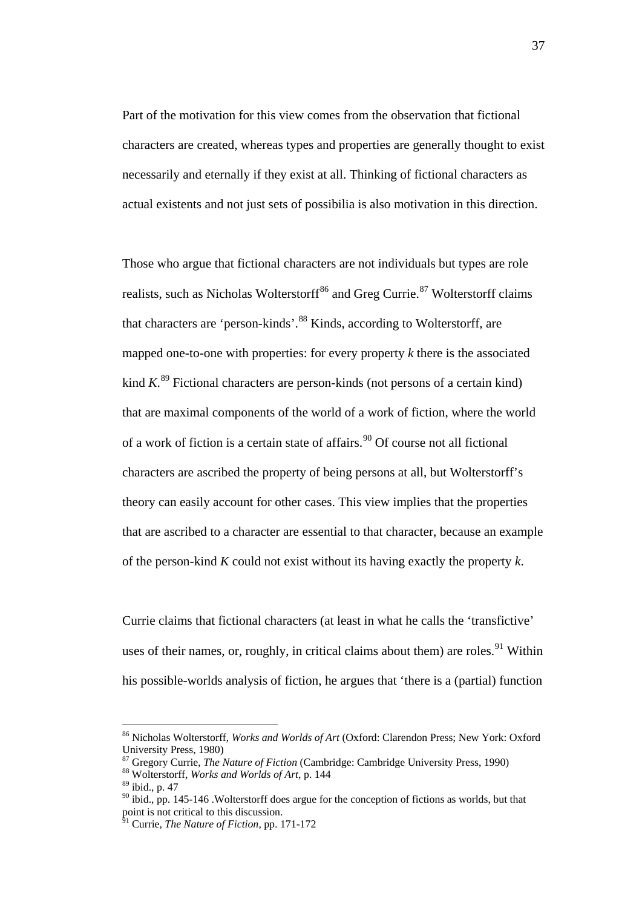Part of the motivation for this view comes from the observation that fictional characters are created, whereas types and properties are generally thought to exist necessarily and eternally if they exist at all. Thinking of fictional characters as actual existents and not just sets of possibilia is also motivation in this direction.

Those who argue that fictional characters are not individuals but types are role realists, such as Nicholas Wolterstorff[86] and Greg Currie.[87] Wolterstorff claims that characters are 'person-kinds'.[88] Kinds, according to Wolterstorff, are mapped one-to-one with properties: for every property *k* there is the associated kind *K*.[89] Fictional characters are person-kinds (not persons of a certain kind) that are maximal components of the world of a work of fiction, where the world of a work of fiction is a certain state of affairs.[90] Of course not all fictional characters are ascribed the property of being persons at all, but Wolterstorff's theory can easily account for other cases. This view implies that the properties that are ascribed to a character are essential to that character, because an example of the person-kind *K* could not exist without its having exactly the property *k*.

Currie claims that fictional characters (at least in what he calls the 'transfictive' uses of their names, or, roughly, in critical claims about them) are roles.[91] Within his possible-worlds analysis of fiction, he argues that 'there is a (partial) function

---

[86] Nicholas Wolterstorff, *Works and Worlds of Art* (Oxford: Clarendon Press; New York: Oxford University Press, 1980)

[87] Gregory Currie, *The Nature of Fiction* (Cambridge: Cambridge University Press, 1990)

[88] Wolterstorff, *Works and Worlds of Art*, p. 144

[89] ibid., p. 47

[90] ibid., pp. 145-146 .Wolterstorff does argue for the conception of fictions as worlds, but that point is not critical to this discussion.

[91] Currie, *The Nature of Fiction*, pp. 171-172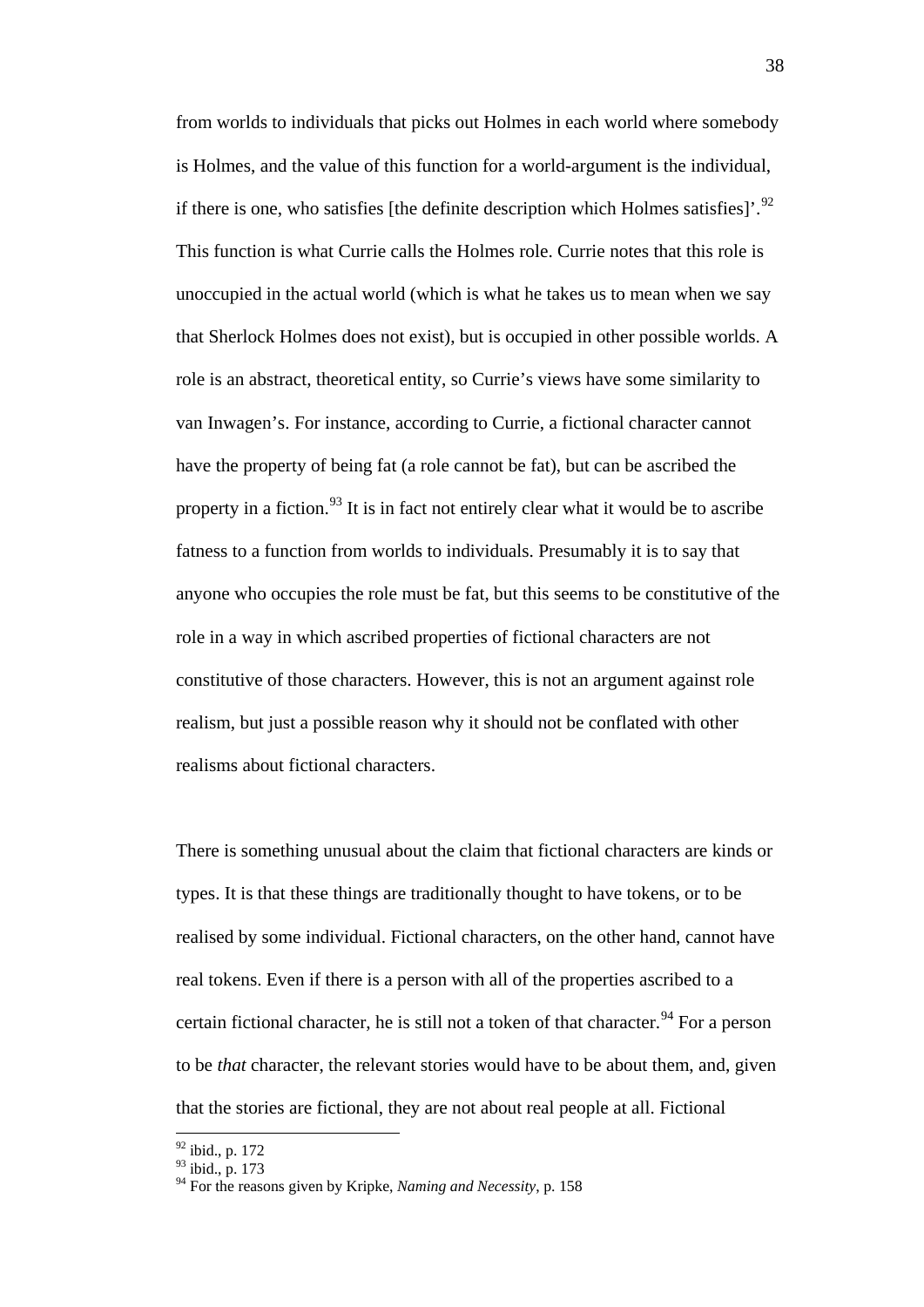from worlds to individuals that picks out Holmes in each world where somebody is Holmes, and the value of this function for a world-argument is the individual, if there is one, who satisfies [the definite description which Holmes satisfies]'.[92] This function is what Currie calls the Holmes role. Currie notes that this role is unoccupied in the actual world (which is what he takes us to mean when we say that Sherlock Holmes does not exist), but is occupied in other possible worlds. A role is an abstract, theoretical entity, so Currie's views have some similarity to van Inwagen's. For instance, according to Currie, a fictional character cannot have the property of being fat (a role cannot be fat), but can be ascribed the property in a fiction.[93] It is in fact not entirely clear what it would be to ascribe fatness to a function from worlds to individuals. Presumably it is to say that anyone who occupies the role must be fat, but this seems to be constitutive of the role in a way in which ascribed properties of fictional characters are not constitutive of those characters. However, this is not an argument against role realism, but just a possible reason why it should not be conflated with other realisms about fictional characters.

There is something unusual about the claim that fictional characters are kinds or types. It is that these things are traditionally thought to have tokens, or to be realised by some individual. Fictional characters, on the other hand, cannot have real tokens. Even if there is a person with all of the properties ascribed to a certain fictional character, he is still not a token of that character.[94] For a person to be *that* character, the relevant stories would have to be about them, and, given that the stories are fictional, they are not about real people at all. Fictional

---

[92] ibid., p. 172

[93] ibid., p. 173

[94] For the reasons given by Kripke, *Naming and Necessity*, p. 158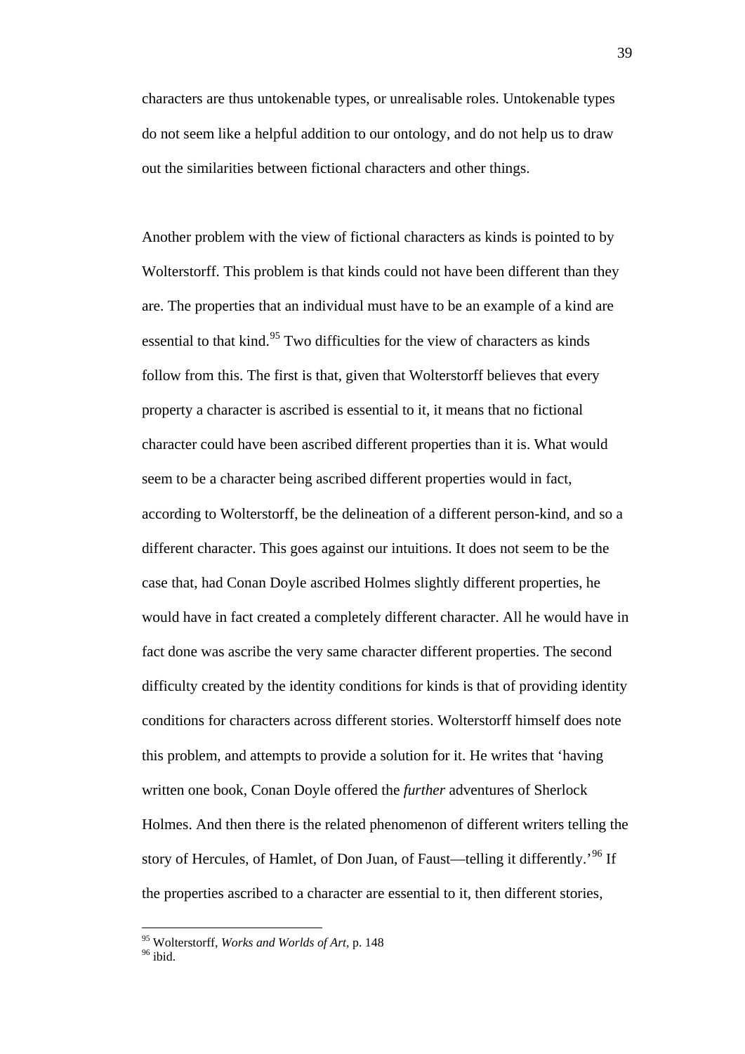characters are thus untokenable types, or unrealisable roles. Untokenable types do not seem like a helpful addition to our ontology, and do not help us to draw out the similarities between fictional characters and other things.

Another problem with the view of fictional characters as kinds is pointed to by Wolterstorff. This problem is that kinds could not have been different than they are. The properties that an individual must have to be an example of a kind are essential to that kind.[95] Two difficulties for the view of characters as kinds follow from this. The first is that, given that Wolterstorff believes that every property a character is ascribed is essential to it, it means that no fictional character could have been ascribed different properties than it is. What would seem to be a character being ascribed different properties would in fact, according to Wolterstorff, be the delineation of a different person-kind, and so a different character. This goes against our intuitions. It does not seem to be the case that, had Conan Doyle ascribed Holmes slightly different properties, he would have in fact created a completely different character. All he would have in fact done was ascribe the very same character different properties. The second difficulty created by the identity conditions for kinds is that of providing identity conditions for characters across different stories. Wolterstorff himself does note this problem, and attempts to provide a solution for it. He writes that 'having written one book, Conan Doyle offered the *further* adventures of Sherlock Holmes. And then there is the related phenomenon of different writers telling the story of Hercules, of Hamlet, of Don Juan, of Faust—telling it differently.'[96] If the properties ascribed to a character are essential to it, then different stories,

---

[95] Wolterstorff, *Works and Worlds of Art*, p. 148

[96] ibid.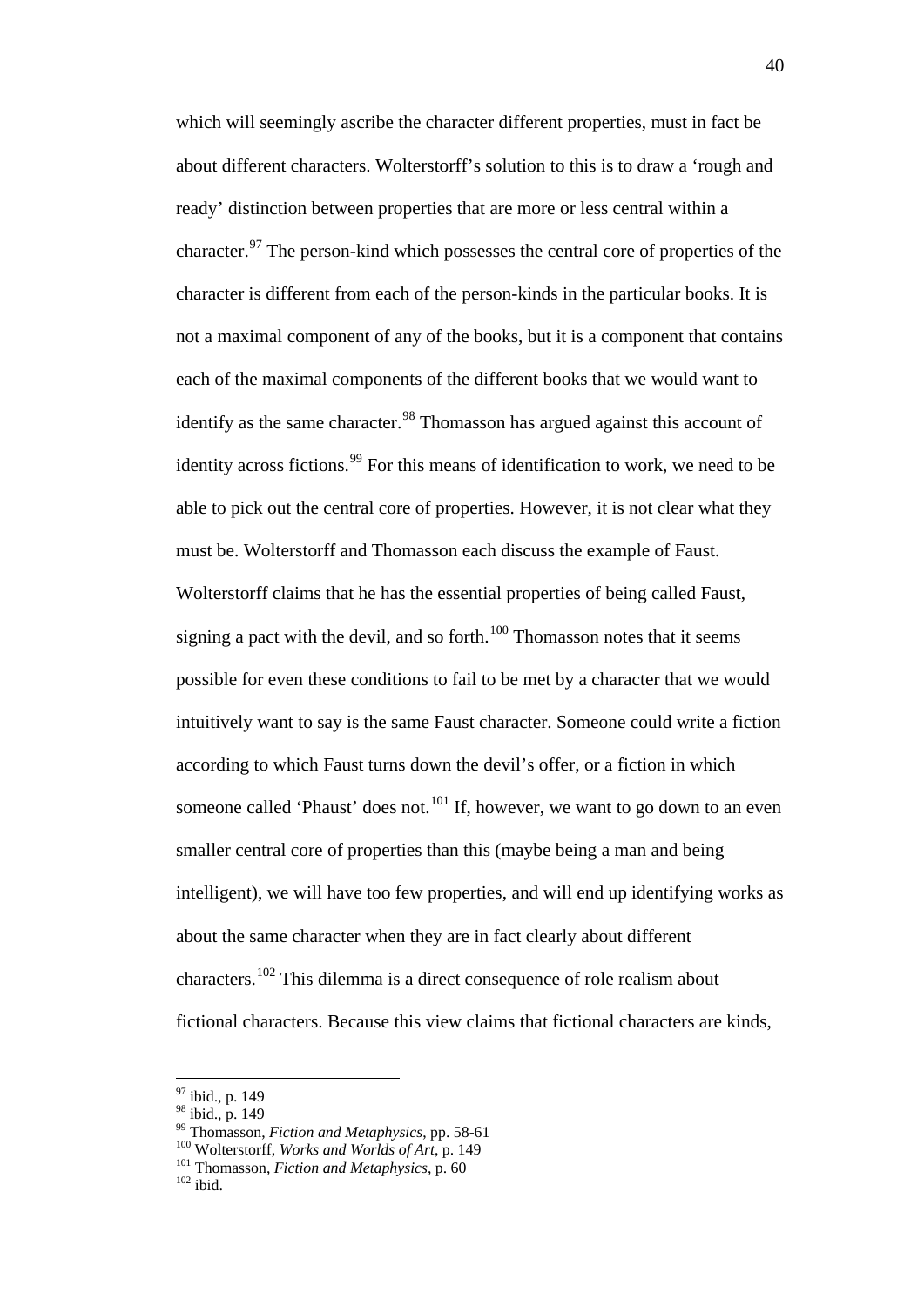which will seemingly ascribe the character different properties, must in fact be about different characters. Wolterstorff's solution to this is to draw a 'rough and ready' distinction between properties that are more or less central within a character.[97] The person-kind which possesses the central core of properties of the character is different from each of the person-kinds in the particular books. It is not a maximal component of any of the books, but it is a component that contains each of the maximal components of the different books that we would want to identify as the same character.[98] Thomasson has argued against this account of identity across fictions.[99] For this means of identification to work, we need to be able to pick out the central core of properties. However, it is not clear what they must be. Wolterstorff and Thomasson each discuss the example of Faust. Wolterstorff claims that he has the essential properties of being called Faust, signing a pact with the devil, and so forth.[100] Thomasson notes that it seems possible for even these conditions to fail to be met by a character that we would intuitively want to say is the same Faust character. Someone could write a fiction according to which Faust turns down the devil's offer, or a fiction in which someone called 'Phaust' does not.[101] If, however, we want to go down to an even smaller central core of properties than this (maybe being a man and being intelligent), we will have too few properties, and will end up identifying works as about the same character when they are in fact clearly about different characters.[102] This dilemma is a direct consequence of role realism about fictional characters. Because this view claims that fictional characters are kinds,

---

[97] ibid., p. 149

[98] ibid., p. 149

[99] Thomasson, *Fiction and Metaphysics*, pp. 58-61

[100] Wolterstorff, *Works and Worlds of Art*, p. 149

[101] Thomasson, *Fiction and Metaphysics*, p. 60

[102] ibid.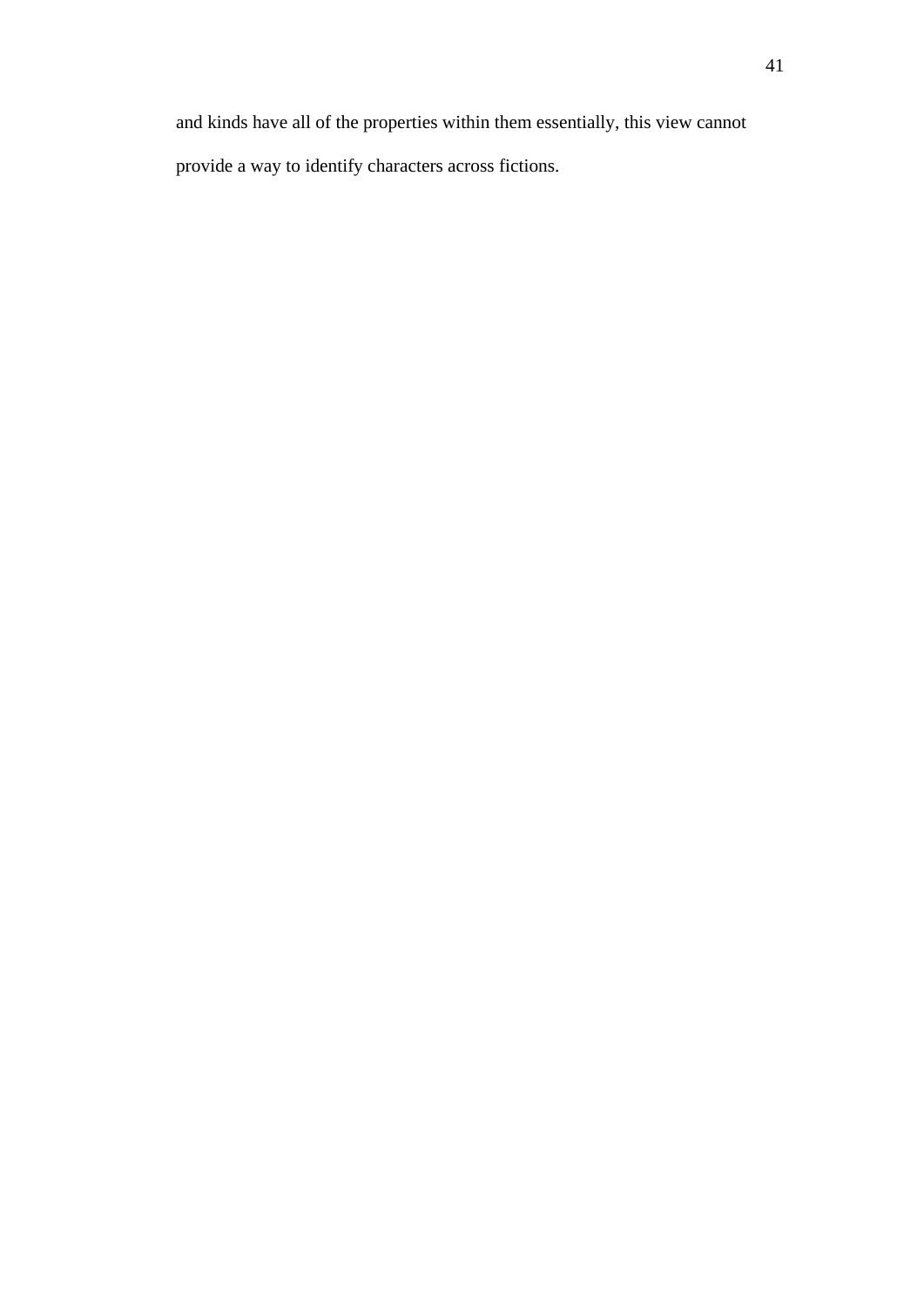and kinds have all of the properties within them essentially, this view cannot provide a way to identify characters across fictions.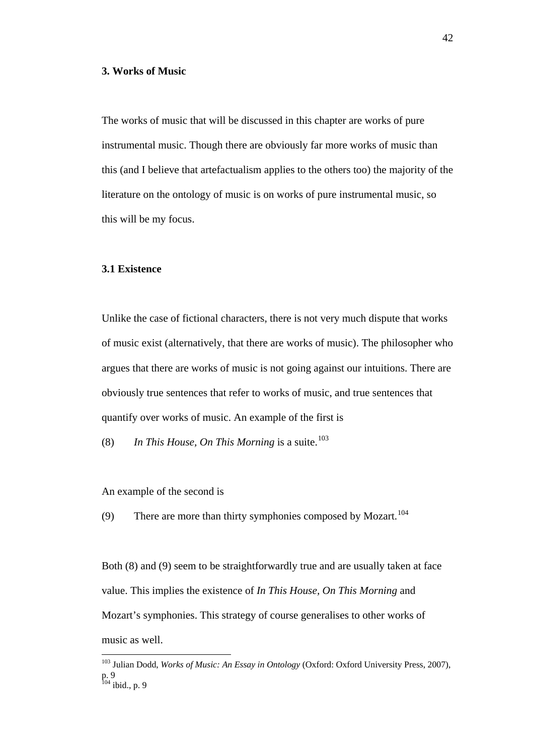## 3. Works of Music

The works of music that will be discussed in this chapter are works of pure instrumental music. Though there are obviously far more works of music than this (and I believe that artefactualism applies to the others too) the majority of the literature on the ontology of music is on works of pure instrumental music, so this will be my focus.

### 3.1 Existence

Unlike the case of fictional characters, there is not very much dispute that works of music exist (alternatively, that there are works of music). The philosopher who argues that there are works of music is not going against our intuitions. There are obviously true sentences that refer to works of music, and true sentences that quantify over works of music. An example of the first is

(8) *In This House, On This Morning* is a suite.[103]

An example of the second is

(9) There are more than thirty symphonies composed by Mozart.[104]

Both (8) and (9) seem to be straightforwardly true and are usually taken at face value. This implies the existence of *In This House, On This Morning* and Mozart's symphonies. This strategy of course generalises to other works of music as well.

---

[103] Julian Dodd, *Works of Music: An Essay in Ontology* (Oxford: Oxford University Press, 2007), p. 9

[104] ibid., p. 9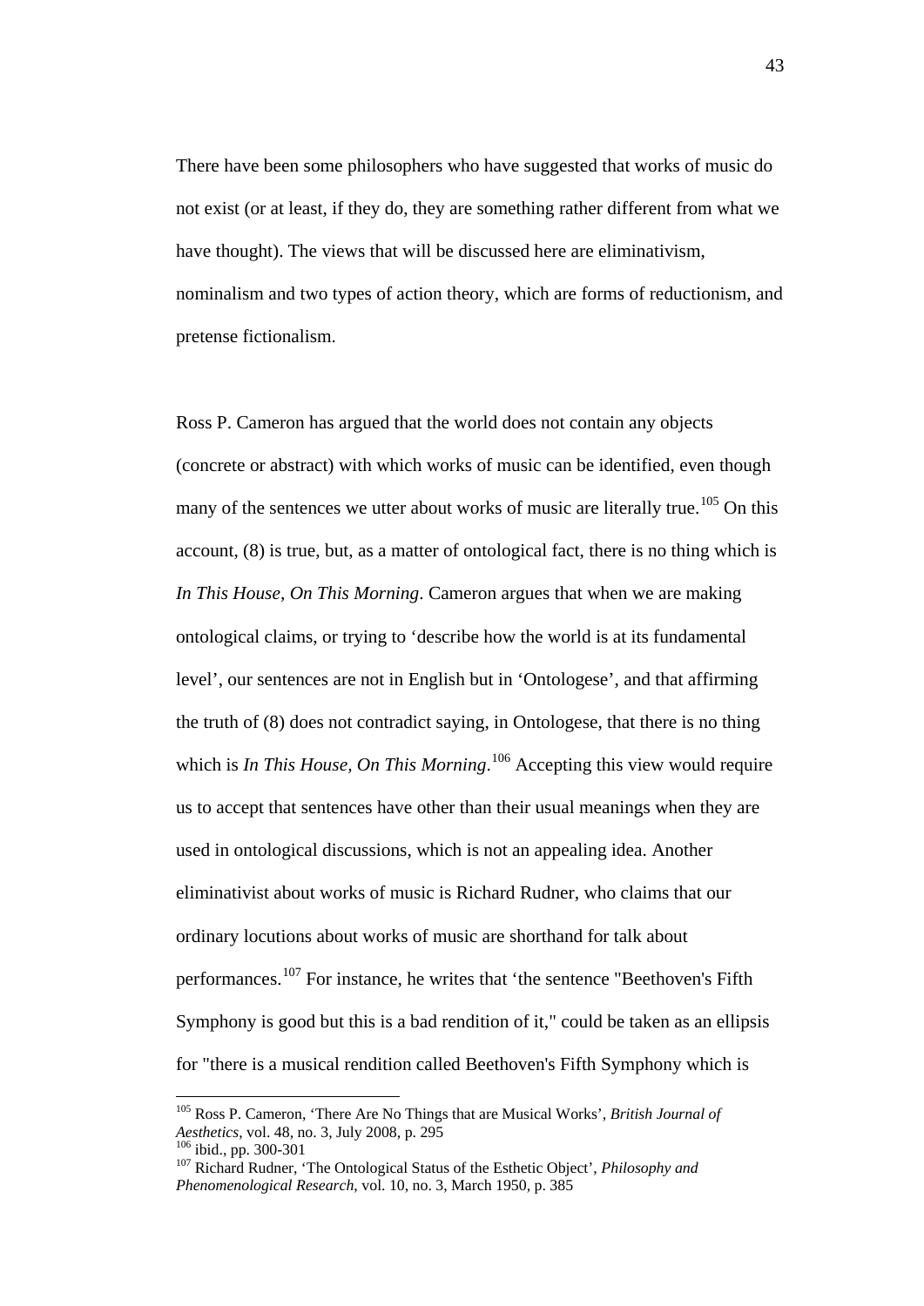There have been some philosophers who have suggested that works of music do not exist (or at least, if they do, they are something rather different from what we have thought). The views that will be discussed here are eliminativism, nominalism and two types of action theory, which are forms of reductionism, and pretense fictionalism.

Ross P. Cameron has argued that the world does not contain any objects (concrete or abstract) with which works of music can be identified, even though many of the sentences we utter about works of music are literally true.[105] On this account, (8) is true, but, as a matter of ontological fact, there is no thing which is *In This House, On This Morning*. Cameron argues that when we are making ontological claims, or trying to 'describe how the world is at its fundamental level', our sentences are not in English but in 'Ontologese', and that affirming the truth of (8) does not contradict saying, in Ontologese, that there is no thing which is *In This House, On This Morning*.[106] Accepting this view would require us to accept that sentences have other than their usual meanings when they are used in ontological discussions, which is not an appealing idea. Another eliminativist about works of music is Richard Rudner, who claims that our ordinary locutions about works of music are shorthand for talk about performances.[107] For instance, he writes that 'the sentence "Beethoven's Fifth Symphony is good but this is a bad rendition of it," could be taken as an ellipsis for "there is a musical rendition called Beethoven's Fifth Symphony which is

---

[105] Ross P. Cameron, 'There Are No Things that are Musical Works', *British Journal of Aesthetics*, vol. 48, no. 3, July 2008, p. 295

[106] ibid., pp. 300-301

[107] Richard Rudner, 'The Ontological Status of the Esthetic Object', *Philosophy and Phenomenological Research*, vol. 10, no. 3, March 1950, p. 385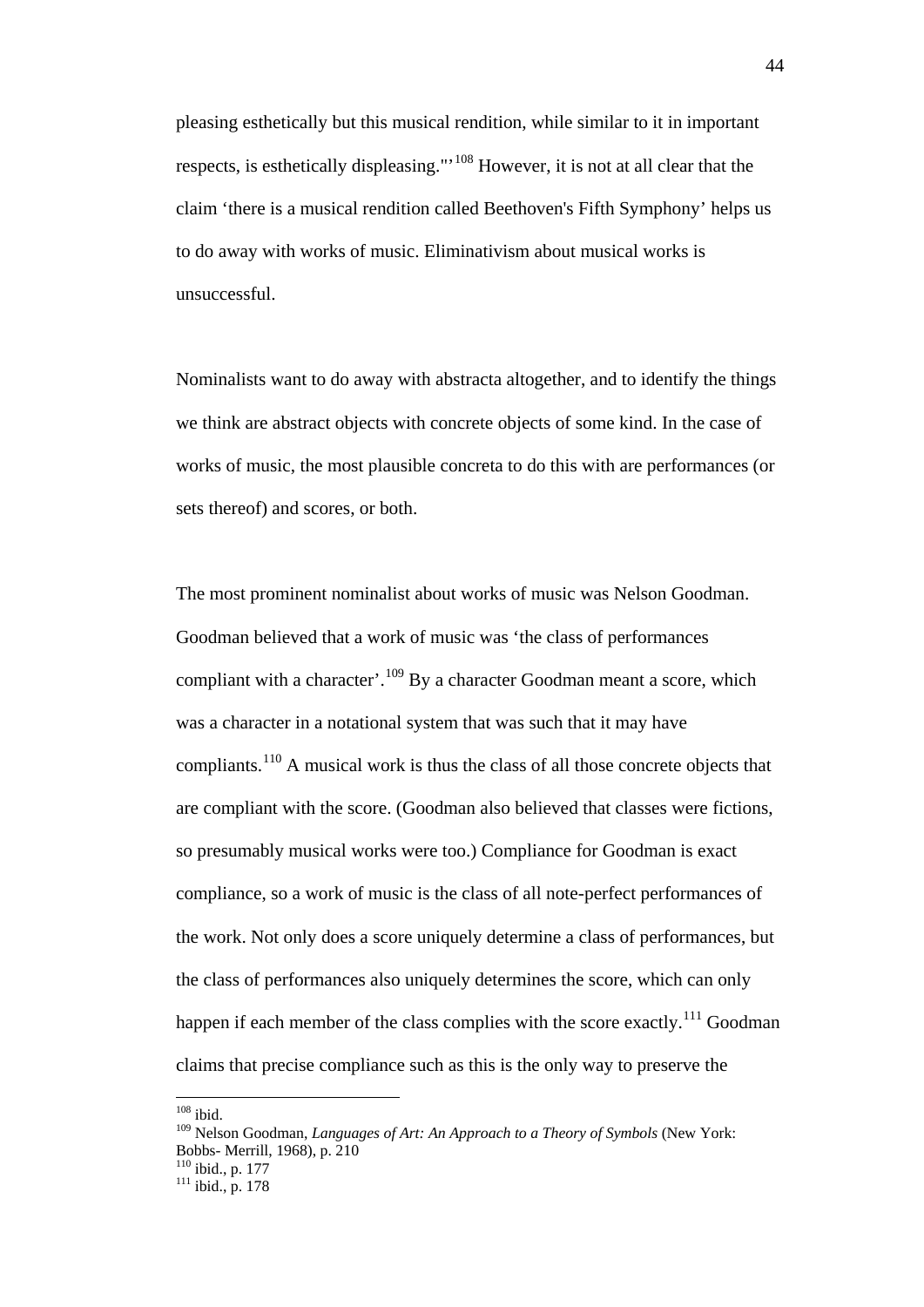pleasing esthetically but this musical rendition, while similar to it in important respects, is esthetically displeasing."'[108] However, it is not at all clear that the claim 'there is a musical rendition called Beethoven's Fifth Symphony' helps us to do away with works of music. Eliminativism about musical works is unsuccessful.

Nominalists want to do away with abstracta altogether, and to identify the things we think are abstract objects with concrete objects of some kind. In the case of works of music, the most plausible concreta to do this with are performances (or sets thereof) and scores, or both.

The most prominent nominalist about works of music was Nelson Goodman. Goodman believed that a work of music was 'the class of performances compliant with a character'.[109] By a character Goodman meant a score, which was a character in a notational system that was such that it may have compliants.[110] A musical work is thus the class of all those concrete objects that are compliant with the score. (Goodman also believed that classes were fictions, so presumably musical works were too.) Compliance for Goodman is exact compliance, so a work of music is the class of all note-perfect performances of the work. Not only does a score uniquely determine a class of performances, but the class of performances also uniquely determines the score, which can only happen if each member of the class complies with the score exactly.[111] Goodman claims that precise compliance such as this is the only way to preserve the

---

[108] ibid.

[109] Nelson Goodman, *Languages of Art: An Approach to a Theory of Symbols* (New York: Bobbs- Merrill, 1968), p. 210

[110] ibid., p. 177

[111] ibid., p. 178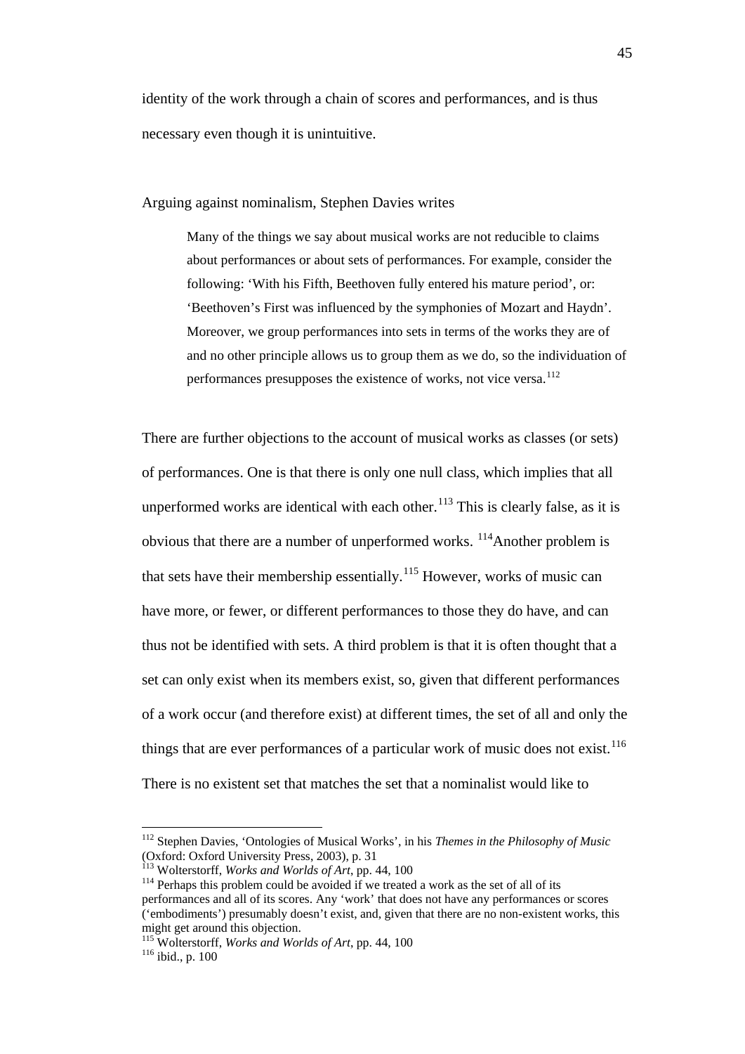identity of the work through a chain of scores and performances, and is thus necessary even though it is unintuitive.

Arguing against nominalism, Stephen Davies writes

> Many of the things we say about musical works are not reducible to claims about performances or about sets of performances. For example, consider the following: 'With his Fifth, Beethoven fully entered his mature period', or: 'Beethoven's First was influenced by the symphonies of Mozart and Haydn'. Moreover, we group performances into sets in terms of the works they are of and no other principle allows us to group them as we do, so the individuation of performances presupposes the existence of works, not vice versa.[112]

There are further objections to the account of musical works as classes (or sets) of performances. One is that there is only one null class, which implies that all unperformed works are identical with each other.[113] This is clearly false, as it is obvious that there are a number of unperformed works. [114]Another problem is that sets have their membership essentially.[115] However, works of music can have more, or fewer, or different performances to those they do have, and can thus not be identified with sets. A third problem is that it is often thought that a set can only exist when its members exist, so, given that different performances of a work occur (and therefore exist) at different times, the set of all and only the things that are ever performances of a particular work of music does not exist.[116] There is no existent set that matches the set that a nominalist would like to

---

[112] Stephen Davies, 'Ontologies of Musical Works', in his *Themes in the Philosophy of Music* (Oxford: Oxford University Press, 2003), p. 31

[113] Wolterstorff, *Works and Worlds of Art*, pp. 44, 100

[114] Perhaps this problem could be avoided if we treated a work as the set of all of its performances and all of its scores. Any 'work' that does not have any performances or scores ('embodiments') presumably doesn't exist, and, given that there are no non-existent works, this might get around this objection.

[115] Wolterstorff, *Works and Worlds of Art*, pp. 44, 100

[116] ibid., p. 100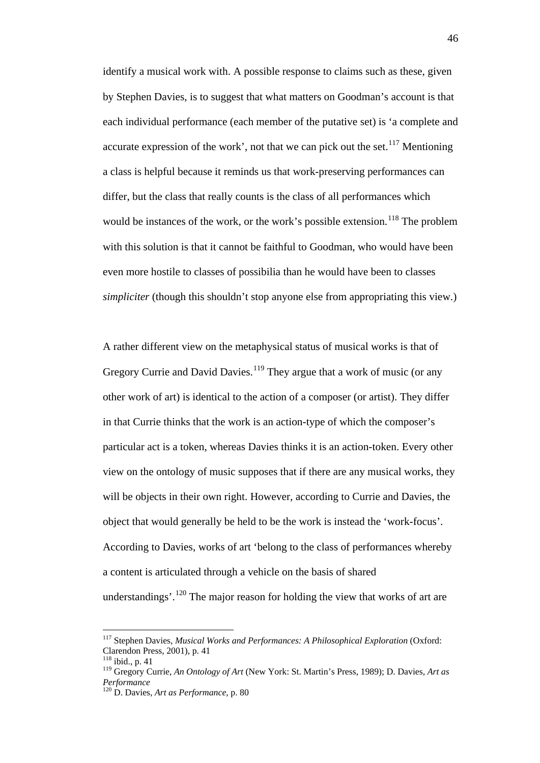identify a musical work with. A possible response to claims such as these, given by Stephen Davies, is to suggest that what matters on Goodman's account is that each individual performance (each member of the putative set) is 'a complete and accurate expression of the work', not that we can pick out the set.[117] Mentioning a class is helpful because it reminds us that work-preserving performances can differ, but the class that really counts is the class of all performances which would be instances of the work, or the work's possible extension.[118] The problem with this solution is that it cannot be faithful to Goodman, who would have been even more hostile to classes of possibilia than he would have been to classes *simpliciter* (though this shouldn't stop anyone else from appropriating this view.)

A rather different view on the metaphysical status of musical works is that of Gregory Currie and David Davies.[119] They argue that a work of music (or any other work of art) is identical to the action of a composer (or artist). They differ in that Currie thinks that the work is an action-type of which the composer's particular act is a token, whereas Davies thinks it is an action-token. Every other view on the ontology of music supposes that if there are any musical works, they will be objects in their own right. However, according to Currie and Davies, the object that would generally be held to be the work is instead the 'work-focus'. According to Davies, works of art 'belong to the class of performances whereby a content is articulated through a vehicle on the basis of shared understandings'.[120] The major reason for holding the view that works of art are

---

[117] Stephen Davies, *Musical Works and Performances: A Philosophical Exploration* (Oxford: Clarendon Press, 2001), p. 41

[118] ibid., p. 41

[119] Gregory Currie, *An Ontology of Art* (New York: St. Martin's Press, 1989); D. Davies, *Art as Performance*

[120] D. Davies, *Art as Performance*, p. 80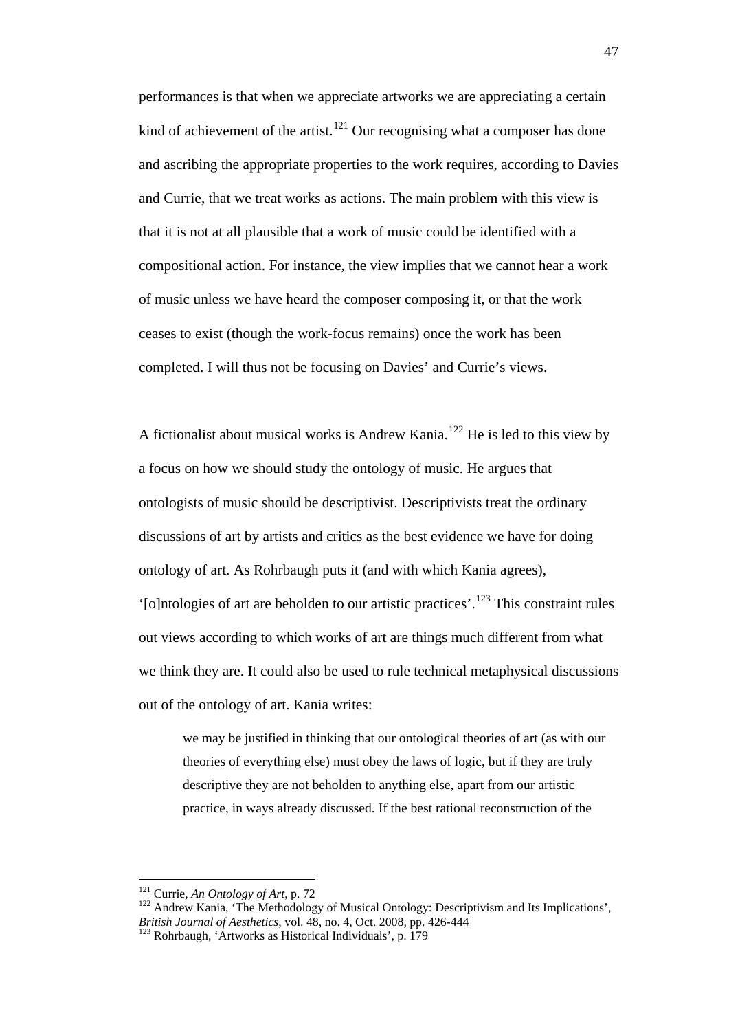performances is that when we appreciate artworks we are appreciating a certain kind of achievement of the artist.[121] Our recognising what a composer has done and ascribing the appropriate properties to the work requires, according to Davies and Currie, that we treat works as actions. The main problem with this view is that it is not at all plausible that a work of music could be identified with a compositional action. For instance, the view implies that we cannot hear a work of music unless we have heard the composer composing it, or that the work ceases to exist (though the work-focus remains) once the work has been completed. I will thus not be focusing on Davies' and Currie's views.

A fictionalist about musical works is Andrew Kania.[122] He is led to this view by a focus on how we should study the ontology of music. He argues that ontologists of music should be descriptivist. Descriptivists treat the ordinary discussions of art by artists and critics as the best evidence we have for doing ontology of art. As Rohrbaugh puts it (and with which Kania agrees), '[o]ntologies of art are beholden to our artistic practices'.[123] This constraint rules out views according to which works of art are things much different from what we think they are. It could also be used to rule technical metaphysical discussions out of the ontology of art. Kania writes:

> we may be justified in thinking that our ontological theories of art (as with our theories of everything else) must obey the laws of logic, but if they are truly descriptive they are not beholden to anything else, apart from our artistic practice, in ways already discussed. If the best rational reconstruction of the

---

[121] Currie, *An Ontology of Art*, p. 72

[122] Andrew Kania, 'The Methodology of Musical Ontology: Descriptivism and Its Implications', *British Journal of Aesthetics*, vol. 48, no. 4, Oct. 2008, pp. 426-444

[123] Rohrbaugh, 'Artworks as Historical Individuals', p. 179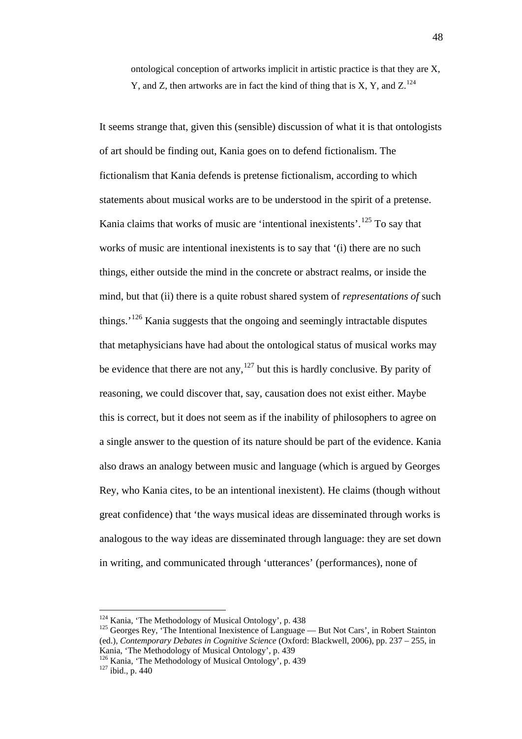> ontological conception of artworks implicit in artistic practice is that they are X, Y, and Z, then artworks are in fact the kind of thing that is X, Y, and Z.[124]

It seems strange that, given this (sensible) discussion of what it is that ontologists of art should be finding out, Kania goes on to defend fictionalism. The fictionalism that Kania defends is pretense fictionalism, according to which statements about musical works are to be understood in the spirit of a pretense. Kania claims that works of music are 'intentional inexistents'.[125] To say that works of music are intentional inexistents is to say that '(i) there are no such things, either outside the mind in the concrete or abstract realms, or inside the mind, but that (ii) there is a quite robust shared system of *representations of* such things.'[126] Kania suggests that the ongoing and seemingly intractable disputes that metaphysicians have had about the ontological status of musical works may be evidence that there are not any,[127] but this is hardly conclusive. By parity of reasoning, we could discover that, say, causation does not exist either. Maybe this is correct, but it does not seem as if the inability of philosophers to agree on a single answer to the question of its nature should be part of the evidence. Kania also draws an analogy between music and language (which is argued by Georges Rey, who Kania cites, to be an intentional inexistent). He claims (though without great confidence) that 'the ways musical ideas are disseminated through works is analogous to the way ideas are disseminated through language: they are set down in writing, and communicated through 'utterances' (performances), none of

---

[124] Kania, 'The Methodology of Musical Ontology', p. 438

[125] Georges Rey, 'The Intentional Inexistence of Language — But Not Cars', in Robert Stainton (ed.), *Contemporary Debates in Cognitive Science* (Oxford: Blackwell, 2006), pp. 237 – 255, in Kania, 'The Methodology of Musical Ontology', p. 439

[126] Kania, 'The Methodology of Musical Ontology', p. 439

[127] ibid., p. 440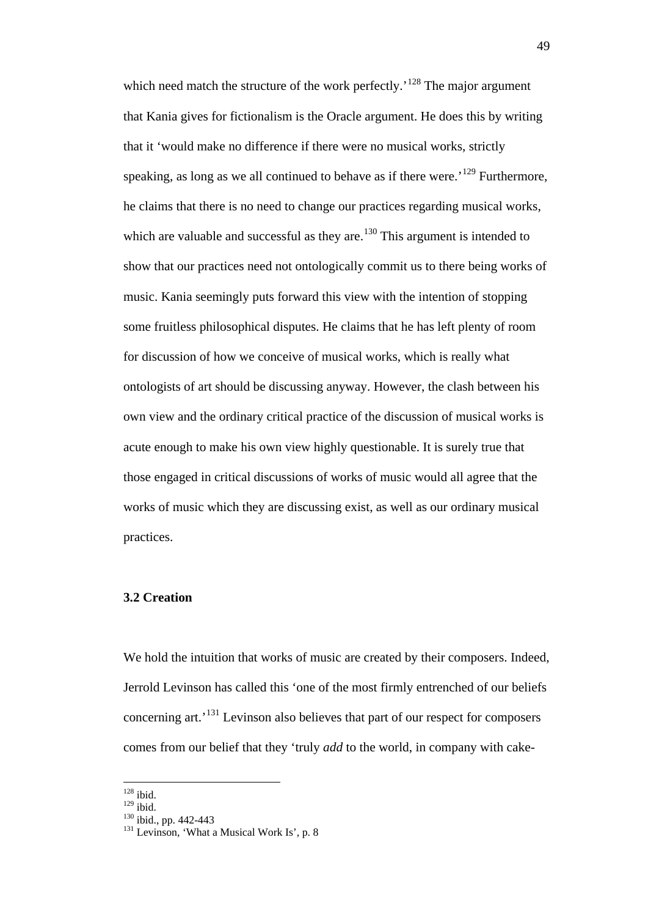which need match the structure of the work perfectly.'[128] The major argument that Kania gives for fictionalism is the Oracle argument. He does this by writing that it 'would make no difference if there were no musical works, strictly speaking, as long as we all continued to behave as if there were.'[129] Furthermore, he claims that there is no need to change our practices regarding musical works, which are valuable and successful as they are.[130] This argument is intended to show that our practices need not ontologically commit us to there being works of music. Kania seemingly puts forward this view with the intention of stopping some fruitless philosophical disputes. He claims that he has left plenty of room for discussion of how we conceive of musical works, which is really what ontologists of art should be discussing anyway. However, the clash between his own view and the ordinary critical practice of the discussion of musical works is acute enough to make his own view highly questionable. It is surely true that those engaged in critical discussions of works of music would all agree that the works of music which they are discussing exist, as well as our ordinary musical practices.

### 3.2 Creation

We hold the intuition that works of music are created by their composers. Indeed, Jerrold Levinson has called this 'one of the most firmly entrenched of our beliefs concerning art.'[131] Levinson also believes that part of our respect for composers comes from our belief that they 'truly *add* to the world, in company with cake-

---

[128] ibid.
[129] ibid.
[130] ibid., pp. 442-443
[131] Levinson, 'What a Musical Work Is', p. 8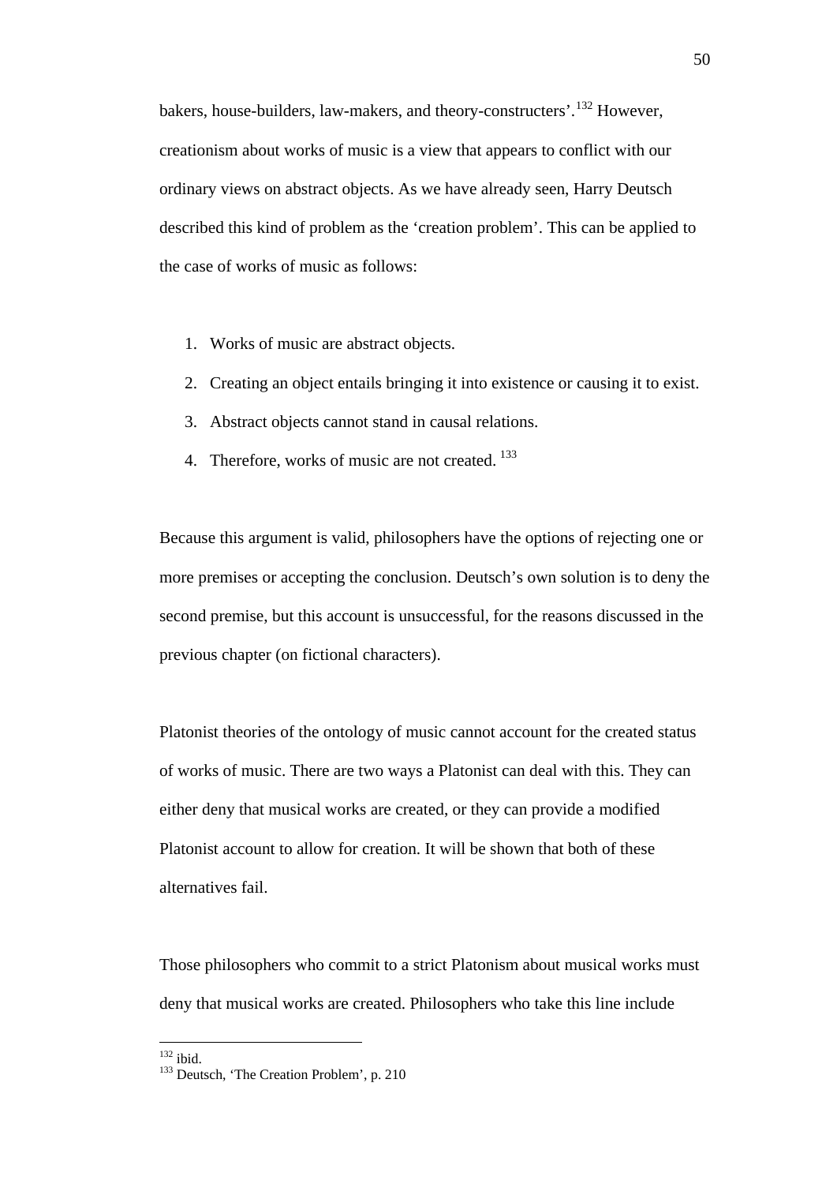bakers, house-builders, law-makers, and theory-constructers'.[132] However, creationism about works of music is a view that appears to conflict with our ordinary views on abstract objects. As we have already seen, Harry Deutsch described this kind of problem as the 'creation problem'. This can be applied to the case of works of music as follows:

1. Works of music are abstract objects.
2. Creating an object entails bringing it into existence or causing it to exist.
3. Abstract objects cannot stand in causal relations.
4. Therefore, works of music are not created. [133]

Because this argument is valid, philosophers have the options of rejecting one or more premises or accepting the conclusion. Deutsch's own solution is to deny the second premise, but this account is unsuccessful, for the reasons discussed in the previous chapter (on fictional characters).

Platonist theories of the ontology of music cannot account for the created status of works of music. There are two ways a Platonist can deal with this. They can either deny that musical works are created, or they can provide a modified Platonist account to allow for creation. It will be shown that both of these alternatives fail.

Those philosophers who commit to a strict Platonism about musical works must deny that musical works are created. Philosophers who take this line include

---

[132] ibid.

[133] Deutsch, 'The Creation Problem', p. 210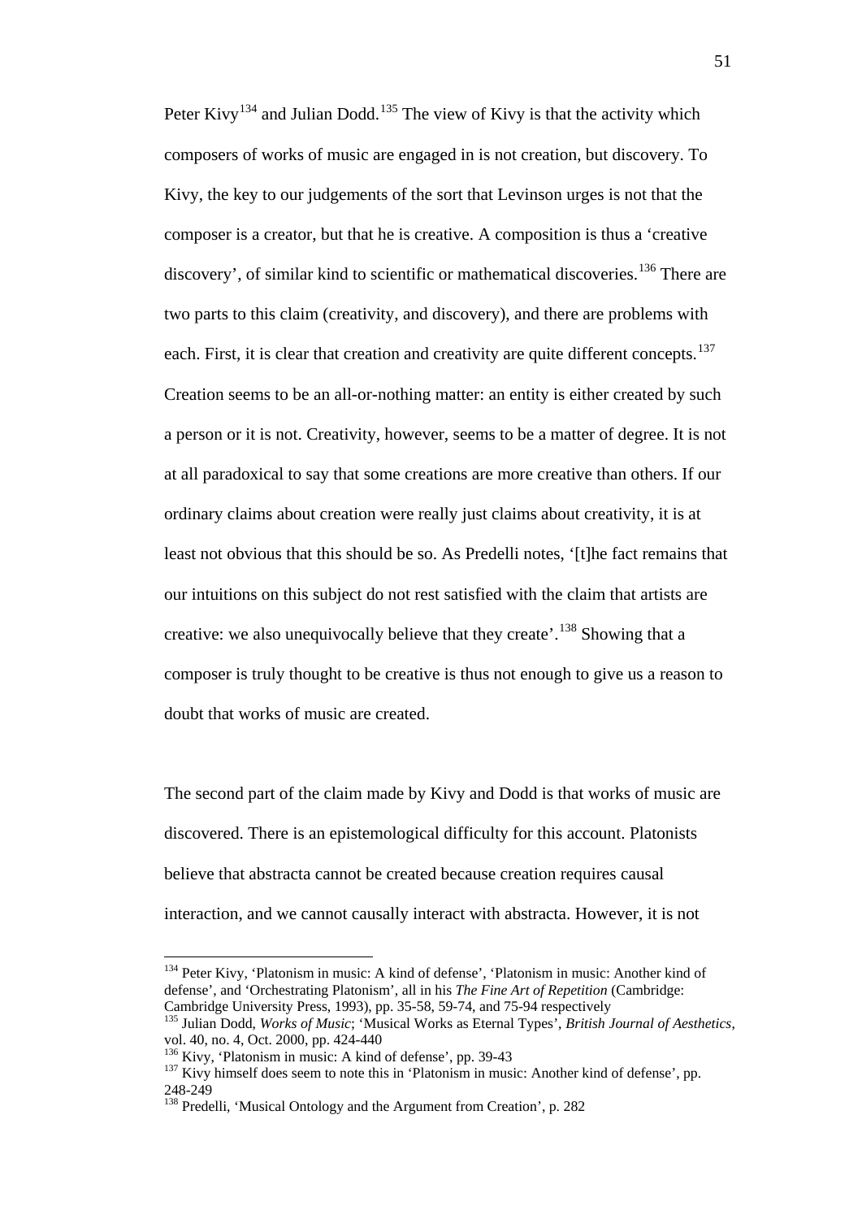Peter Kivy[134] and Julian Dodd.[135] The view of Kivy is that the activity which composers of works of music are engaged in is not creation, but discovery. To Kivy, the key to our judgements of the sort that Levinson urges is not that the composer is a creator, but that he is creative. A composition is thus a 'creative discovery', of similar kind to scientific or mathematical discoveries.[136] There are two parts to this claim (creativity, and discovery), and there are problems with each. First, it is clear that creation and creativity are quite different concepts.[137] Creation seems to be an all-or-nothing matter: an entity is either created by such a person or it is not. Creativity, however, seems to be a matter of degree. It is not at all paradoxical to say that some creations are more creative than others. If our ordinary claims about creation were really just claims about creativity, it is at least not obvious that this should be so. As Predelli notes, '[t]he fact remains that our intuitions on this subject do not rest satisfied with the claim that artists are creative: we also unequivocally believe that they create'.[138] Showing that a composer is truly thought to be creative is thus not enough to give us a reason to doubt that works of music are created.

The second part of the claim made by Kivy and Dodd is that works of music are discovered. There is an epistemological difficulty for this account. Platonists believe that abstracta cannot be created because creation requires causal interaction, and we cannot causally interact with abstracta. However, it is not

---

[134] Peter Kivy, 'Platonism in music: A kind of defense', 'Platonism in music: Another kind of defense', and 'Orchestrating Platonism', all in his *The Fine Art of Repetition* (Cambridge: Cambridge University Press, 1993), pp. 35-58, 59-74, and 75-94 respectively

[135] Julian Dodd, *Works of Music*; 'Musical Works as Eternal Types', *British Journal of Aesthetics*, vol. 40, no. 4, Oct. 2000, pp. 424-440

[136] Kivy, 'Platonism in music: A kind of defense', pp. 39-43

[137] Kivy himself does seem to note this in 'Platonism in music: Another kind of defense', pp. 248-249

[138] Predelli, 'Musical Ontology and the Argument from Creation', p. 282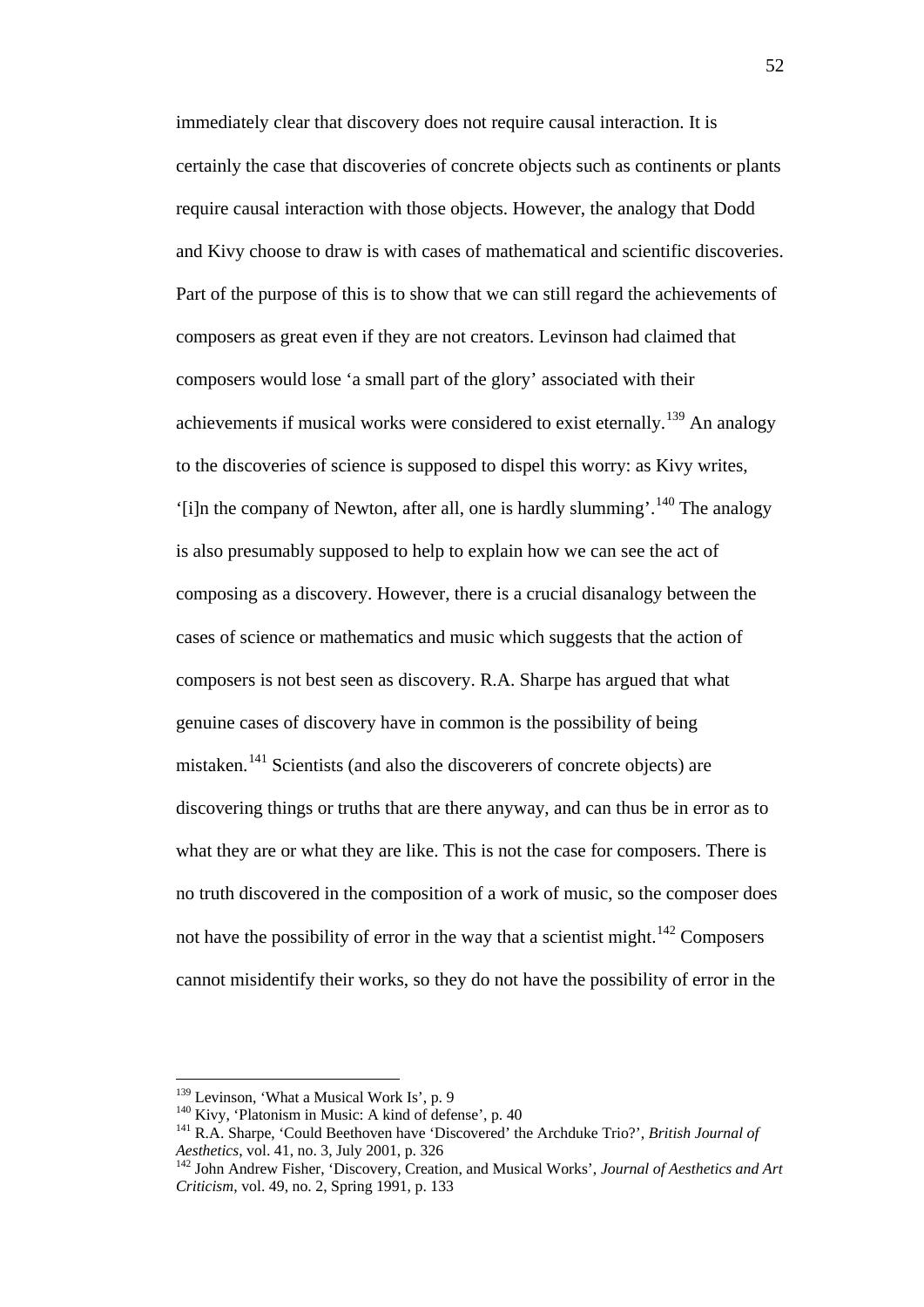immediately clear that discovery does not require causal interaction. It is certainly the case that discoveries of concrete objects such as continents or plants require causal interaction with those objects. However, the analogy that Dodd and Kivy choose to draw is with cases of mathematical and scientific discoveries. Part of the purpose of this is to show that we can still regard the achievements of composers as great even if they are not creators. Levinson had claimed that composers would lose 'a small part of the glory' associated with their achievements if musical works were considered to exist eternally.[139] An analogy to the discoveries of science is supposed to dispel this worry: as Kivy writes, '[i]n the company of Newton, after all, one is hardly slumming'.[140] The analogy is also presumably supposed to help to explain how we can see the act of composing as a discovery. However, there is a crucial disanalogy between the cases of science or mathematics and music which suggests that the action of composers is not best seen as discovery. R.A. Sharpe has argued that what genuine cases of discovery have in common is the possibility of being mistaken.[141] Scientists (and also the discoverers of concrete objects) are discovering things or truths that are there anyway, and can thus be in error as to what they are or what they are like. This is not the case for composers. There is no truth discovered in the composition of a work of music, so the composer does not have the possibility of error in the way that a scientist might.[142] Composers cannot misidentify their works, so they do not have the possibility of error in the

---

[139] Levinson, 'What a Musical Work Is', p. 9

[140] Kivy, 'Platonism in Music: A kind of defense', p. 40

[141] R.A. Sharpe, 'Could Beethoven have 'Discovered' the Archduke Trio?', *British Journal of Aesthetics*, vol. 41, no. 3, July 2001, p. 326

[142] John Andrew Fisher, 'Discovery, Creation, and Musical Works', *Journal of Aesthetics and Art Criticism*, vol. 49, no. 2, Spring 1991, p. 133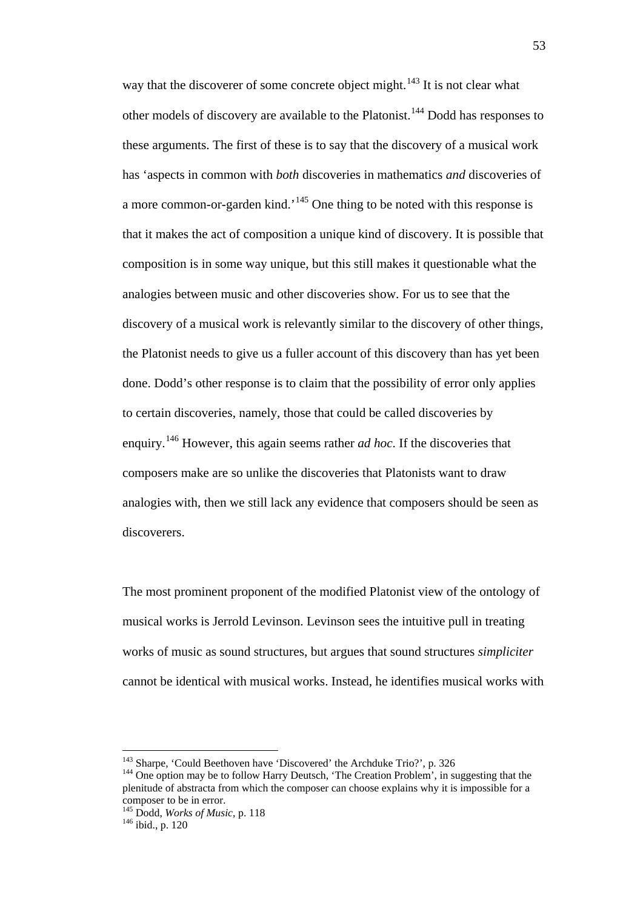way that the discoverer of some concrete object might.[143] It is not clear what other models of discovery are available to the Platonist.[144] Dodd has responses to these arguments. The first of these is to say that the discovery of a musical work has 'aspects in common with *both* discoveries in mathematics *and* discoveries of a more common-or-garden kind.'[145] One thing to be noted with this response is that it makes the act of composition a unique kind of discovery. It is possible that composition is in some way unique, but this still makes it questionable what the analogies between music and other discoveries show. For us to see that the discovery of a musical work is relevantly similar to the discovery of other things, the Platonist needs to give us a fuller account of this discovery than has yet been done. Dodd's other response is to claim that the possibility of error only applies to certain discoveries, namely, those that could be called discoveries by enquiry.[146] However, this again seems rather *ad hoc*. If the discoveries that composers make are so unlike the discoveries that Platonists want to draw analogies with, then we still lack any evidence that composers should be seen as discoverers.

The most prominent proponent of the modified Platonist view of the ontology of musical works is Jerrold Levinson. Levinson sees the intuitive pull in treating works of music as sound structures, but argues that sound structures *simpliciter* cannot be identical with musical works. Instead, he identifies musical works with

---

[143] Sharpe, 'Could Beethoven have 'Discovered' the Archduke Trio?', p. 326

[144] One option may be to follow Harry Deutsch, 'The Creation Problem', in suggesting that the plenitude of abstracta from which the composer can choose explains why it is impossible for a composer to be in error.

[145] Dodd, *Works of Music*, p. 118

[146] ibid., p. 120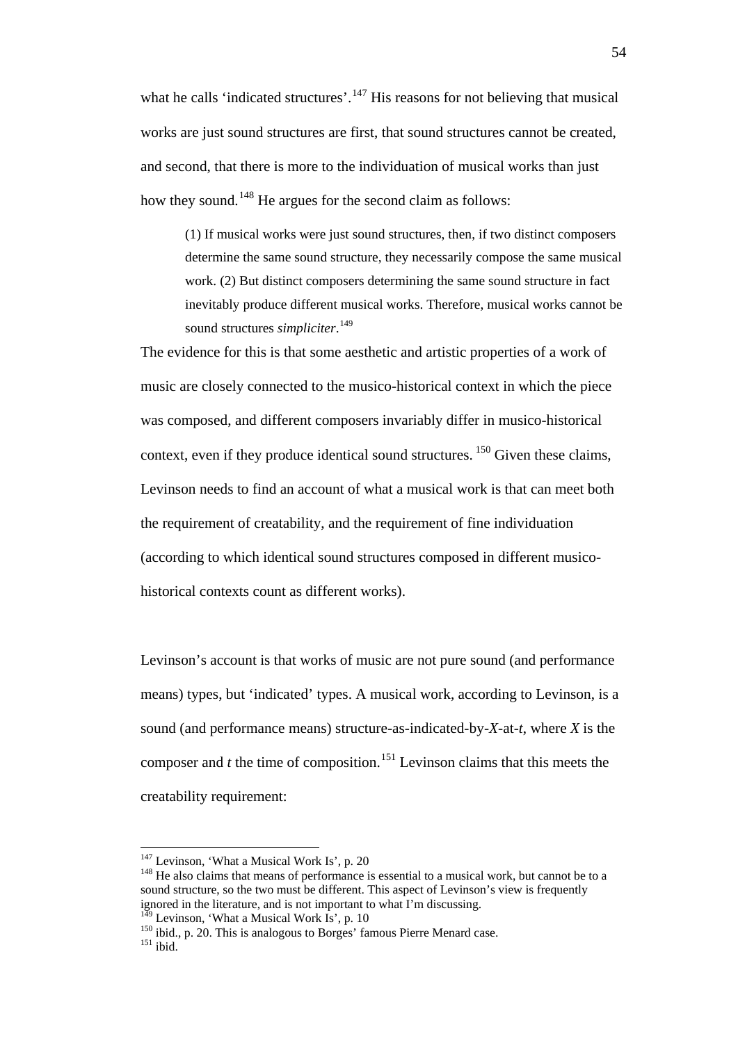what he calls 'indicated structures'.[147] His reasons for not believing that musical works are just sound structures are first, that sound structures cannot be created, and second, that there is more to the individuation of musical works than just how they sound.[148] He argues for the second claim as follows:

> (1) If musical works were just sound structures, then, if two distinct composers determine the same sound structure, they necessarily compose the same musical work. (2) But distinct composers determining the same sound structure in fact inevitably produce different musical works. Therefore, musical works cannot be sound structures *simpliciter*.[149]

The evidence for this is that some aesthetic and artistic properties of a work of music are closely connected to the musico-historical context in which the piece was composed, and different composers invariably differ in musico-historical context, even if they produce identical sound structures. [150] Given these claims, Levinson needs to find an account of what a musical work is that can meet both the requirement of creatability, and the requirement of fine individuation (according to which identical sound structures composed in different musico-historical contexts count as different works).

Levinson's account is that works of music are not pure sound (and performance means) types, but 'indicated' types. A musical work, according to Levinson, is a sound (and performance means) structure-as-indicated-by-*X*-at-*t*, where *X* is the composer and *t* the time of composition.[151] Levinson claims that this meets the creatability requirement:

---

[147] Levinson, 'What a Musical Work Is', p. 20

[148] He also claims that means of performance is essential to a musical work, but cannot be to a sound structure, so the two must be different. This aspect of Levinson's view is frequently ignored in the literature, and is not important to what I'm discussing.

[149] Levinson, 'What a Musical Work Is', p. 10

[150] ibid., p. 20. This is analogous to Borges' famous Pierre Menard case.

[151] ibid.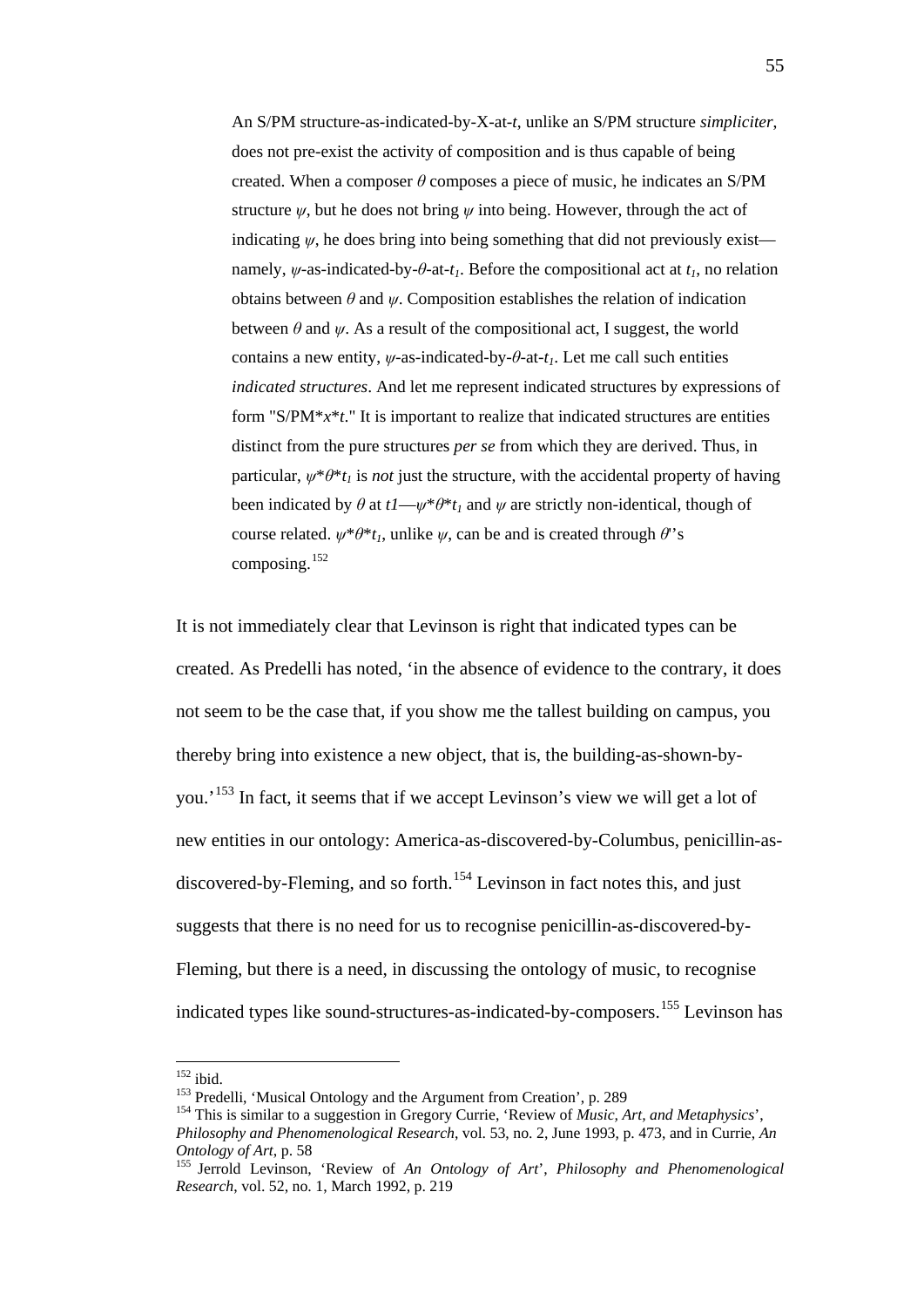> An S/PM structure-as-indicated-by-X-at-$t$, unlike an S/PM structure *simpliciter*, does not pre-exist the activity of composition and is thus capable of being created. When a composer $\theta$ composes a piece of music, he indicates an S/PM structure $\psi$, but he does not bring $\psi$ into being. However, through the act of indicating $\psi$, he does bring into being something that did not previously exist—namely, $\psi$-as-indicated-by-$\theta$-at-$t_1$. Before the compositional act at $t_1$, no relation obtains between $\theta$ and $\psi$. Composition establishes the relation of indication between $\theta$ and $\psi$. As a result of the compositional act, I suggest, the world contains a new entity, $\psi$-as-indicated-by-$\theta$-at-$t_1$. Let me call such entities *indicated structures*. And let me represent indicated structures by expressions of form "S/PM\*$x$\*$t$." It is important to realize that indicated structures are entities distinct from the pure structures *per se* from which they are derived. Thus, in particular, $\psi*\theta*t_1$ is *not* just the structure, with the accidental property of having been indicated by $\theta$ at *t1*—$\psi*\theta*t_1$ and $\psi$ are strictly non-identical, though of course related. $\psi*\theta*t_1$, unlike $\psi$, can be and is created through $\theta$''s composing.[152]

It is not immediately clear that Levinson is right that indicated types can be created. As Predelli has noted, 'in the absence of evidence to the contrary, it does not seem to be the case that, if you show me the tallest building on campus, you thereby bring into existence a new object, that is, the building-as-shown-by-you.'[153] In fact, it seems that if we accept Levinson's view we will get a lot of new entities in our ontology: America-as-discovered-by-Columbus, penicillin-as-discovered-by-Fleming, and so forth.[154] Levinson in fact notes this, and just suggests that there is no need for us to recognise penicillin-as-discovered-by-Fleming, but there is a need, in discussing the ontology of music, to recognise indicated types like sound-structures-as-indicated-by-composers.[155] Levinson has

---

[152] ibid.

[153] Predelli, 'Musical Ontology and the Argument from Creation', p. 289

[154] This is similar to a suggestion in Gregory Currie, 'Review of *Music, Art, and Metaphysics*', *Philosophy and Phenomenological Research*, vol. 53, no. 2, June 1993, p. 473, and in Currie, *An Ontology of Art*, p. 58

[155] Jerrold Levinson, 'Review of *An Ontology of Art*', *Philosophy and Phenomenological Research*, vol. 52, no. 1, March 1992, p. 219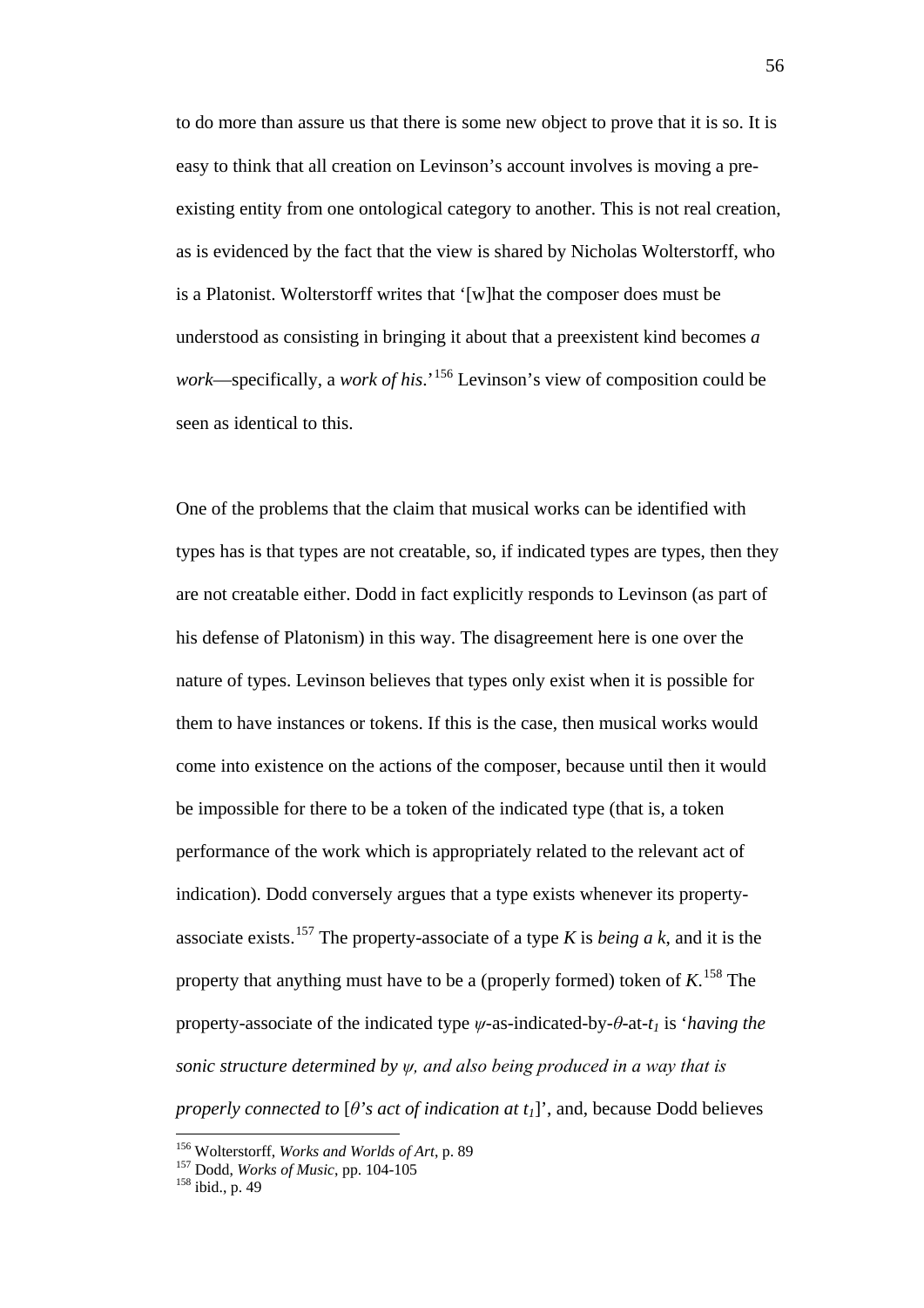to do more than assure us that there is some new object to prove that it is so. It is easy to think that all creation on Levinson's account involves is moving a pre-existing entity from one ontological category to another. This is not real creation, as is evidenced by the fact that the view is shared by Nicholas Wolterstorff, who is a Platonist. Wolterstorff writes that '[w]hat the composer does must be understood as consisting in bringing it about that a preexistent kind becomes *a work*—specifically, a *work of his*.'[156] Levinson's view of composition could be seen as identical to this.

One of the problems that the claim that musical works can be identified with types has is that types are not creatable, so, if indicated types are types, then they are not creatable either. Dodd in fact explicitly responds to Levinson (as part of his defense of Platonism) in this way. The disagreement here is one over the nature of types. Levinson believes that types only exist when it is possible for them to have instances or tokens. If this is the case, then musical works would come into existence on the actions of the composer, because until then it would be impossible for there to be a token of the indicated type (that is, a token performance of the work which is appropriately related to the relevant act of indication). Dodd conversely argues that a type exists whenever its property-associate exists.[157] The property-associate of a type *K* is *being a k*, and it is the property that anything must have to be a (properly formed) token of *K*.[158] The property-associate of the indicated type $\psi$-as-indicated-by-$\theta$-at-$t_1$ is '*having the sonic structure determined by* $\psi$*, and also being produced in a way that is properly connected to* [$\theta$*'s act of indication at* $t_1$]', and, because Dodd believes

[156] Wolterstorff, *Works and Worlds of Art*, p. 89

[157] Dodd, *Works of Music*, pp. 104-105

[158] ibid., p. 49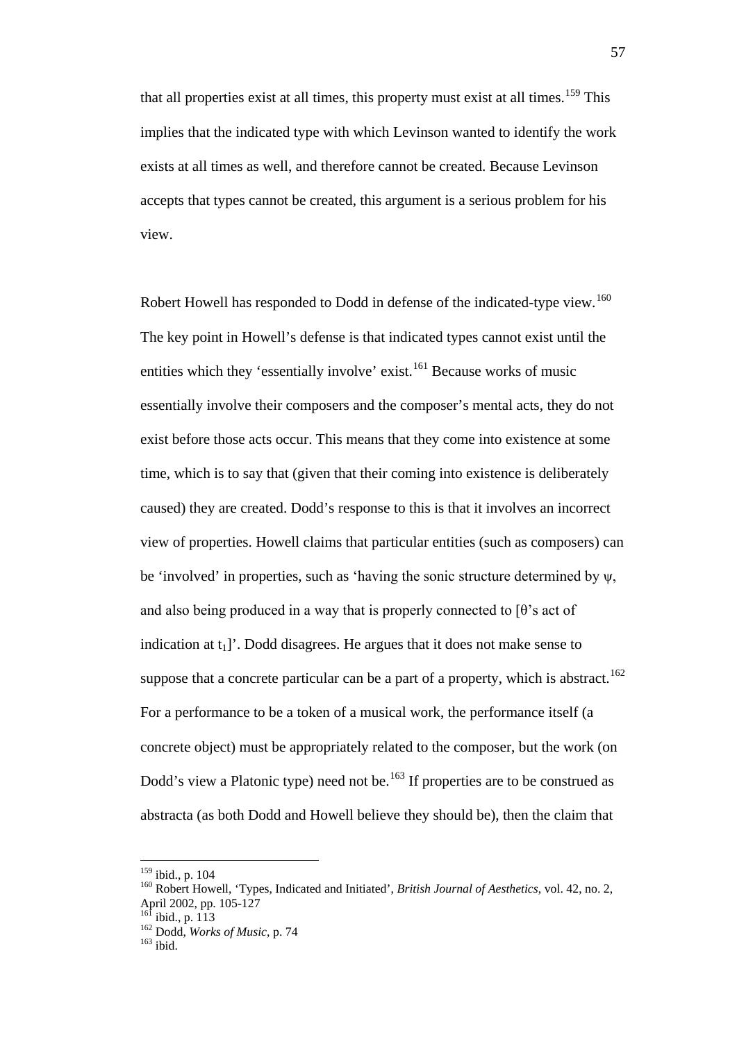that all properties exist at all times, this property must exist at all times.[159] This implies that the indicated type with which Levinson wanted to identify the work exists at all times as well, and therefore cannot be created. Because Levinson accepts that types cannot be created, this argument is a serious problem for his view.

Robert Howell has responded to Dodd in defense of the indicated-type view.[160] The key point in Howell's defense is that indicated types cannot exist until the entities which they 'essentially involve' exist.[161] Because works of music essentially involve their composers and the composer's mental acts, they do not exist before those acts occur. This means that they come into existence at some time, which is to say that (given that their coming into existence is deliberately caused) they are created. Dodd's response to this is that it involves an incorrect view of properties. Howell claims that particular entities (such as composers) can be 'involved' in properties, such as 'having the sonic structure determined by $\psi$, and also being produced in a way that is properly connected to [$\theta$'s act of indication at $t_1$]'. Dodd disagrees. He argues that it does not make sense to suppose that a concrete particular can be a part of a property, which is abstract.[162] For a performance to be a token of a musical work, the performance itself (a concrete object) must be appropriately related to the composer, but the work (on Dodd's view a Platonic type) need not be.[163] If properties are to be construed as abstracta (as both Dodd and Howell believe they should be), then the claim that

---

[159] ibid., p. 104

[160] Robert Howell, 'Types, Indicated and Initiated', *British Journal of Aesthetics*, vol. 42, no. 2, April 2002, pp. 105-127

[161] ibid., p. 113

[162] Dodd, *Works of Music*, p. 74

[163] ibid.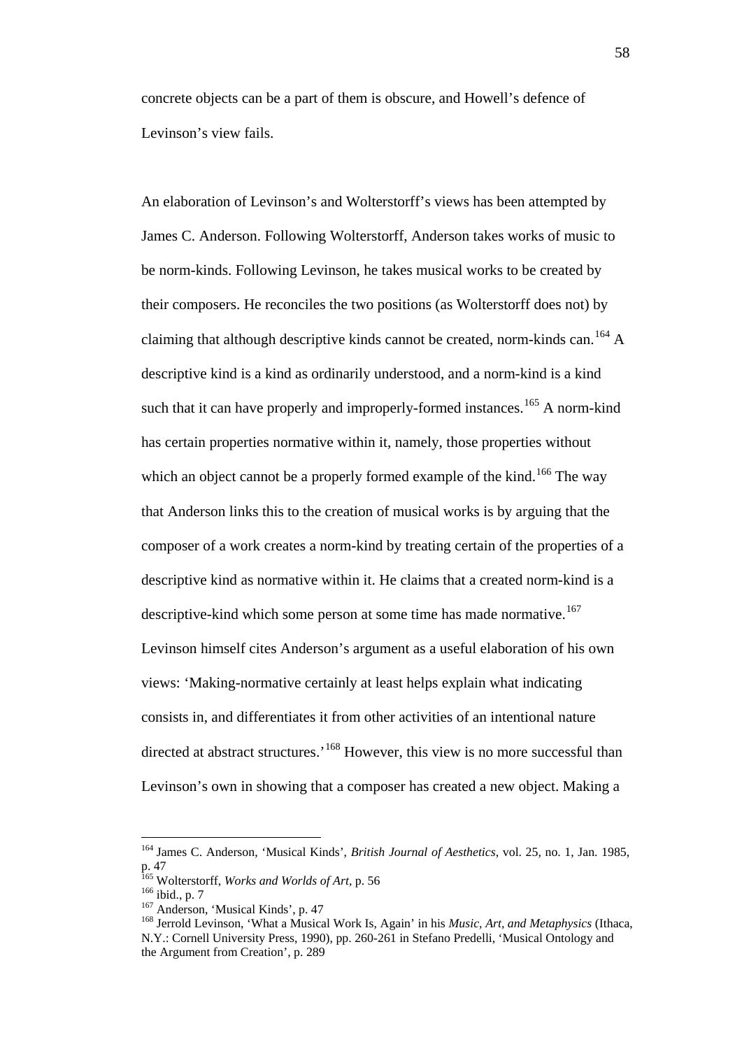concrete objects can be a part of them is obscure, and Howell's defence of Levinson's view fails.

An elaboration of Levinson's and Wolterstorff's views has been attempted by James C. Anderson. Following Wolterstorff, Anderson takes works of music to be norm-kinds. Following Levinson, he takes musical works to be created by their composers. He reconciles the two positions (as Wolterstorff does not) by claiming that although descriptive kinds cannot be created, norm-kinds can.[164] A descriptive kind is a kind as ordinarily understood, and a norm-kind is a kind such that it can have properly and improperly-formed instances.[165] A norm-kind has certain properties normative within it, namely, those properties without which an object cannot be a properly formed example of the kind.[166] The way that Anderson links this to the creation of musical works is by arguing that the composer of a work creates a norm-kind by treating certain of the properties of a descriptive kind as normative within it. He claims that a created norm-kind is a descriptive-kind which some person at some time has made normative.[167] Levinson himself cites Anderson's argument as a useful elaboration of his own views: 'Making-normative certainly at least helps explain what indicating consists in, and differentiates it from other activities of an intentional nature directed at abstract structures.'[168] However, this view is no more successful than Levinson's own in showing that a composer has created a new object. Making a

---

[164] James C. Anderson, 'Musical Kinds', *British Journal of Aesthetics*, vol. 25, no. 1, Jan. 1985, p. 47

[165] Wolterstorff, *Works and Worlds of Art*, p. 56

[166] ibid., p. 7

[167] Anderson, 'Musical Kinds', p. 47

[168] Jerrold Levinson, 'What a Musical Work Is, Again' in his *Music, Art, and Metaphysics* (Ithaca, N.Y.: Cornell University Press, 1990), pp. 260-261 in Stefano Predelli, 'Musical Ontology and the Argument from Creation', p. 289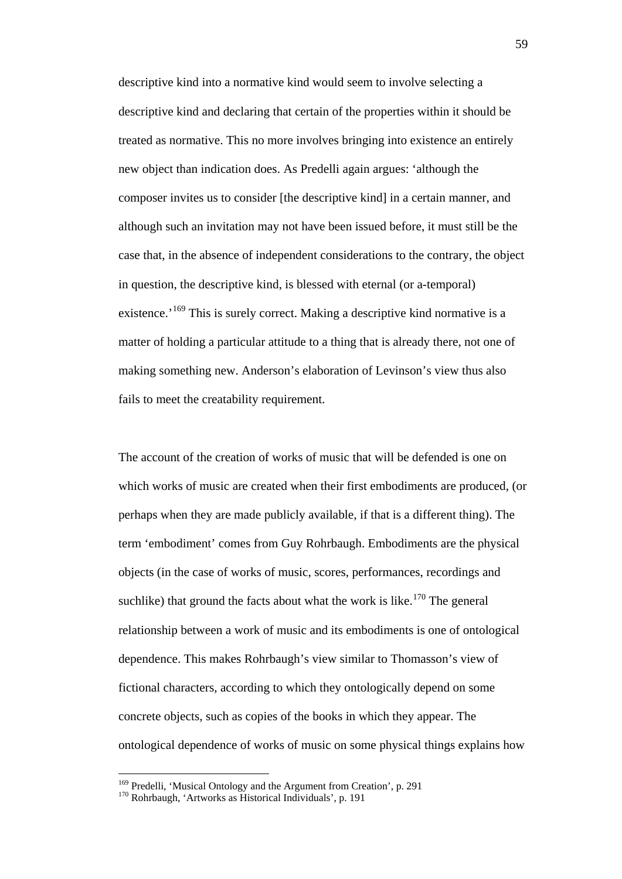descriptive kind into a normative kind would seem to involve selecting a descriptive kind and declaring that certain of the properties within it should be treated as normative. This no more involves bringing into existence an entirely new object than indication does. As Predelli again argues: 'although the composer invites us to consider [the descriptive kind] in a certain manner, and although such an invitation may not have been issued before, it must still be the case that, in the absence of independent considerations to the contrary, the object in question, the descriptive kind, is blessed with eternal (or a-temporal) existence.'[169] This is surely correct. Making a descriptive kind normative is a matter of holding a particular attitude to a thing that is already there, not one of making something new. Anderson's elaboration of Levinson's view thus also fails to meet the creatability requirement.

The account of the creation of works of music that will be defended is one on which works of music are created when their first embodiments are produced, (or perhaps when they are made publicly available, if that is a different thing). The term 'embodiment' comes from Guy Rohrbaugh. Embodiments are the physical objects (in the case of works of music, scores, performances, recordings and suchlike) that ground the facts about what the work is like.[170] The general relationship between a work of music and its embodiments is one of ontological dependence. This makes Rohrbaugh's view similar to Thomasson's view of fictional characters, according to which they ontologically depend on some concrete objects, such as copies of the books in which they appear. The ontological dependence of works of music on some physical things explains how

[169] Predelli, 'Musical Ontology and the Argument from Creation', p. 291
[170] Rohrbaugh, 'Artworks as Historical Individuals', p. 191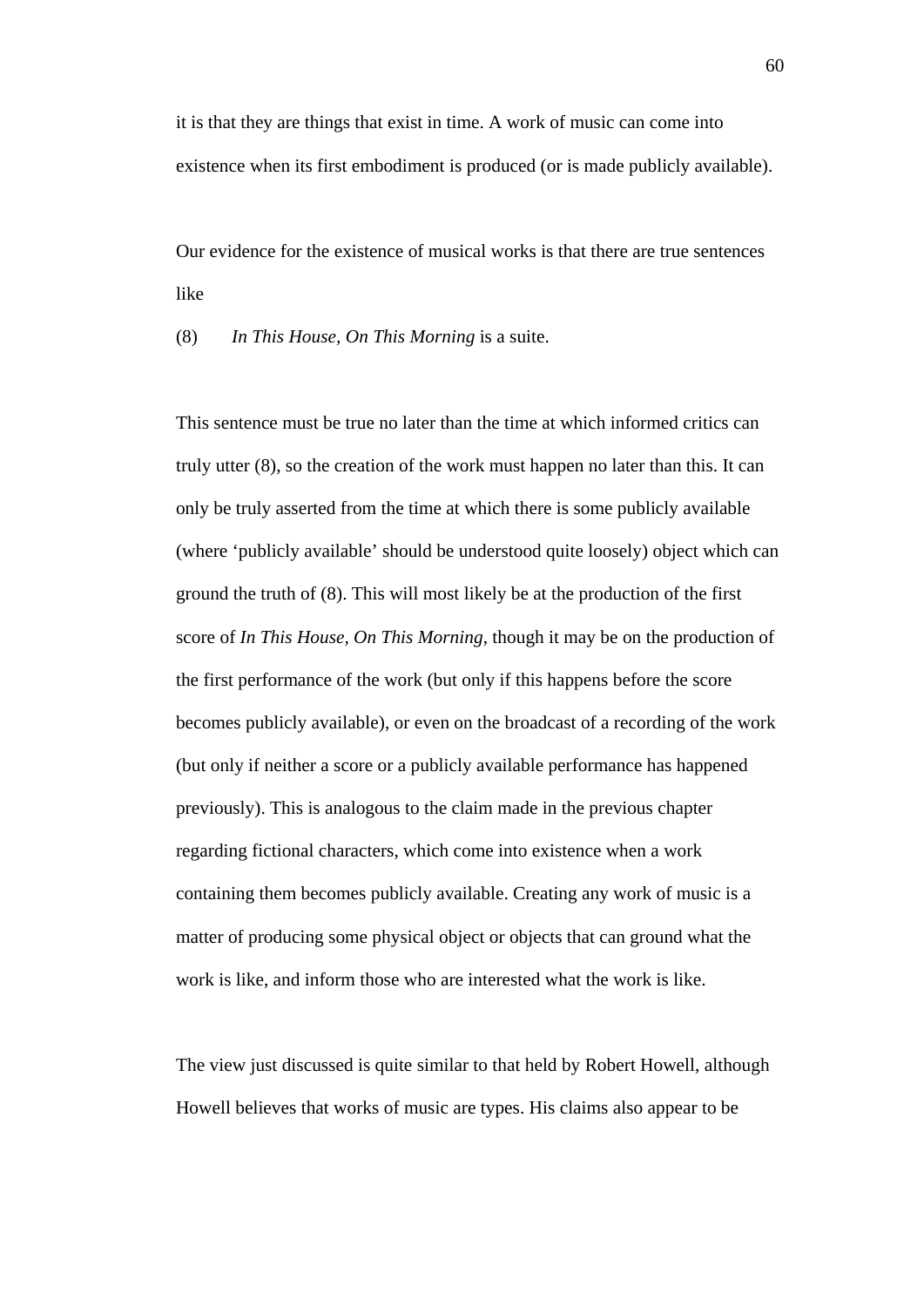it is that they are things that exist in time. A work of music can come into existence when its first embodiment is produced (or is made publicly available).

Our evidence for the existence of musical works is that there are true sentences like

(8) *In This House, On This Morning* is a suite.

This sentence must be true no later than the time at which informed critics can truly utter (8), so the creation of the work must happen no later than this. It can only be truly asserted from the time at which there is some publicly available (where 'publicly available' should be understood quite loosely) object which can ground the truth of (8). This will most likely be at the production of the first score of *In This House, On This Morning*, though it may be on the production of the first performance of the work (but only if this happens before the score becomes publicly available), or even on the broadcast of a recording of the work (but only if neither a score or a publicly available performance has happened previously). This is analogous to the claim made in the previous chapter regarding fictional characters, which come into existence when a work containing them becomes publicly available. Creating any work of music is a matter of producing some physical object or objects that can ground what the work is like, and inform those who are interested what the work is like.

The view just discussed is quite similar to that held by Robert Howell, although Howell believes that works of music are types. His claims also appear to be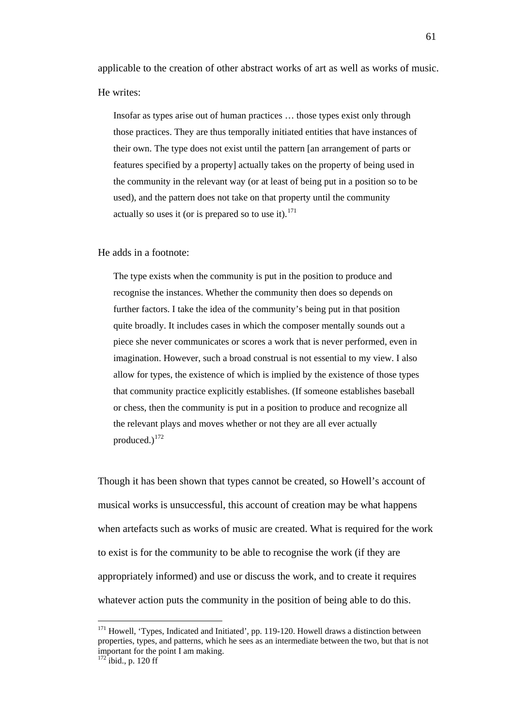applicable to the creation of other abstract works of art as well as works of music. He writes:

> Insofar as types arise out of human practices … those types exist only through those practices. They are thus temporally initiated entities that have instances of their own. The type does not exist until the pattern [an arrangement of parts or features specified by a property] actually takes on the property of being used in the community in the relevant way (or at least of being put in a position so to be used), and the pattern does not take on that property until the community actually so uses it (or is prepared so to use it).[171]

He adds in a footnote:

> The type exists when the community is put in the position to produce and recognise the instances. Whether the community then does so depends on further factors. I take the idea of the community's being put in that position quite broadly. It includes cases in which the composer mentally sounds out a piece she never communicates or scores a work that is never performed, even in imagination. However, such a broad construal is not essential to my view. I also allow for types, the existence of which is implied by the existence of those types that community practice explicitly establishes. (If someone establishes baseball or chess, then the community is put in a position to produce and recognize all the relevant plays and moves whether or not they are all ever actually produced.)[172]

Though it has been shown that types cannot be created, so Howell's account of musical works is unsuccessful, this account of creation may be what happens when artefacts such as works of music are created. What is required for the work to exist is for the community to be able to recognise the work (if they are appropriately informed) and use or discuss the work, and to create it requires whatever action puts the community in the position of being able to do this.

---

[171] Howell, 'Types, Indicated and Initiated', pp. 119-120. Howell draws a distinction between properties, types, and patterns, which he sees as an intermediate between the two, but that is not important for the point I am making.

[172] ibid., p. 120 ff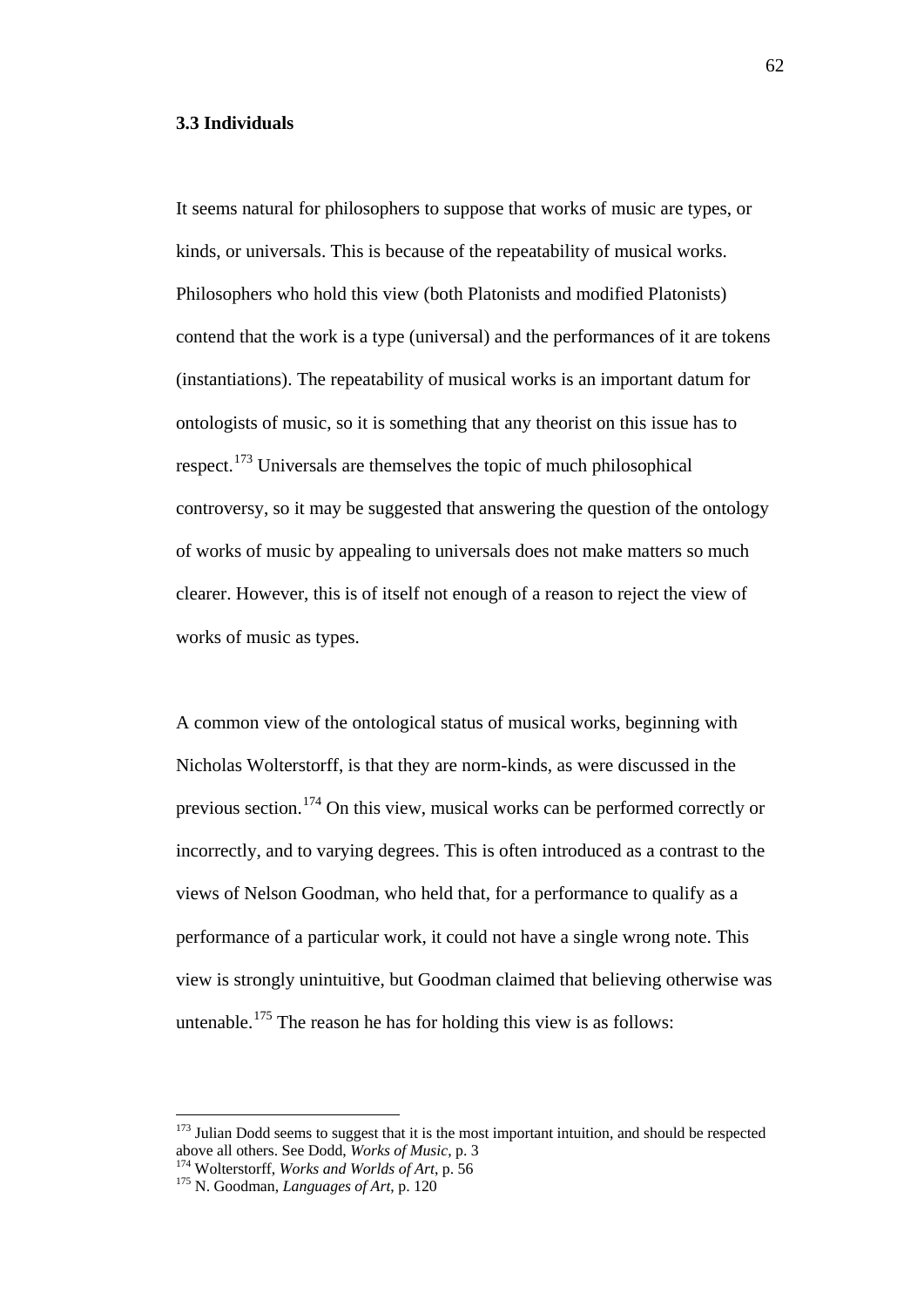### 3.3 Individuals

It seems natural for philosophers to suppose that works of music are types, or kinds, or universals. This is because of the repeatability of musical works. Philosophers who hold this view (both Platonists and modified Platonists) contend that the work is a type (universal) and the performances of it are tokens (instantiations). The repeatability of musical works is an important datum for ontologists of music, so it is something that any theorist on this issue has to respect.[173] Universals are themselves the topic of much philosophical controversy, so it may be suggested that answering the question of the ontology of works of music by appealing to universals does not make matters so much clearer. However, this is of itself not enough of a reason to reject the view of works of music as types.

A common view of the ontological status of musical works, beginning with Nicholas Wolterstorff, is that they are norm-kinds, as were discussed in the previous section.[174] On this view, musical works can be performed correctly or incorrectly, and to varying degrees. This is often introduced as a contrast to the views of Nelson Goodman, who held that, for a performance to qualify as a performance of a particular work, it could not have a single wrong note. This view is strongly unintuitive, but Goodman claimed that believing otherwise was untenable.[175] The reason he has for holding this view is as follows:

---

[173] Julian Dodd seems to suggest that it is the most important intuition, and should be respected above all others. See Dodd, *Works of Music*, p. 3

[174] Wolterstorff, *Works and Worlds of Art*, p. 56

[175] N. Goodman, *Languages of Art*, p. 120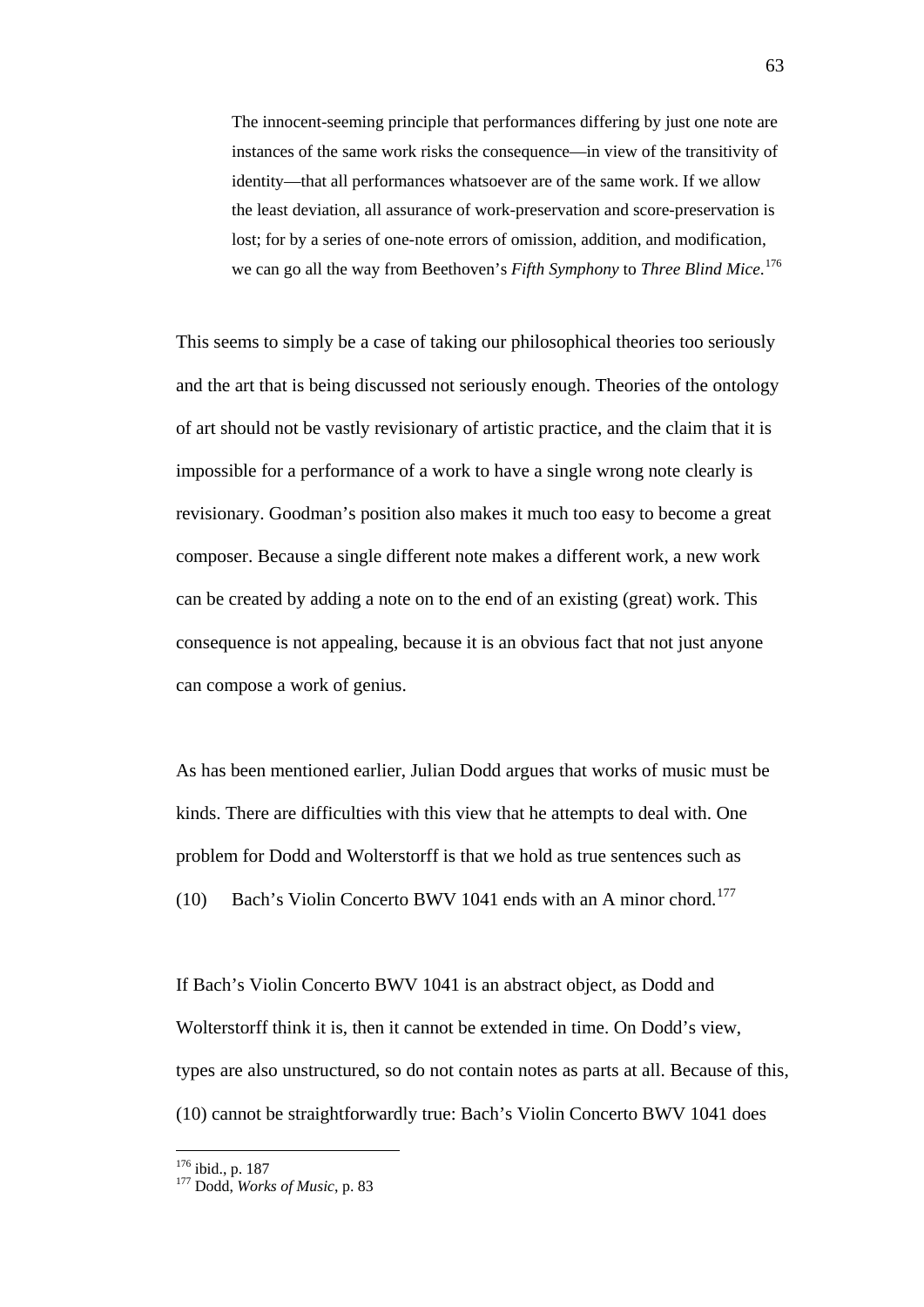> The innocent-seeming principle that performances differing by just one note are instances of the same work risks the consequence—in view of the transitivity of identity—that all performances whatsoever are of the same work. If we allow the least deviation, all assurance of work-preservation and score-preservation is lost; for by a series of one-note errors of omission, addition, and modification, we can go all the way from Beethoven's *Fifth Symphony* to *Three Blind Mice*.[176]

This seems to simply be a case of taking our philosophical theories too seriously and the art that is being discussed not seriously enough. Theories of the ontology of art should not be vastly revisionary of artistic practice, and the claim that it is impossible for a performance of a work to have a single wrong note clearly is revisionary. Goodman's position also makes it much too easy to become a great composer. Because a single different note makes a different work, a new work can be created by adding a note on to the end of an existing (great) work. This consequence is not appealing, because it is an obvious fact that not just anyone can compose a work of genius.

As has been mentioned earlier, Julian Dodd argues that works of music must be kinds. There are difficulties with this view that he attempts to deal with. One problem for Dodd and Wolterstorff is that we hold as true sentences such as

(10) Bach's Violin Concerto BWV 1041 ends with an A minor chord.[177]

If Bach's Violin Concerto BWV 1041 is an abstract object, as Dodd and Wolterstorff think it is, then it cannot be extended in time. On Dodd's view, types are also unstructured, so do not contain notes as parts at all. Because of this, (10) cannot be straightforwardly true: Bach's Violin Concerto BWV 1041 does

---

[176] ibid., p. 187

[177] Dodd, *Works of Music*, p. 83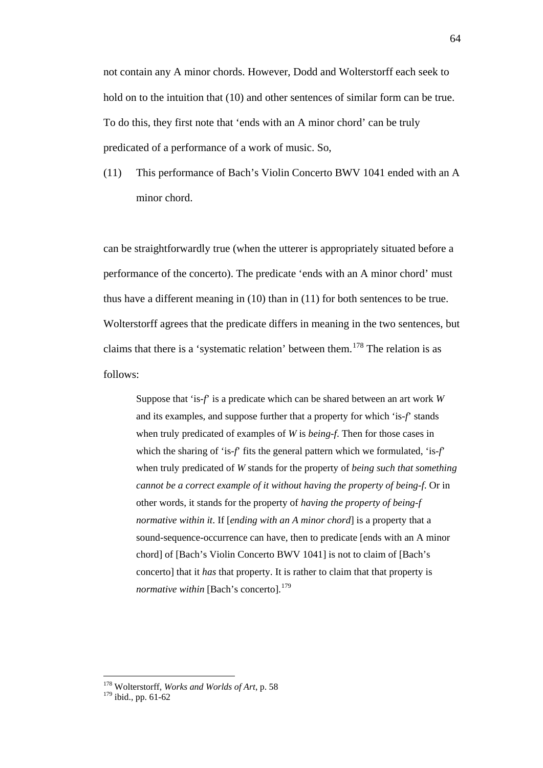not contain any A minor chords. However, Dodd and Wolterstorff each seek to hold on to the intuition that (10) and other sentences of similar form can be true. To do this, they first note that 'ends with an A minor chord' can be truly predicated of a performance of a work of music. So,

(11) This performance of Bach's Violin Concerto BWV 1041 ended with an A minor chord.

can be straightforwardly true (when the utterer is appropriately situated before a performance of the concerto). The predicate 'ends with an A minor chord' must thus have a different meaning in (10) than in (11) for both sentences to be true. Wolterstorff agrees that the predicate differs in meaning in the two sentences, but claims that there is a 'systematic relation' between them.[178] The relation is as follows:

> Suppose that 'is-*f*' is a predicate which can be shared between an art work *W* and its examples, and suppose further that a property for which 'is-*f*' stands when truly predicated of examples of *W* is *being-f*. Then for those cases in which the sharing of 'is-*f*' fits the general pattern which we formulated, 'is-*f*' when truly predicated of *W* stands for the property of *being such that something cannot be a correct example of it without having the property of being-f*. Or in other words, it stands for the property of *having the property of being-f normative within it*. If [*ending with an A minor chord*] is a property that a sound-sequence-occurrence can have, then to predicate [ends with an A minor chord] of [Bach's Violin Concerto BWV 1041] is not to claim of [Bach's concerto] that it *has* that property. It is rather to claim that that property is *normative within* [Bach's concerto].[179]

---

[178] Wolterstorff, *Works and Worlds of Art*, p. 58

[179] ibid., pp. 61-62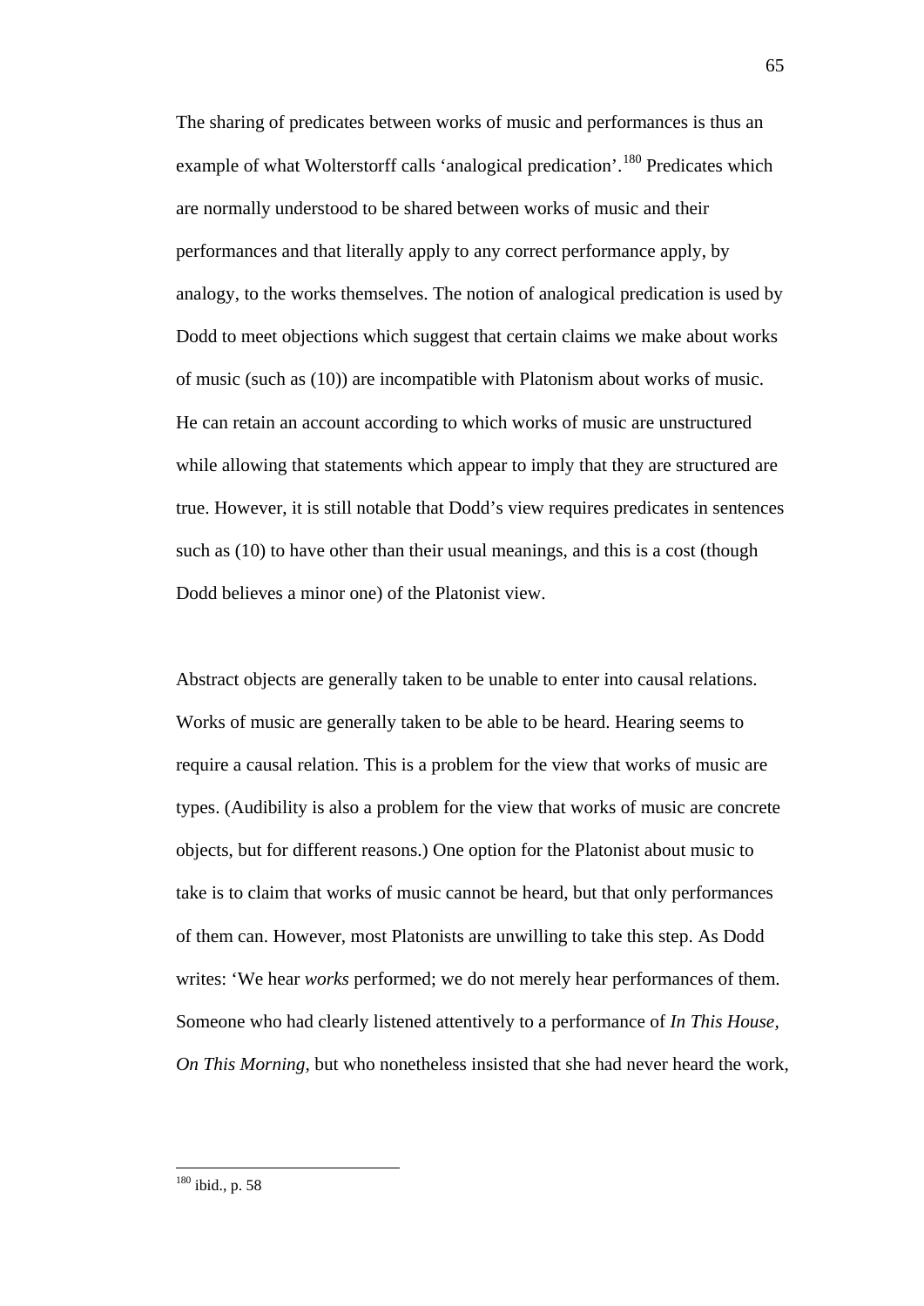The sharing of predicates between works of music and performances is thus an example of what Wolterstorff calls 'analogical predication'.[180] Predicates which are normally understood to be shared between works of music and their performances and that literally apply to any correct performance apply, by analogy, to the works themselves. The notion of analogical predication is used by Dodd to meet objections which suggest that certain claims we make about works of music (such as (10)) are incompatible with Platonism about works of music. He can retain an account according to which works of music are unstructured while allowing that statements which appear to imply that they are structured are true. However, it is still notable that Dodd's view requires predicates in sentences such as (10) to have other than their usual meanings, and this is a cost (though Dodd believes a minor one) of the Platonist view.

Abstract objects are generally taken to be unable to enter into causal relations. Works of music are generally taken to be able to be heard. Hearing seems to require a causal relation. This is a problem for the view that works of music are types. (Audibility is also a problem for the view that works of music are concrete objects, but for different reasons.) One option for the Platonist about music to take is to claim that works of music cannot be heard, but that only performances of them can. However, most Platonists are unwilling to take this step. As Dodd writes: 'We hear *works* performed; we do not merely hear performances of them. Someone who had clearly listened attentively to a performance of *In This House, On This Morning*, but who nonetheless insisted that she had never heard the work,

---

[180] ibid., p. 58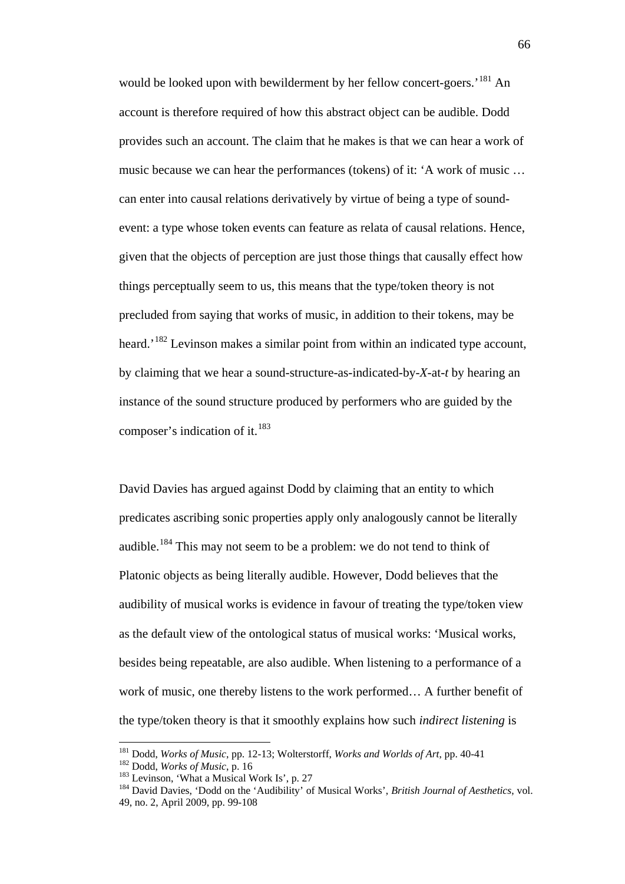would be looked upon with bewilderment by her fellow concert-goers.'[181] An account is therefore required of how this abstract object can be audible. Dodd provides such an account. The claim that he makes is that we can hear a work of music because we can hear the performances (tokens) of it: 'A work of music … can enter into causal relations derivatively by virtue of being a type of sound-event: a type whose token events can feature as relata of causal relations. Hence, given that the objects of perception are just those things that causally effect how things perceptually seem to us, this means that the type/token theory is not precluded from saying that works of music, in addition to their tokens, may be heard.'[182] Levinson makes a similar point from within an indicated type account, by claiming that we hear a sound-structure-as-indicated-by-*X*-at-*t* by hearing an instance of the sound structure produced by performers who are guided by the composer's indication of it.[183]

David Davies has argued against Dodd by claiming that an entity to which predicates ascribing sonic properties apply only analogously cannot be literally audible.[184] This may not seem to be a problem: we do not tend to think of Platonic objects as being literally audible. However, Dodd believes that the audibility of musical works is evidence in favour of treating the type/token view as the default view of the ontological status of musical works: 'Musical works, besides being repeatable, are also audible. When listening to a performance of a work of music, one thereby listens to the work performed… A further benefit of the type/token theory is that it smoothly explains how such *indirect listening* is

[181] Dodd, *Works of Music*, pp. 12-13; Wolterstorff, *Works and Worlds of Art*, pp. 40-41
[182] Dodd, *Works of Music*, p. 16
[183] Levinson, 'What a Musical Work Is', p. 27
[184] David Davies, 'Dodd on the 'Audibility' of Musical Works', *British Journal of Aesthetics*, vol. 49, no. 2, April 2009, pp. 99-108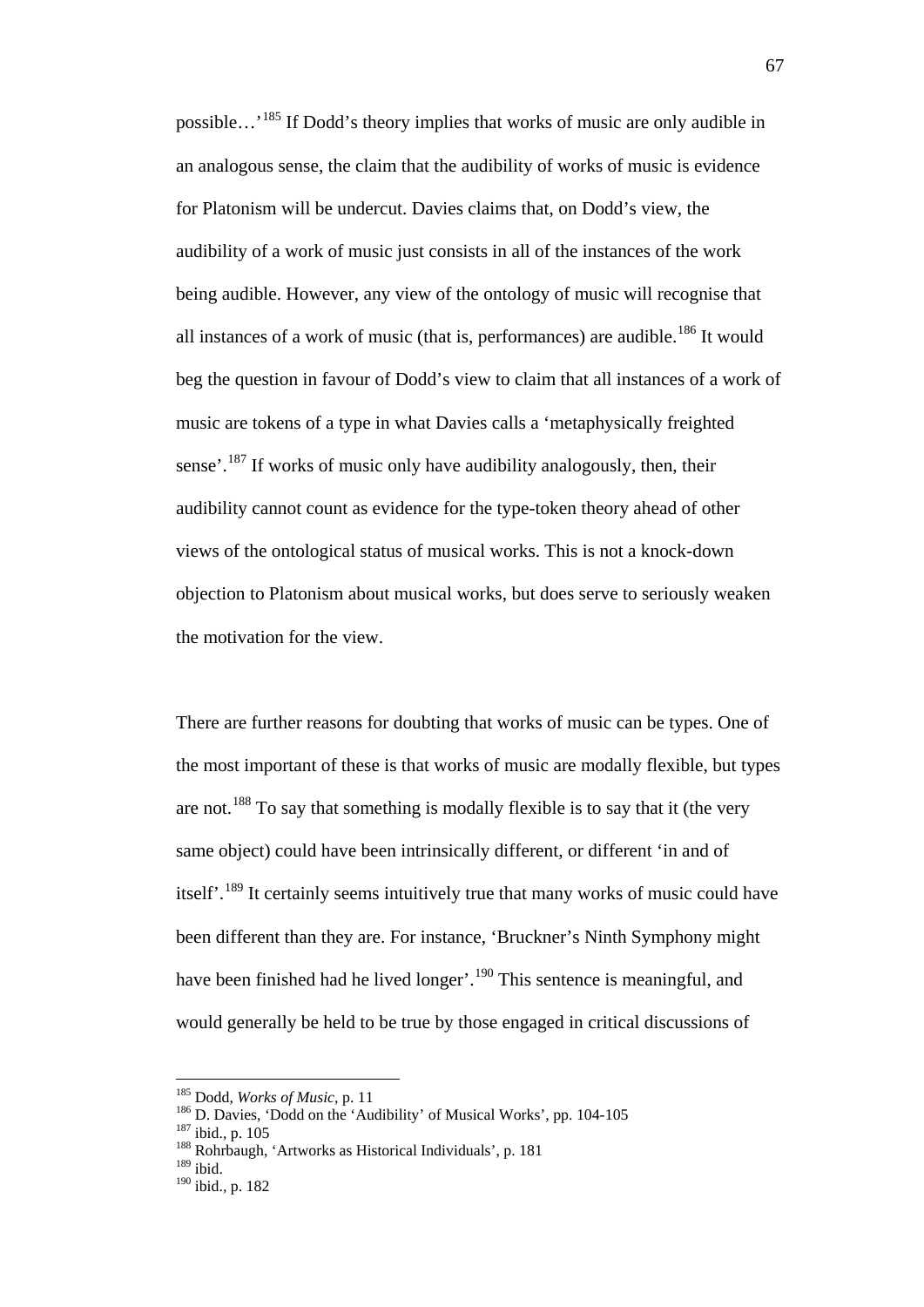possible…'[185] If Dodd's theory implies that works of music are only audible in an analogous sense, the claim that the audibility of works of music is evidence for Platonism will be undercut. Davies claims that, on Dodd's view, the audibility of a work of music just consists in all of the instances of the work being audible. However, any view of the ontology of music will recognise that all instances of a work of music (that is, performances) are audible.[186] It would beg the question in favour of Dodd's view to claim that all instances of a work of music are tokens of a type in what Davies calls a 'metaphysically freighted sense'.[187] If works of music only have audibility analogously, then, their audibility cannot count as evidence for the type-token theory ahead of other views of the ontological status of musical works. This is not a knock-down objection to Platonism about musical works, but does serve to seriously weaken the motivation for the view.

There are further reasons for doubting that works of music can be types. One of the most important of these is that works of music are modally flexible, but types are not.[188] To say that something is modally flexible is to say that it (the very same object) could have been intrinsically different, or different 'in and of itself'.[189] It certainly seems intuitively true that many works of music could have been different than they are. For instance, 'Bruckner's Ninth Symphony might have been finished had he lived longer'.[190] This sentence is meaningful, and would generally be held to be true by those engaged in critical discussions of

---

[185] Dodd, *Works of Music*, p. 11

[186] D. Davies, 'Dodd on the 'Audibility' of Musical Works', pp. 104-105

[187] ibid., p. 105

[188] Rohrbaugh, 'Artworks as Historical Individuals', p. 181

[189] ibid.

[190] ibid., p. 182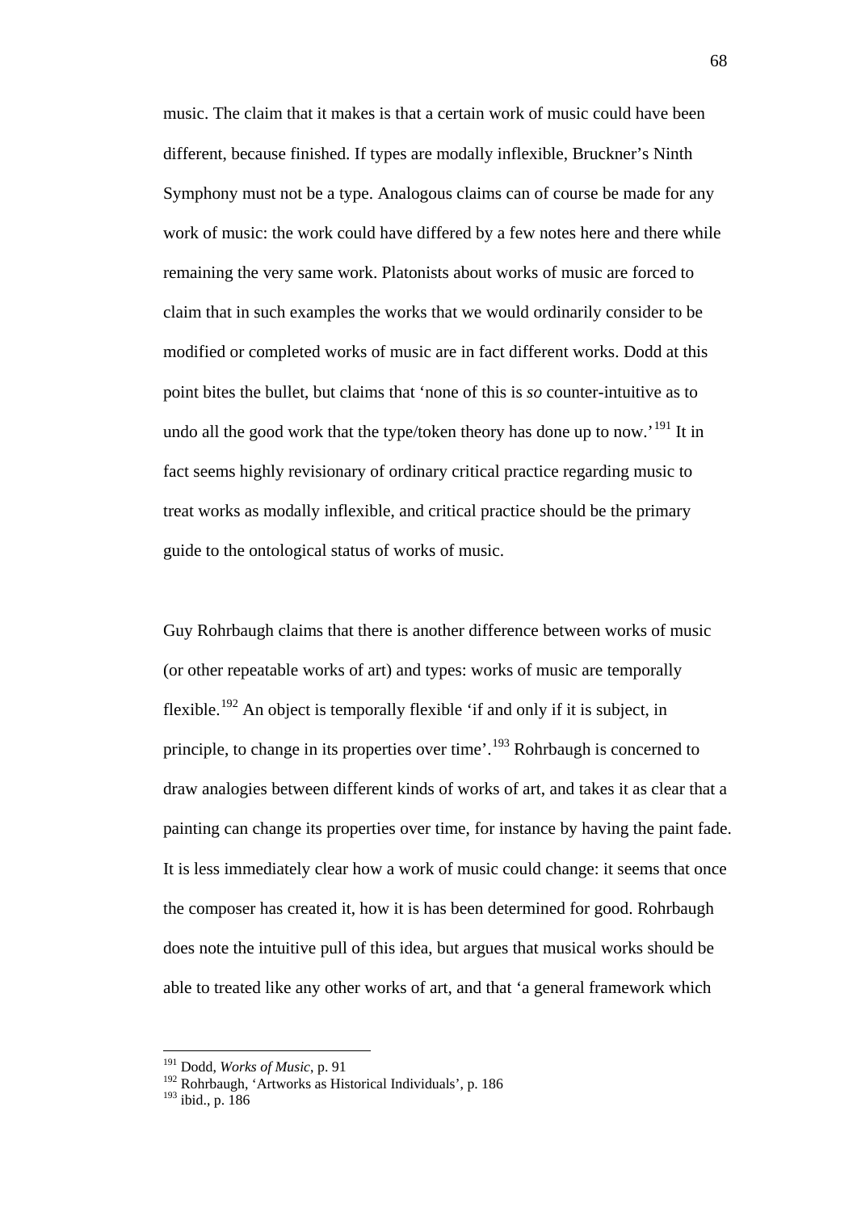music. The claim that it makes is that a certain work of music could have been different, because finished. If types are modally inflexible, Bruckner's Ninth Symphony must not be a type. Analogous claims can of course be made for any work of music: the work could have differed by a few notes here and there while remaining the very same work. Platonists about works of music are forced to claim that in such examples the works that we would ordinarily consider to be modified or completed works of music are in fact different works. Dodd at this point bites the bullet, but claims that 'none of this is *so* counter-intuitive as to undo all the good work that the type/token theory has done up to now.'[191] It in fact seems highly revisionary of ordinary critical practice regarding music to treat works as modally inflexible, and critical practice should be the primary guide to the ontological status of works of music.

Guy Rohrbaugh claims that there is another difference between works of music (or other repeatable works of art) and types: works of music are temporally flexible.[192] An object is temporally flexible 'if and only if it is subject, in principle, to change in its properties over time'.[193] Rohrbaugh is concerned to draw analogies between different kinds of works of art, and takes it as clear that a painting can change its properties over time, for instance by having the paint fade. It is less immediately clear how a work of music could change: it seems that once the composer has created it, how it is has been determined for good. Rohrbaugh does note the intuitive pull of this idea, but argues that musical works should be able to treated like any other works of art, and that 'a general framework which

---

[191] Dodd, *Works of Music*, p. 91
[192] Rohrbaugh, 'Artworks as Historical Individuals', p. 186
[193] ibid., p. 186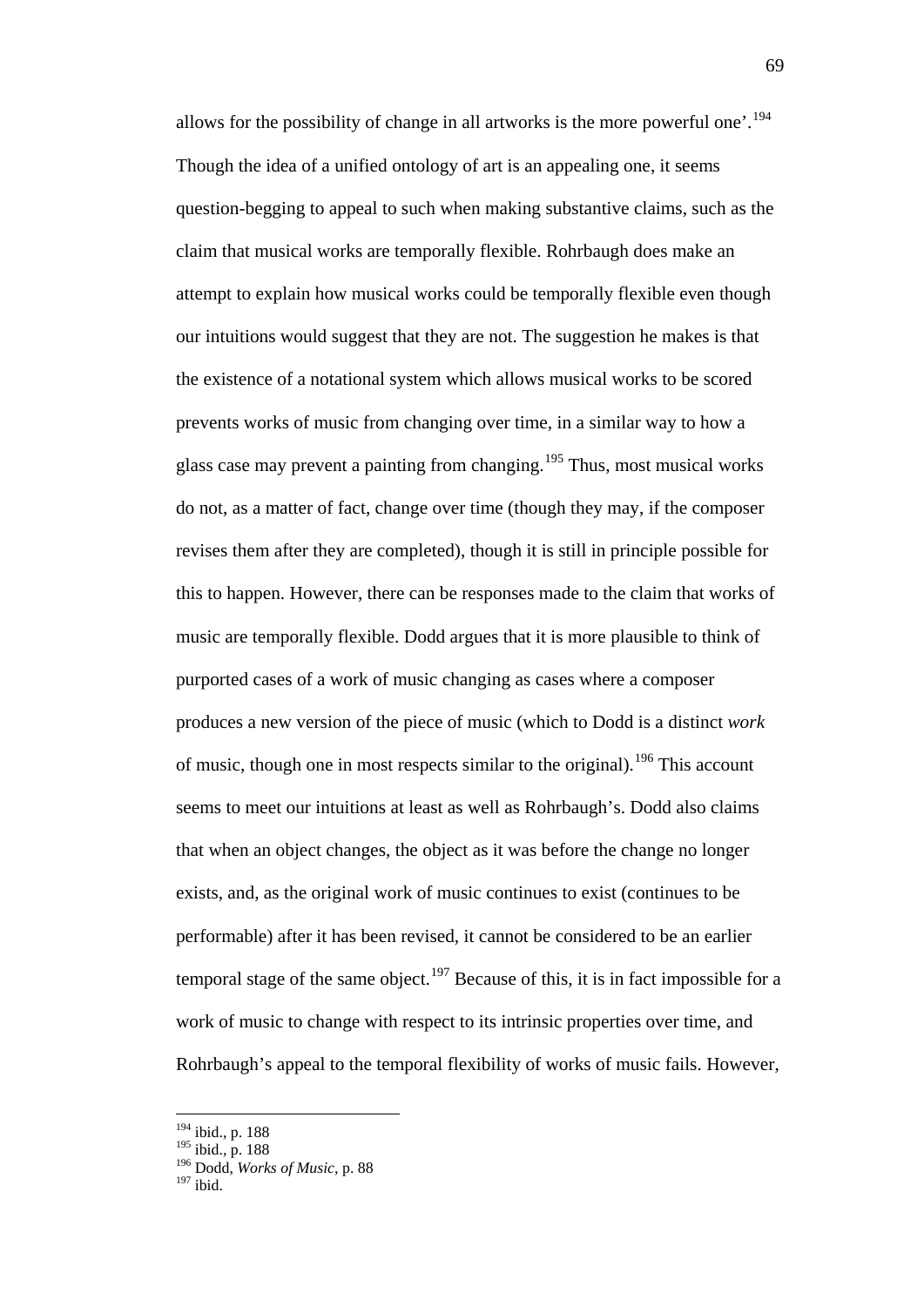allows for the possibility of change in all artworks is the more powerful one'.[194] Though the idea of a unified ontology of art is an appealing one, it seems question-begging to appeal to such when making substantive claims, such as the claim that musical works are temporally flexible. Rohrbaugh does make an attempt to explain how musical works could be temporally flexible even though our intuitions would suggest that they are not. The suggestion he makes is that the existence of a notational system which allows musical works to be scored prevents works of music from changing over time, in a similar way to how a glass case may prevent a painting from changing.[195] Thus, most musical works do not, as a matter of fact, change over time (though they may, if the composer revises them after they are completed), though it is still in principle possible for this to happen. However, there can be responses made to the claim that works of music are temporally flexible. Dodd argues that it is more plausible to think of purported cases of a work of music changing as cases where a composer produces a new version of the piece of music (which to Dodd is a distinct *work* of music, though one in most respects similar to the original).[196] This account seems to meet our intuitions at least as well as Rohrbaugh's. Dodd also claims that when an object changes, the object as it was before the change no longer exists, and, as the original work of music continues to exist (continues to be performable) after it has been revised, it cannot be considered to be an earlier temporal stage of the same object.[197] Because of this, it is in fact impossible for a work of music to change with respect to its intrinsic properties over time, and Rohrbaugh's appeal to the temporal flexibility of works of music fails. However,

---

[194] ibid., p. 188
[195] ibid., p. 188
[196] Dodd, *Works of Music*, p. 88
[197] ibid.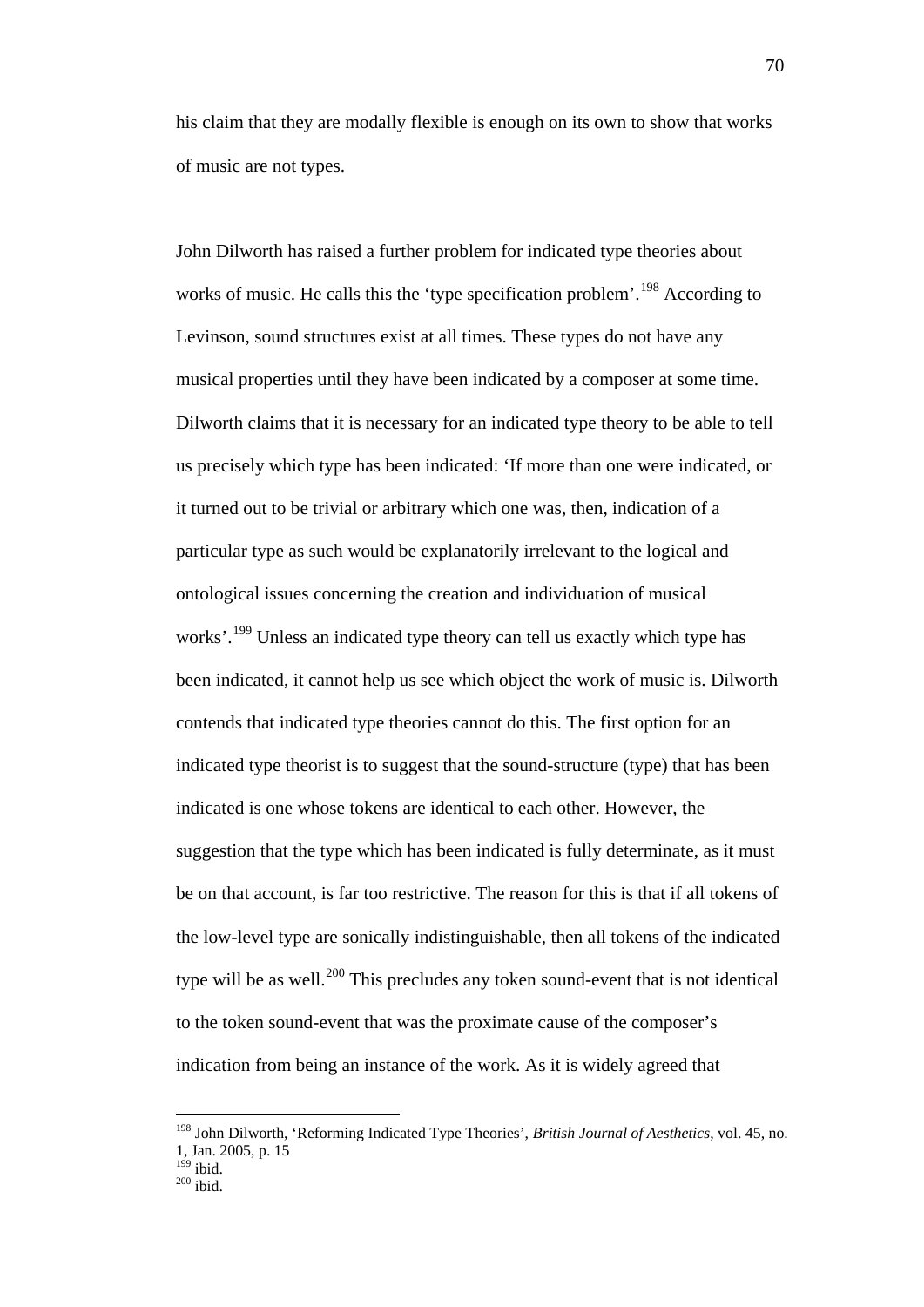his claim that they are modally flexible is enough on its own to show that works of music are not types.

John Dilworth has raised a further problem for indicated type theories about works of music. He calls this the 'type specification problem'.[198] According to Levinson, sound structures exist at all times. These types do not have any musical properties until they have been indicated by a composer at some time. Dilworth claims that it is necessary for an indicated type theory to be able to tell us precisely which type has been indicated: 'If more than one were indicated, or it turned out to be trivial or arbitrary which one was, then, indication of a particular type as such would be explanatorily irrelevant to the logical and ontological issues concerning the creation and individuation of musical works'.[199] Unless an indicated type theory can tell us exactly which type has been indicated, it cannot help us see which object the work of music is. Dilworth contends that indicated type theories cannot do this. The first option for an indicated type theorist is to suggest that the sound-structure (type) that has been indicated is one whose tokens are identical to each other. However, the suggestion that the type which has been indicated is fully determinate, as it must be on that account, is far too restrictive. The reason for this is that if all tokens of the low-level type are sonically indistinguishable, then all tokens of the indicated type will be as well.[200] This precludes any token sound-event that is not identical to the token sound-event that was the proximate cause of the composer's indication from being an instance of the work. As it is widely agreed that

---

[198] John Dilworth, 'Reforming Indicated Type Theories', *British Journal of Aesthetics*, vol. 45, no. 1, Jan. 2005, p. 15
[199] ibid.
[200] ibid.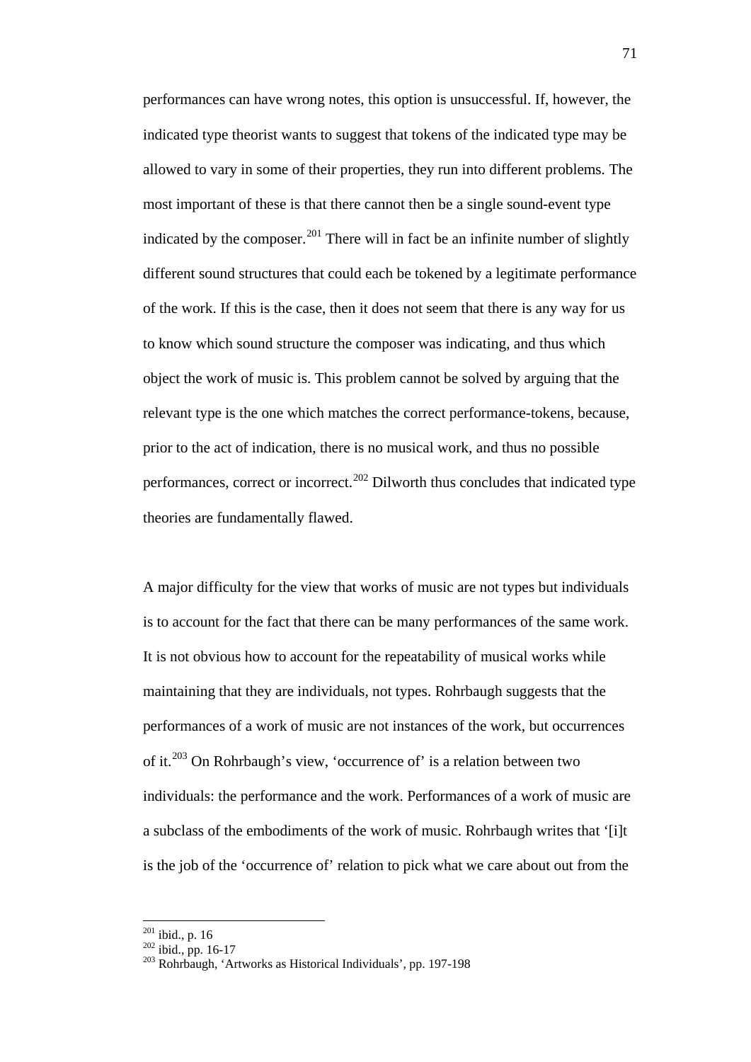performances can have wrong notes, this option is unsuccessful. If, however, the indicated type theorist wants to suggest that tokens of the indicated type may be allowed to vary in some of their properties, they run into different problems. The most important of these is that there cannot then be a single sound-event type indicated by the composer.[201] There will in fact be an infinite number of slightly different sound structures that could each be tokened by a legitimate performance of the work. If this is the case, then it does not seem that there is any way for us to know which sound structure the composer was indicating, and thus which object the work of music is. This problem cannot be solved by arguing that the relevant type is the one which matches the correct performance-tokens, because, prior to the act of indication, there is no musical work, and thus no possible performances, correct or incorrect.[202] Dilworth thus concludes that indicated type theories are fundamentally flawed.

A major difficulty for the view that works of music are not types but individuals is to account for the fact that there can be many performances of the same work. It is not obvious how to account for the repeatability of musical works while maintaining that they are individuals, not types. Rohrbaugh suggests that the performances of a work of music are not instances of the work, but occurrences of it.[203] On Rohrbaugh's view, 'occurrence of' is a relation between two individuals: the performance and the work. Performances of a work of music are a subclass of the embodiments of the work of music. Rohrbaugh writes that '[i]t is the job of the 'occurrence of' relation to pick what we care about out from the

---

[201] ibid., p. 16

[202] ibid., pp. 16-17

[203] Rohrbaugh, 'Artworks as Historical Individuals', pp. 197-198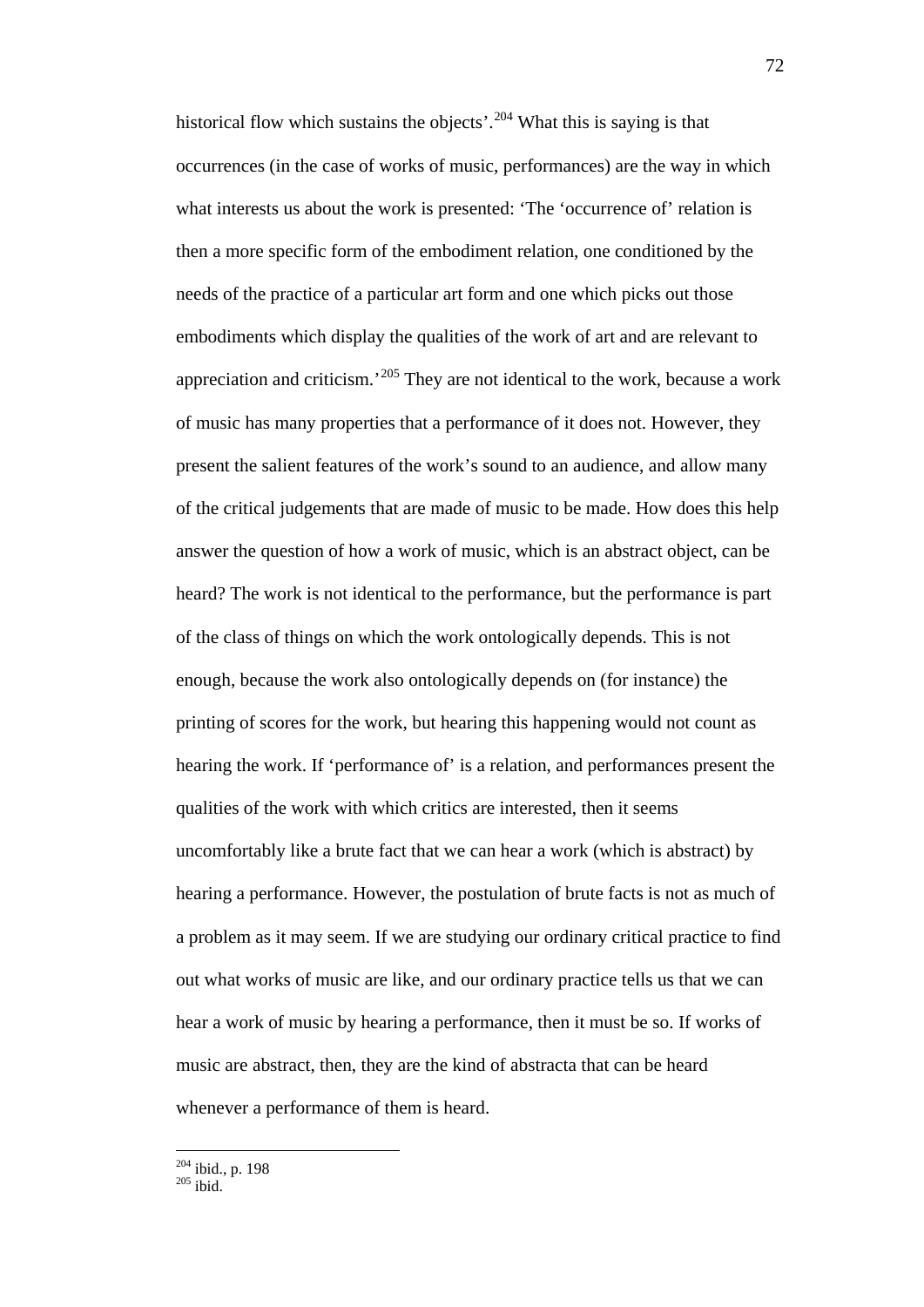historical flow which sustains the objects'.[204] What this is saying is that occurrences (in the case of works of music, performances) are the way in which what interests us about the work is presented: 'The 'occurrence of' relation is then a more specific form of the embodiment relation, one conditioned by the needs of the practice of a particular art form and one which picks out those embodiments which display the qualities of the work of art and are relevant to appreciation and criticism.'[205] They are not identical to the work, because a work of music has many properties that a performance of it does not. However, they present the salient features of the work's sound to an audience, and allow many of the critical judgements that are made of music to be made. How does this help answer the question of how a work of music, which is an abstract object, can be heard? The work is not identical to the performance, but the performance is part of the class of things on which the work ontologically depends. This is not enough, because the work also ontologically depends on (for instance) the printing of scores for the work, but hearing this happening would not count as hearing the work. If 'performance of' is a relation, and performances present the qualities of the work with which critics are interested, then it seems uncomfortably like a brute fact that we can hear a work (which is abstract) by hearing a performance. However, the postulation of brute facts is not as much of a problem as it may seem. If we are studying our ordinary critical practice to find out what works of music are like, and our ordinary practice tells us that we can hear a work of music by hearing a performance, then it must be so. If works of music are abstract, then, they are the kind of abstracta that can be heard whenever a performance of them is heard.

---

[204] ibid., p. 198
[205] ibid.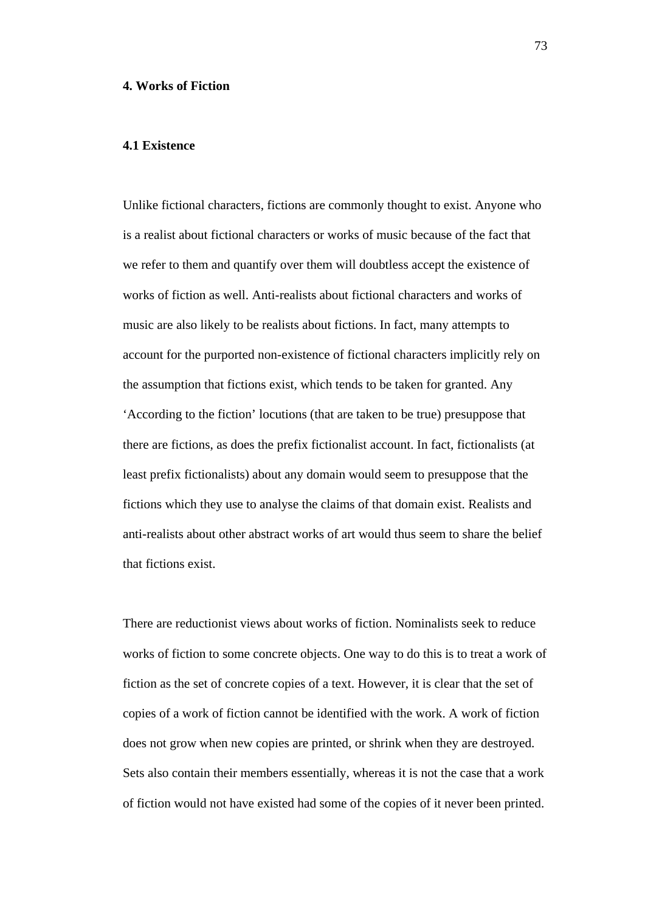## 4. Works of Fiction

### 4.1 Existence

Unlike fictional characters, fictions are commonly thought to exist. Anyone who is a realist about fictional characters or works of music because of the fact that we refer to them and quantify over them will doubtless accept the existence of works of fiction as well. Anti-realists about fictional characters and works of music are also likely to be realists about fictions. In fact, many attempts to account for the purported non-existence of fictional characters implicitly rely on the assumption that fictions exist, which tends to be taken for granted. Any 'According to the fiction' locutions (that are taken to be true) presuppose that there are fictions, as does the prefix fictionalist account. In fact, fictionalists (at least prefix fictionalists) about any domain would seem to presuppose that the fictions which they use to analyse the claims of that domain exist. Realists and anti-realists about other abstract works of art would thus seem to share the belief that fictions exist.

There are reductionist views about works of fiction. Nominalists seek to reduce works of fiction to some concrete objects. One way to do this is to treat a work of fiction as the set of concrete copies of a text. However, it is clear that the set of copies of a work of fiction cannot be identified with the work. A work of fiction does not grow when new copies are printed, or shrink when they are destroyed. Sets also contain their members essentially, whereas it is not the case that a work of fiction would not have existed had some of the copies of it never been printed.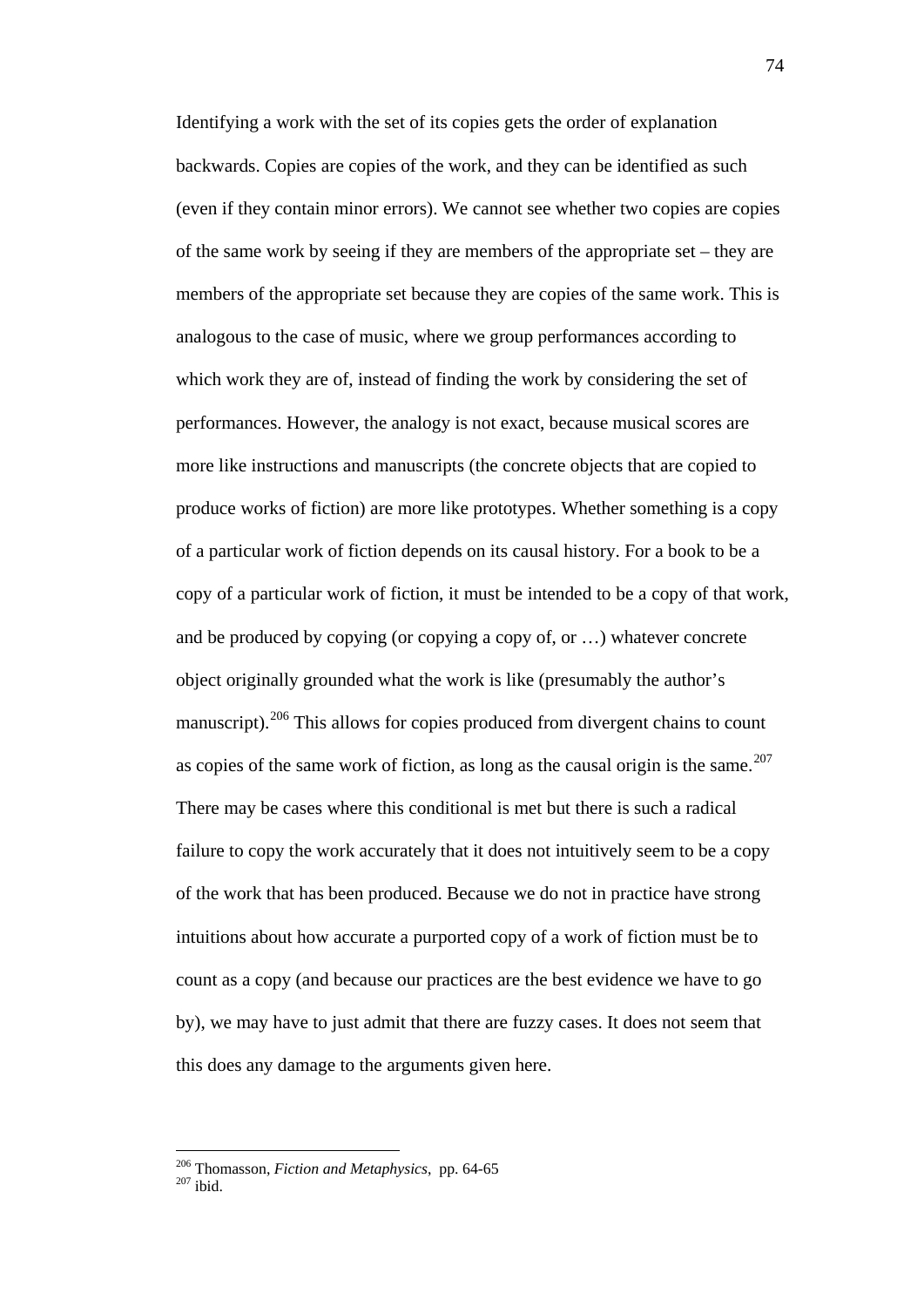Identifying a work with the set of its copies gets the order of explanation backwards. Copies are copies of the work, and they can be identified as such (even if they contain minor errors). We cannot see whether two copies are copies of the same work by seeing if they are members of the appropriate set – they are members of the appropriate set because they are copies of the same work. This is analogous to the case of music, where we group performances according to which work they are of, instead of finding the work by considering the set of performances. However, the analogy is not exact, because musical scores are more like instructions and manuscripts (the concrete objects that are copied to produce works of fiction) are more like prototypes. Whether something is a copy of a particular work of fiction depends on its causal history. For a book to be a copy of a particular work of fiction, it must be intended to be a copy of that work, and be produced by copying (or copying a copy of, or …) whatever concrete object originally grounded what the work is like (presumably the author's manuscript).[206] This allows for copies produced from divergent chains to count as copies of the same work of fiction, as long as the causal origin is the same.[207] There may be cases where this conditional is met but there is such a radical failure to copy the work accurately that it does not intuitively seem to be a copy of the work that has been produced. Because we do not in practice have strong intuitions about how accurate a purported copy of a work of fiction must be to count as a copy (and because our practices are the best evidence we have to go by), we may have to just admit that there are fuzzy cases. It does not seem that this does any damage to the arguments given here.

---

[206] Thomasson, *Fiction and Metaphysics*, pp. 64-65

[207] ibid.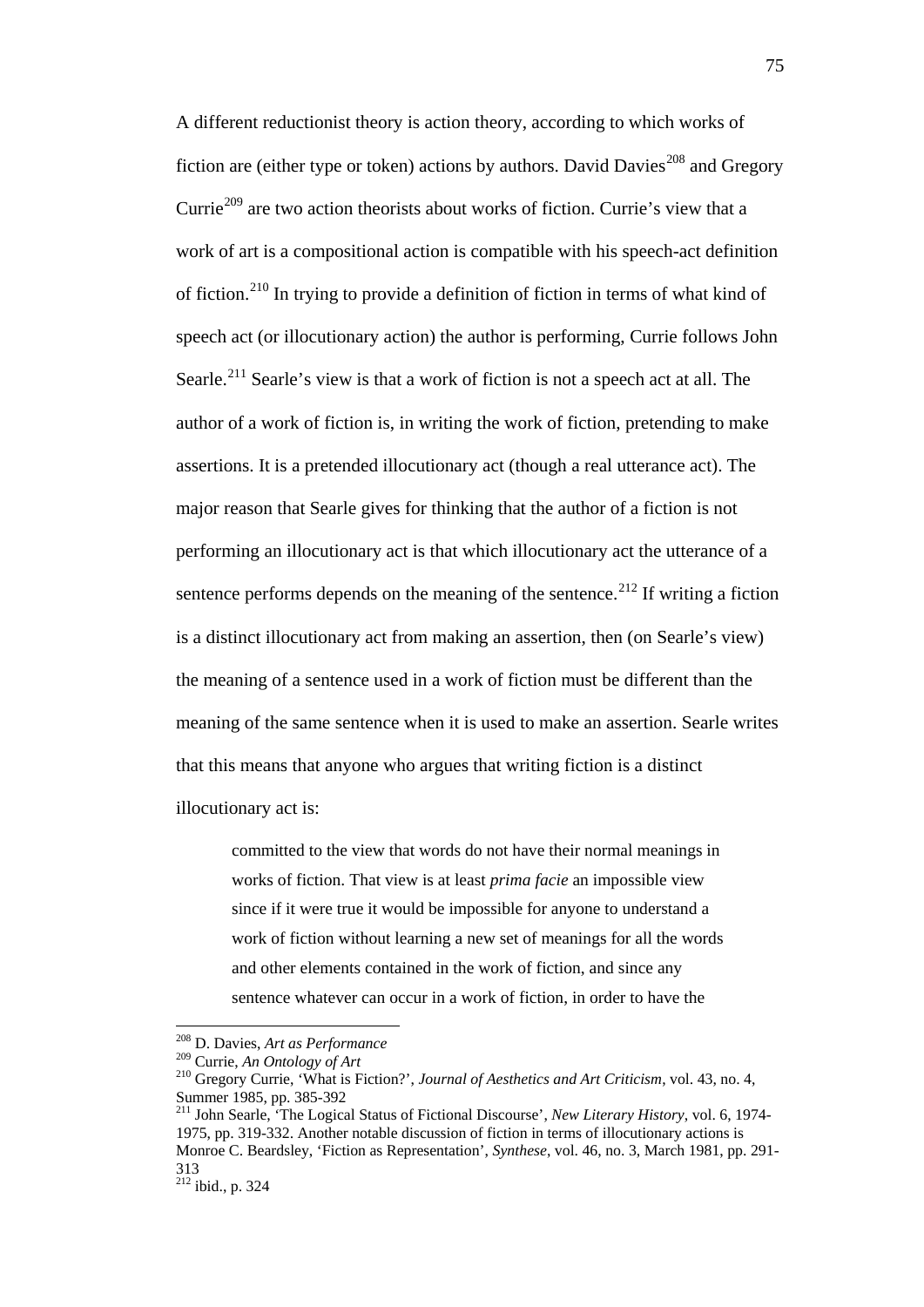A different reductionist theory is action theory, according to which works of fiction are (either type or token) actions by authors. David Davies[208] and Gregory Currie[209] are two action theorists about works of fiction. Currie's view that a work of art is a compositional action is compatible with his speech-act definition of fiction.[210] In trying to provide a definition of fiction in terms of what kind of speech act (or illocutionary action) the author is performing, Currie follows John Searle.[211] Searle's view is that a work of fiction is not a speech act at all. The author of a work of fiction is, in writing the work of fiction, pretending to make assertions. It is a pretended illocutionary act (though a real utterance act). The major reason that Searle gives for thinking that the author of a fiction is not performing an illocutionary act is that which illocutionary act the utterance of a sentence performs depends on the meaning of the sentence.[212] If writing a fiction is a distinct illocutionary act from making an assertion, then (on Searle's view) the meaning of a sentence used in a work of fiction must be different than the meaning of the same sentence when it is used to make an assertion. Searle writes that this means that anyone who argues that writing fiction is a distinct illocutionary act is:

> committed to the view that words do not have their normal meanings in works of fiction. That view is at least *prima facie* an impossible view since if it were true it would be impossible for anyone to understand a work of fiction without learning a new set of meanings for all the words and other elements contained in the work of fiction, and since any sentence whatever can occur in a work of fiction, in order to have the

---

[208] D. Davies, *Art as Performance*

[209] Currie, *An Ontology of Art*

[210] Gregory Currie, 'What is Fiction?', *Journal of Aesthetics and Art Criticism*, vol. 43, no. 4, Summer 1985, pp. 385-392

[211] John Searle, 'The Logical Status of Fictional Discourse', *New Literary History*, vol. 6, 1974-1975, pp. 319-332. Another notable discussion of fiction in terms of illocutionary actions is Monroe C. Beardsley, 'Fiction as Representation', *Synthese*, vol. 46, no. 3, March 1981, pp. 291-313

[212] ibid., p. 324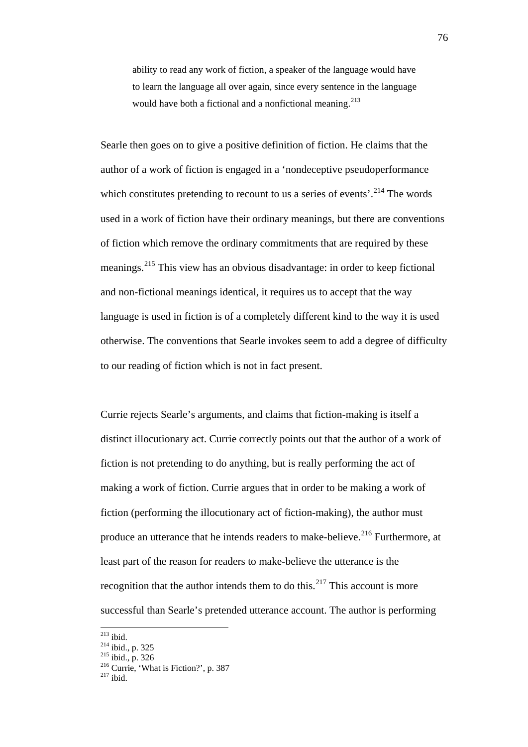> ability to read any work of fiction, a speaker of the language would have to learn the language all over again, since every sentence in the language would have both a fictional and a nonfictional meaning.[213]

Searle then goes on to give a positive definition of fiction. He claims that the author of a work of fiction is engaged in a 'nondeceptive pseudoperformance which constitutes pretending to recount to us a series of events'.[214] The words used in a work of fiction have their ordinary meanings, but there are conventions of fiction which remove the ordinary commitments that are required by these meanings.[215] This view has an obvious disadvantage: in order to keep fictional and non-fictional meanings identical, it requires us to accept that the way language is used in fiction is of a completely different kind to the way it is used otherwise. The conventions that Searle invokes seem to add a degree of difficulty to our reading of fiction which is not in fact present.

Currie rejects Searle's arguments, and claims that fiction-making is itself a distinct illocutionary act. Currie correctly points out that the author of a work of fiction is not pretending to do anything, but is really performing the act of making a work of fiction. Currie argues that in order to be making a work of fiction (performing the illocutionary act of fiction-making), the author must produce an utterance that he intends readers to make-believe.[216] Furthermore, at least part of the reason for readers to make-believe the utterance is the recognition that the author intends them to do this.[217] This account is more successful than Searle's pretended utterance account. The author is performing

---

[213] ibid.

[214] ibid., p. 325

[215] ibid., p. 326

[216] Currie, 'What is Fiction?', p. 387

[217] ibid.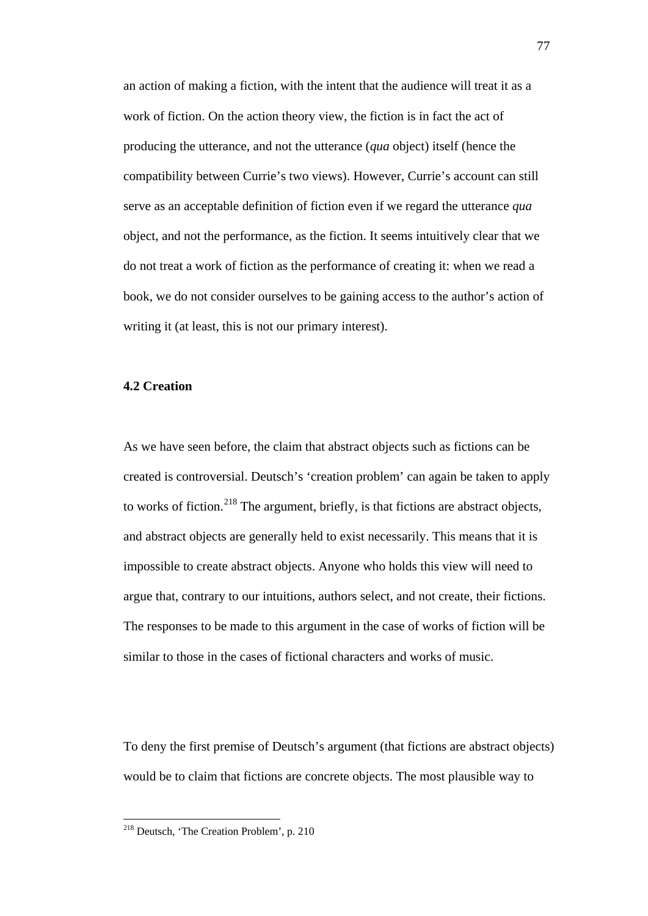an action of making a fiction, with the intent that the audience will treat it as a work of fiction. On the action theory view, the fiction is in fact the act of producing the utterance, and not the utterance (*qua* object) itself (hence the compatibility between Currie's two views). However, Currie's account can still serve as an acceptable definition of fiction even if we regard the utterance *qua* object, and not the performance, as the fiction. It seems intuitively clear that we do not treat a work of fiction as the performance of creating it: when we read a book, we do not consider ourselves to be gaining access to the author's action of writing it (at least, this is not our primary interest).

### 4.2 Creation

As we have seen before, the claim that abstract objects such as fictions can be created is controversial. Deutsch's 'creation problem' can again be taken to apply to works of fiction.[218] The argument, briefly, is that fictions are abstract objects, and abstract objects are generally held to exist necessarily. This means that it is impossible to create abstract objects. Anyone who holds this view will need to argue that, contrary to our intuitions, authors select, and not create, their fictions. The responses to be made to this argument in the case of works of fiction will be similar to those in the cases of fictional characters and works of music.

To deny the first premise of Deutsch's argument (that fictions are abstract objects) would be to claim that fictions are concrete objects. The most plausible way to

[218] Deutsch, 'The Creation Problem', p. 210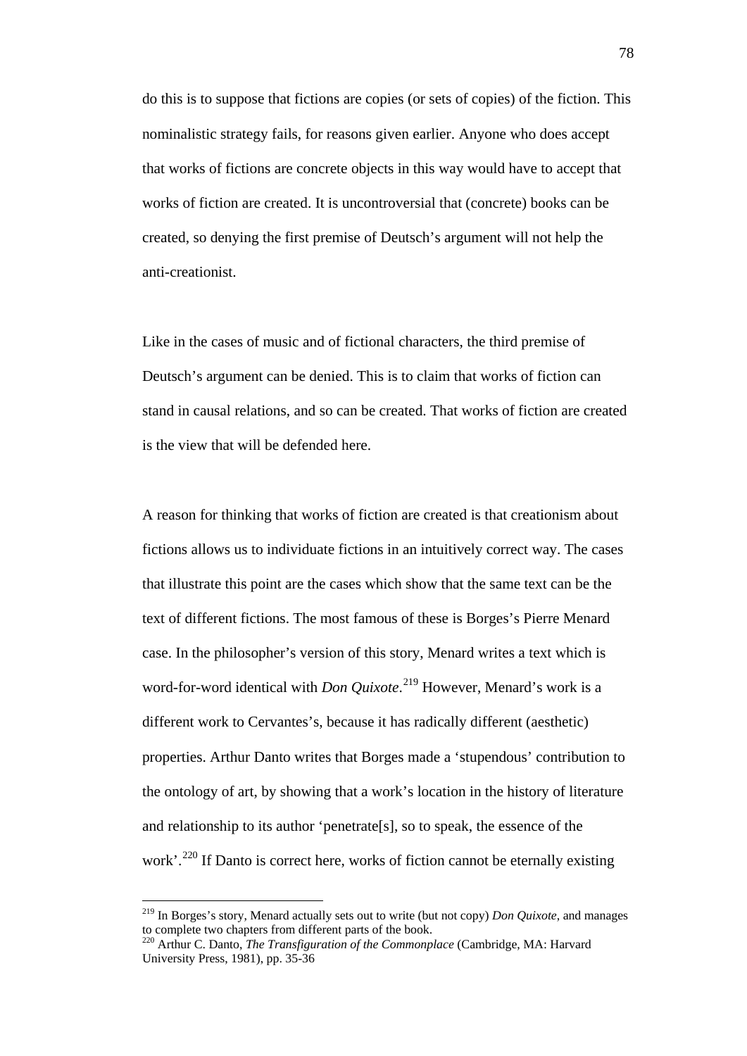do this is to suppose that fictions are copies (or sets of copies) of the fiction. This nominalistic strategy fails, for reasons given earlier. Anyone who does accept that works of fictions are concrete objects in this way would have to accept that works of fiction are created. It is uncontroversial that (concrete) books can be created, so denying the first premise of Deutsch's argument will not help the anti-creationist.

Like in the cases of music and of fictional characters, the third premise of Deutsch's argument can be denied. This is to claim that works of fiction can stand in causal relations, and so can be created. That works of fiction are created is the view that will be defended here.

A reason for thinking that works of fiction are created is that creationism about fictions allows us to individuate fictions in an intuitively correct way. The cases that illustrate this point are the cases which show that the same text can be the text of different fictions. The most famous of these is Borges's Pierre Menard case. In the philosopher's version of this story, Menard writes a text which is word-for-word identical with *Don Quixote*.[219] However, Menard's work is a different work to Cervantes's, because it has radically different (aesthetic) properties. Arthur Danto writes that Borges made a 'stupendous' contribution to the ontology of art, by showing that a work's location in the history of literature and relationship to its author 'penetrate[s], so to speak, the essence of the work'.[220] If Danto is correct here, works of fiction cannot be eternally existing

---

[219] In Borges's story, Menard actually sets out to write (but not copy) *Don Quixote*, and manages to complete two chapters from different parts of the book.

[220] Arthur C. Danto, *The Transfiguration of the Commonplace* (Cambridge, MA: Harvard University Press, 1981), pp. 35-36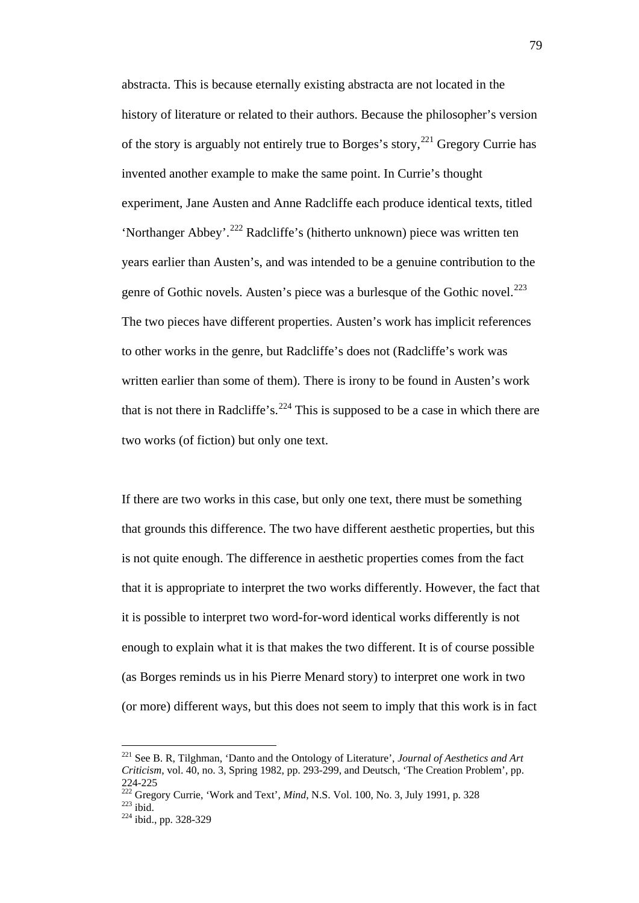abstracta. This is because eternally existing abstracta are not located in the history of literature or related to their authors. Because the philosopher's version of the story is arguably not entirely true to Borges's story,[221] Gregory Currie has invented another example to make the same point. In Currie's thought experiment, Jane Austen and Anne Radcliffe each produce identical texts, titled 'Northanger Abbey'.[222] Radcliffe's (hitherto unknown) piece was written ten years earlier than Austen's, and was intended to be a genuine contribution to the genre of Gothic novels. Austen's piece was a burlesque of the Gothic novel.[223] The two pieces have different properties. Austen's work has implicit references to other works in the genre, but Radcliffe's does not (Radcliffe's work was written earlier than some of them). There is irony to be found in Austen's work that is not there in Radcliffe's.[224] This is supposed to be a case in which there are two works (of fiction) but only one text.

If there are two works in this case, but only one text, there must be something that grounds this difference. The two have different aesthetic properties, but this is not quite enough. The difference in aesthetic properties comes from the fact that it is appropriate to interpret the two works differently. However, the fact that it is possible to interpret two word-for-word identical works differently is not enough to explain what it is that makes the two different. It is of course possible (as Borges reminds us in his Pierre Menard story) to interpret one work in two (or more) different ways, but this does not seem to imply that this work is in fact

---

[221] See B. R, Tilghman, 'Danto and the Ontology of Literature', *Journal of Aesthetics and Art Criticism*, vol. 40, no. 3, Spring 1982, pp. 293-299, and Deutsch, 'The Creation Problem', pp. 224-225

[222] Gregory Currie, 'Work and Text', *Mind*, N.S. Vol. 100, No. 3, July 1991, p. 328

[223] ibid.

[224] ibid., pp. 328-329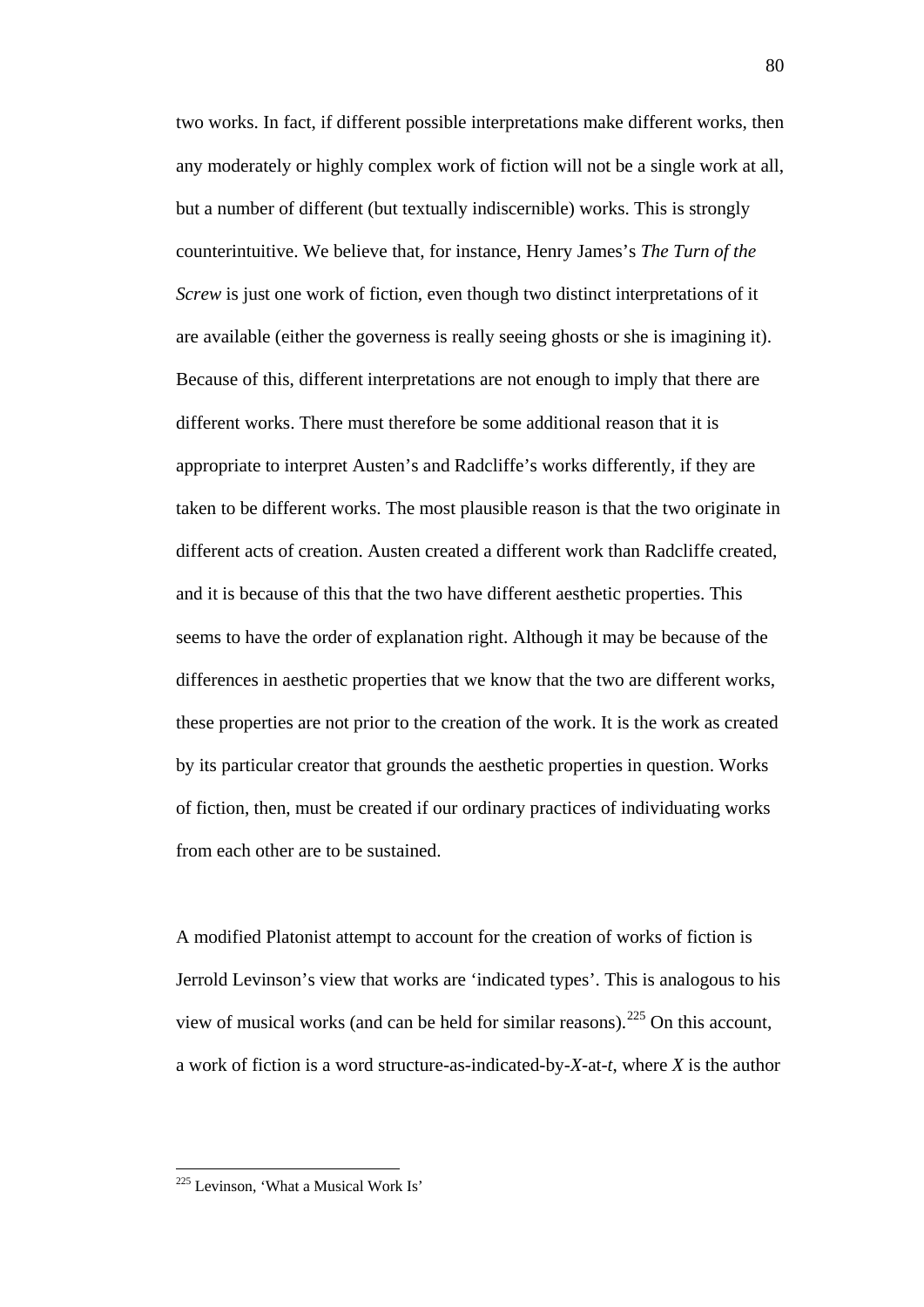two works. In fact, if different possible interpretations make different works, then any moderately or highly complex work of fiction will not be a single work at all, but a number of different (but textually indiscernible) works. This is strongly counterintuitive. We believe that, for instance, Henry James's *The Turn of the Screw* is just one work of fiction, even though two distinct interpretations of it are available (either the governess is really seeing ghosts or she is imagining it). Because of this, different interpretations are not enough to imply that there are different works. There must therefore be some additional reason that it is appropriate to interpret Austen's and Radcliffe's works differently, if they are taken to be different works. The most plausible reason is that the two originate in different acts of creation. Austen created a different work than Radcliffe created, and it is because of this that the two have different aesthetic properties. This seems to have the order of explanation right. Although it may be because of the differences in aesthetic properties that we know that the two are different works, these properties are not prior to the creation of the work. It is the work as created by its particular creator that grounds the aesthetic properties in question. Works of fiction, then, must be created if our ordinary practices of individuating works from each other are to be sustained.

A modified Platonist attempt to account for the creation of works of fiction is Jerrold Levinson's view that works are 'indicated types'. This is analogous to his view of musical works (and can be held for similar reasons).[225] On this account, a work of fiction is a word structure-as-indicated-by-*X*-at-*t*, where *X* is the author

---

[225] Levinson, 'What a Musical Work Is'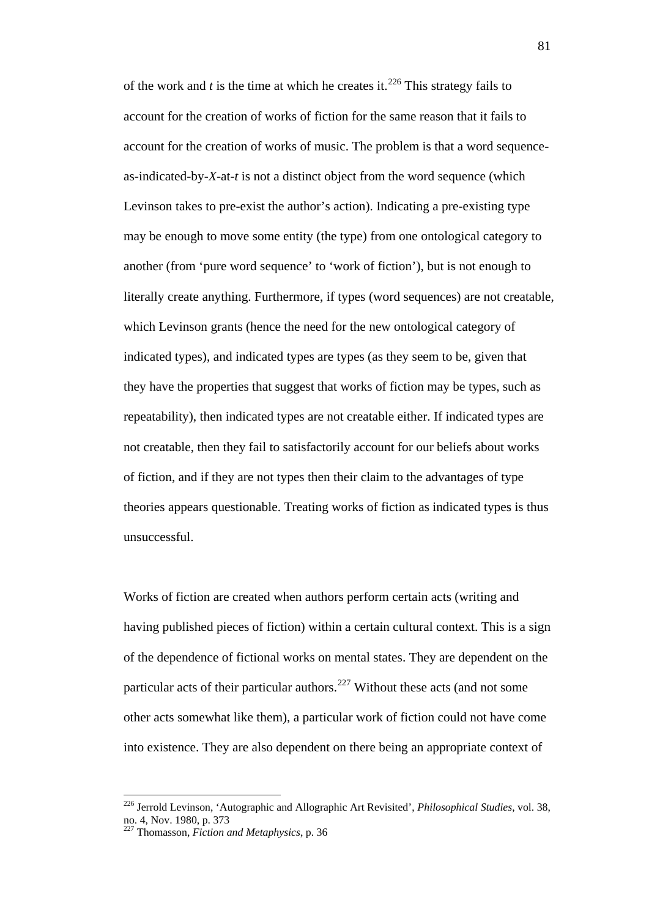of the work and *t* is the time at which he creates it.[226] This strategy fails to account for the creation of works of fiction for the same reason that it fails to account for the creation of works of music. The problem is that a word sequence-as-indicated-by-*X*-at-*t* is not a distinct object from the word sequence (which Levinson takes to pre-exist the author's action). Indicating a pre-existing type may be enough to move some entity (the type) from one ontological category to another (from 'pure word sequence' to 'work of fiction'), but is not enough to literally create anything. Furthermore, if types (word sequences) are not creatable, which Levinson grants (hence the need for the new ontological category of indicated types), and indicated types are types (as they seem to be, given that they have the properties that suggest that works of fiction may be types, such as repeatability), then indicated types are not creatable either. If indicated types are not creatable, then they fail to satisfactorily account for our beliefs about works of fiction, and if they are not types then their claim to the advantages of type theories appears questionable. Treating works of fiction as indicated types is thus unsuccessful.

Works of fiction are created when authors perform certain acts (writing and having published pieces of fiction) within a certain cultural context. This is a sign of the dependence of fictional works on mental states. They are dependent on the particular acts of their particular authors.[227] Without these acts (and not some other acts somewhat like them), a particular work of fiction could not have come into existence. They are also dependent on there being an appropriate context of

---

[226] Jerrold Levinson, 'Autographic and Allographic Art Revisited', *Philosophical Studies*, vol. 38, no. 4, Nov. 1980, p. 373

[227] Thomasson, *Fiction and Metaphysics*, p. 36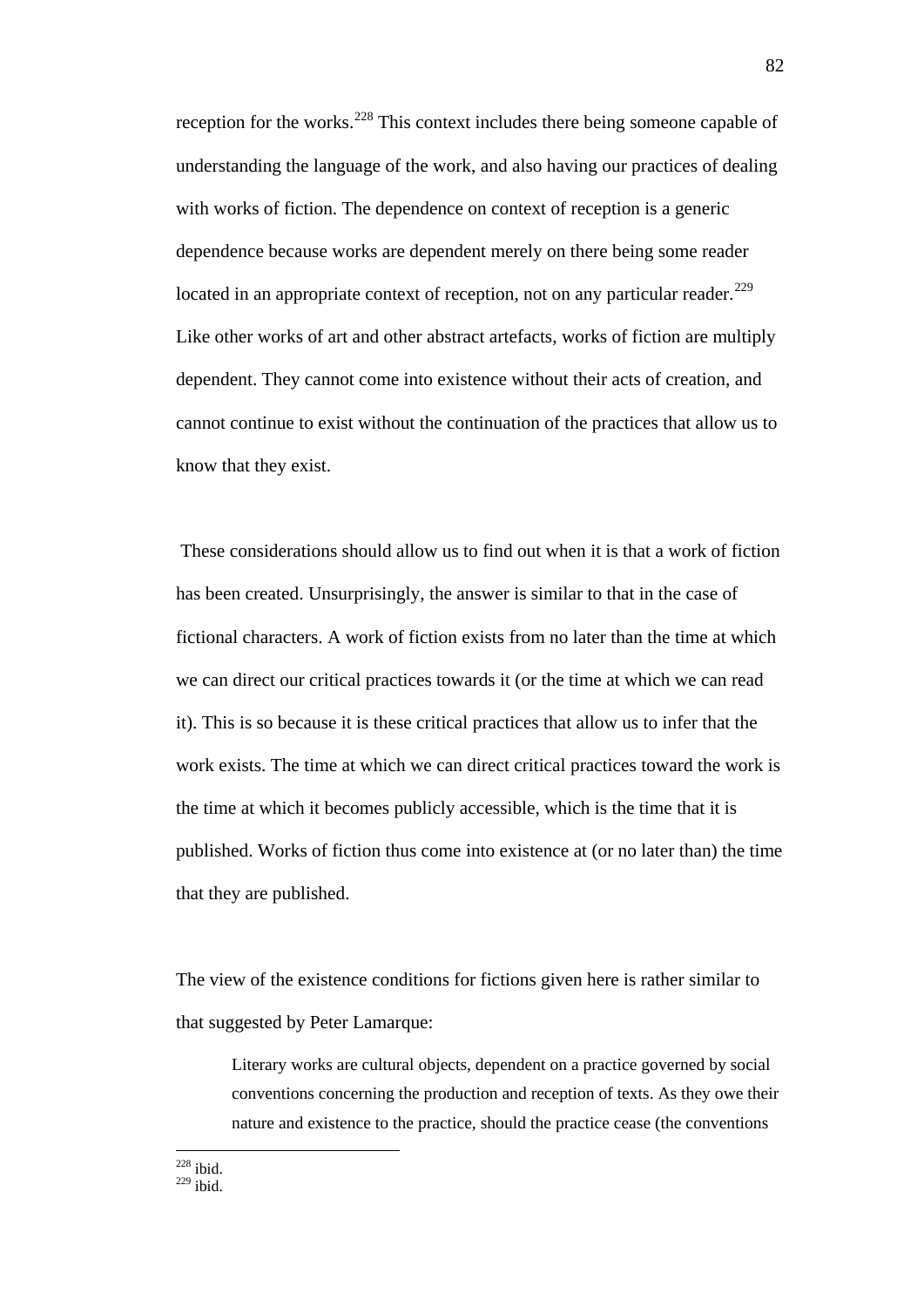reception for the works.[228] This context includes there being someone capable of understanding the language of the work, and also having our practices of dealing with works of fiction. The dependence on context of reception is a generic dependence because works are dependent merely on there being some reader located in an appropriate context of reception, not on any particular reader.[229] Like other works of art and other abstract artefacts, works of fiction are multiply dependent. They cannot come into existence without their acts of creation, and cannot continue to exist without the continuation of the practices that allow us to know that they exist.

These considerations should allow us to find out when it is that a work of fiction has been created. Unsurprisingly, the answer is similar to that in the case of fictional characters. A work of fiction exists from no later than the time at which we can direct our critical practices towards it (or the time at which we can read it). This is so because it is these critical practices that allow us to infer that the work exists. The time at which we can direct critical practices toward the work is the time at which it becomes publicly accessible, which is the time that it is published. Works of fiction thus come into existence at (or no later than) the time that they are published.

The view of the existence conditions for fictions given here is rather similar to that suggested by Peter Lamarque:

> Literary works are cultural objects, dependent on a practice governed by social conventions concerning the production and reception of texts. As they owe their nature and existence to the practice, should the practice cease (the conventions

[228] ibid.
[229] ibid.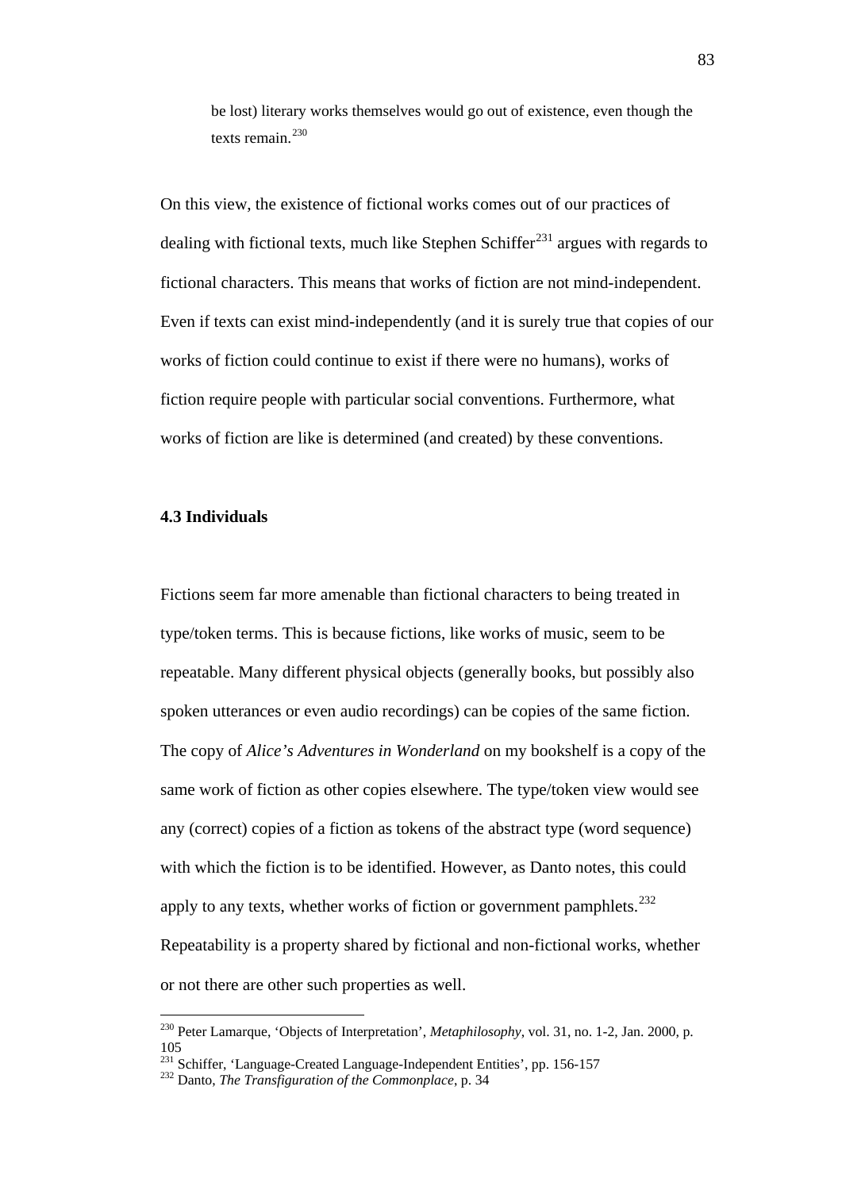> be lost) literary works themselves would go out of existence, even though the texts remain.[230]

On this view, the existence of fictional works comes out of our practices of dealing with fictional texts, much like Stephen Schiffer[231] argues with regards to fictional characters. This means that works of fiction are not mind-independent. Even if texts can exist mind-independently (and it is surely true that copies of our works of fiction could continue to exist if there were no humans), works of fiction require people with particular social conventions. Furthermore, what works of fiction are like is determined (and created) by these conventions.

### 4.3 Individuals

Fictions seem far more amenable than fictional characters to being treated in type/token terms. This is because fictions, like works of music, seem to be repeatable. Many different physical objects (generally books, but possibly also spoken utterances or even audio recordings) can be copies of the same fiction. The copy of *Alice's Adventures in Wonderland* on my bookshelf is a copy of the same work of fiction as other copies elsewhere. The type/token view would see any (correct) copies of a fiction as tokens of the abstract type (word sequence) with which the fiction is to be identified. However, as Danto notes, this could apply to any texts, whether works of fiction or government pamphlets.[232] Repeatability is a property shared by fictional and non-fictional works, whether or not there are other such properties as well.

---

[230] Peter Lamarque, 'Objects of Interpretation', *Metaphilosophy*, vol. 31, no. 1-2, Jan. 2000, p. 105

[231] Schiffer, 'Language-Created Language-Independent Entities', pp. 156-157

[232] Danto, *The Transfiguration of the Commonplace*, p. 34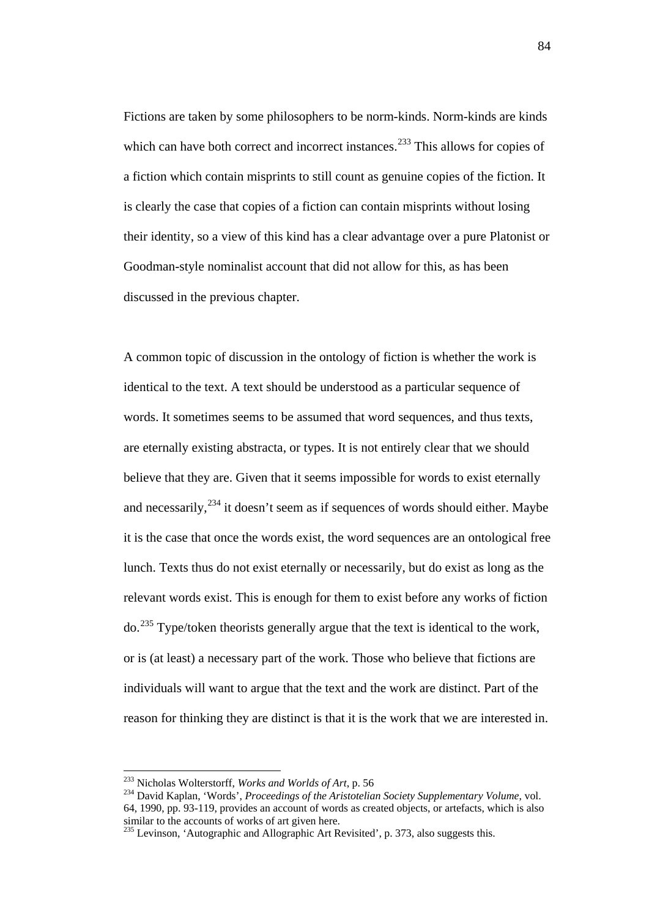Fictions are taken by some philosophers to be norm-kinds. Norm-kinds are kinds which can have both correct and incorrect instances.[233] This allows for copies of a fiction which contain misprints to still count as genuine copies of the fiction. It is clearly the case that copies of a fiction can contain misprints without losing their identity, so a view of this kind has a clear advantage over a pure Platonist or Goodman-style nominalist account that did not allow for this, as has been discussed in the previous chapter.

A common topic of discussion in the ontology of fiction is whether the work is identical to the text. A text should be understood as a particular sequence of words. It sometimes seems to be assumed that word sequences, and thus texts, are eternally existing abstracta, or types. It is not entirely clear that we should believe that they are. Given that it seems impossible for words to exist eternally and necessarily,[234] it doesn't seem as if sequences of words should either. Maybe it is the case that once the words exist, the word sequences are an ontological free lunch. Texts thus do not exist eternally or necessarily, but do exist as long as the relevant words exist. This is enough for them to exist before any works of fiction do.[235] Type/token theorists generally argue that the text is identical to the work, or is (at least) a necessary part of the work. Those who believe that fictions are individuals will want to argue that the text and the work are distinct. Part of the reason for thinking they are distinct is that it is the work that we are interested in.

---

[233] Nicholas Wolterstorff, *Works and Worlds of Art*, p. 56

[234] David Kaplan, 'Words', *Proceedings of the Aristotelian Society Supplementary Volume*, vol. 64, 1990, pp. 93-119, provides an account of words as created objects, or artefacts, which is also similar to the accounts of works of art given here.

[235] Levinson, 'Autographic and Allographic Art Revisited', p. 373, also suggests this.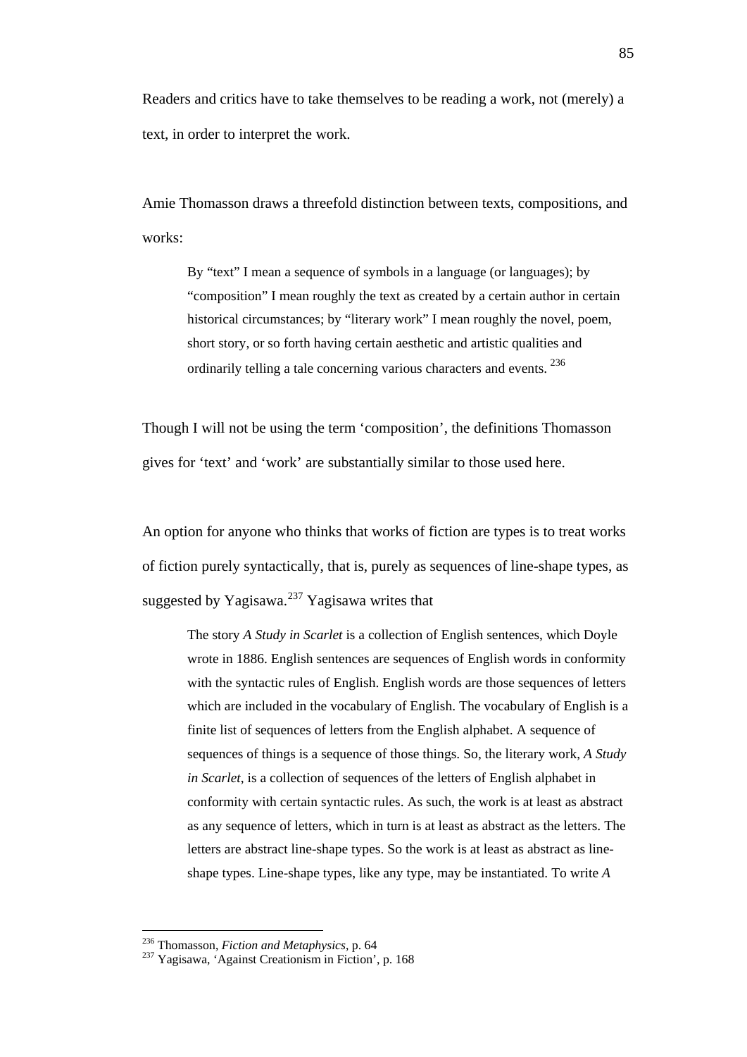Readers and critics have to take themselves to be reading a work, not (merely) a text, in order to interpret the work.

Amie Thomasson draws a threefold distinction between texts, compositions, and works:

> By "text" I mean a sequence of symbols in a language (or languages); by "composition" I mean roughly the text as created by a certain author in certain historical circumstances; by "literary work" I mean roughly the novel, poem, short story, or so forth having certain aesthetic and artistic qualities and ordinarily telling a tale concerning various characters and events. [236]

Though I will not be using the term 'composition', the definitions Thomasson gives for 'text' and 'work' are substantially similar to those used here.

An option for anyone who thinks that works of fiction are types is to treat works of fiction purely syntactically, that is, purely as sequences of line-shape types, as suggested by Yagisawa.[237] Yagisawa writes that

> The story *A Study in Scarlet* is a collection of English sentences, which Doyle wrote in 1886. English sentences are sequences of English words in conformity with the syntactic rules of English. English words are those sequences of letters which are included in the vocabulary of English. The vocabulary of English is a finite list of sequences of letters from the English alphabet. A sequence of sequences of things is a sequence of those things. So, the literary work, *A Study in Scarlet*, is a collection of sequences of the letters of English alphabet in conformity with certain syntactic rules. As such, the work is at least as abstract as any sequence of letters, which in turn is at least as abstract as the letters. The letters are abstract line-shape types. So the work is at least as abstract as line-shape types. Line-shape types, like any type, may be instantiated. To write *A*

[236] Thomasson, *Fiction and Metaphysics*, p. 64
[237] Yagisawa, 'Against Creationism in Fiction', p. 168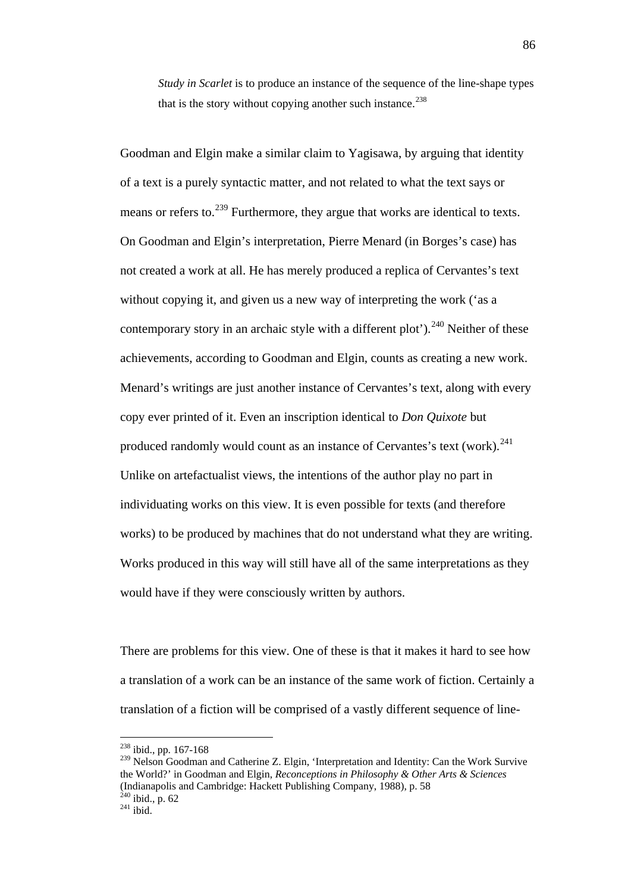*Study in Scarlet* is to produce an instance of the sequence of the line-shape types that is the story without copying another such instance.[238]

Goodman and Elgin make a similar claim to Yagisawa, by arguing that identity of a text is a purely syntactic matter, and not related to what the text says or means or refers to.[239] Furthermore, they argue that works are identical to texts. On Goodman and Elgin's interpretation, Pierre Menard (in Borges's case) has not created a work at all. He has merely produced a replica of Cervantes's text without copying it, and given us a new way of interpreting the work ('as a contemporary story in an archaic style with a different plot').[240] Neither of these achievements, according to Goodman and Elgin, counts as creating a new work. Menard's writings are just another instance of Cervantes's text, along with every copy ever printed of it. Even an inscription identical to *Don Quixote* but produced randomly would count as an instance of Cervantes's text (work).[241] Unlike on artefactualist views, the intentions of the author play no part in individuating works on this view. It is even possible for texts (and therefore works) to be produced by machines that do not understand what they are writing. Works produced in this way will still have all of the same interpretations as they would have if they were consciously written by authors.

There are problems for this view. One of these is that it makes it hard to see how a translation of a work can be an instance of the same work of fiction. Certainly a translation of a fiction will be comprised of a vastly different sequence of line-

---

[238] ibid., pp. 167-168

[239] Nelson Goodman and Catherine Z. Elgin, 'Interpretation and Identity: Can the Work Survive the World?' in Goodman and Elgin, *Reconceptions in Philosophy & Other Arts & Sciences* (Indianapolis and Cambridge: Hackett Publishing Company, 1988), p. 58

[240] ibid., p. 62

[241] ibid.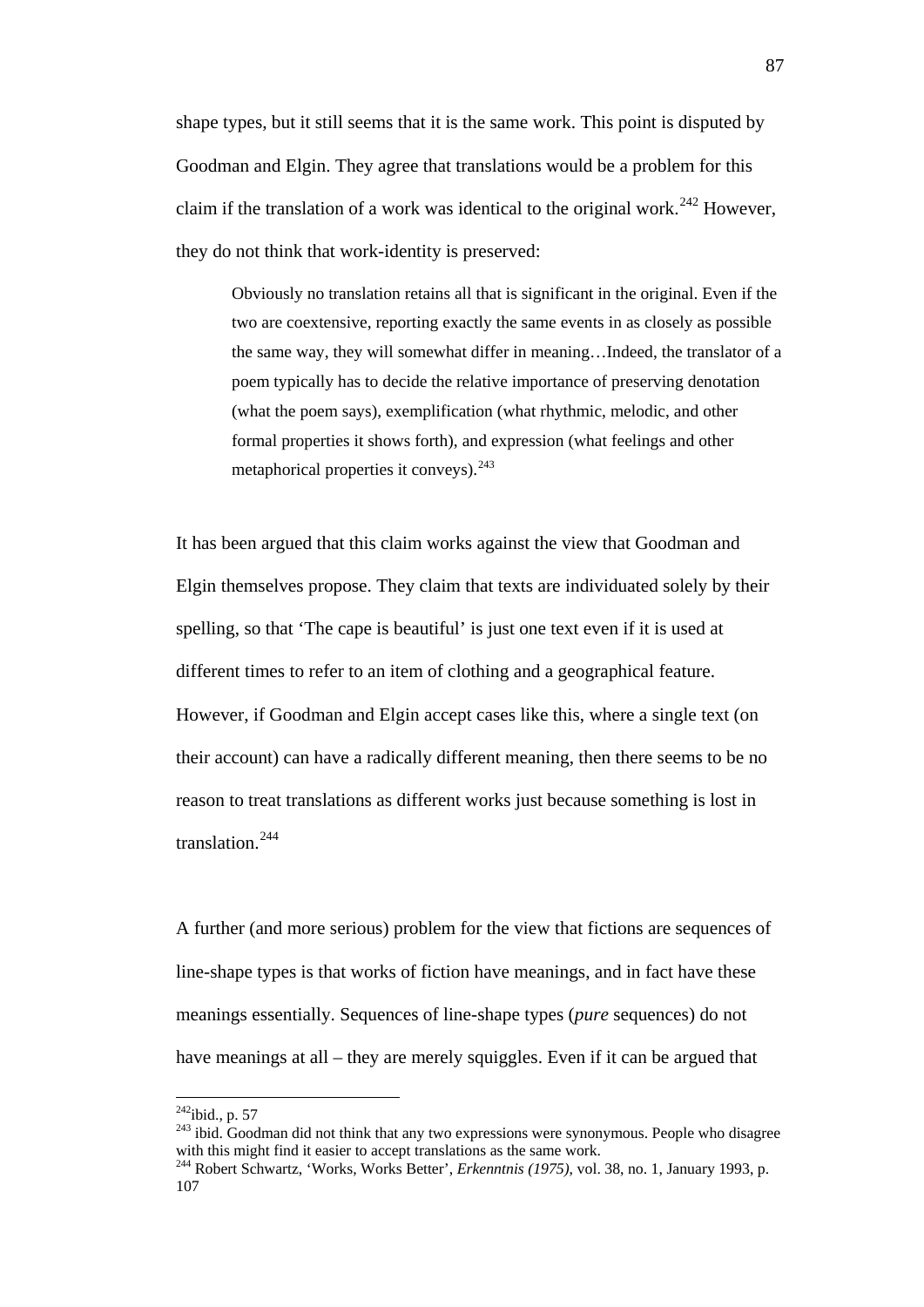shape types, but it still seems that it is the same work. This point is disputed by Goodman and Elgin. They agree that translations would be a problem for this claim if the translation of a work was identical to the original work.[242] However, they do not think that work-identity is preserved:

> Obviously no translation retains all that is significant in the original. Even if the two are coextensive, reporting exactly the same events in as closely as possible the same way, they will somewhat differ in meaning…Indeed, the translator of a poem typically has to decide the relative importance of preserving denotation (what the poem says), exemplification (what rhythmic, melodic, and other formal properties it shows forth), and expression (what feelings and other metaphorical properties it conveys).[243]

It has been argued that this claim works against the view that Goodman and Elgin themselves propose. They claim that texts are individuated solely by their spelling, so that 'The cape is beautiful' is just one text even if it is used at different times to refer to an item of clothing and a geographical feature. However, if Goodman and Elgin accept cases like this, where a single text (on their account) can have a radically different meaning, then there seems to be no reason to treat translations as different works just because something is lost in translation.[244]

A further (and more serious) problem for the view that fictions are sequences of line-shape types is that works of fiction have meanings, and in fact have these meanings essentially. Sequences of line-shape types (*pure* sequences) do not have meanings at all – they are merely squiggles. Even if it can be argued that

---

[242] ibid., p. 57

[243] ibid. Goodman did not think that any two expressions were synonymous. People who disagree with this might find it easier to accept translations as the same work.

[244] Robert Schwartz, 'Works, Works Better', *Erkenntnis (1975)*, vol. 38, no. 1, January 1993, p. 107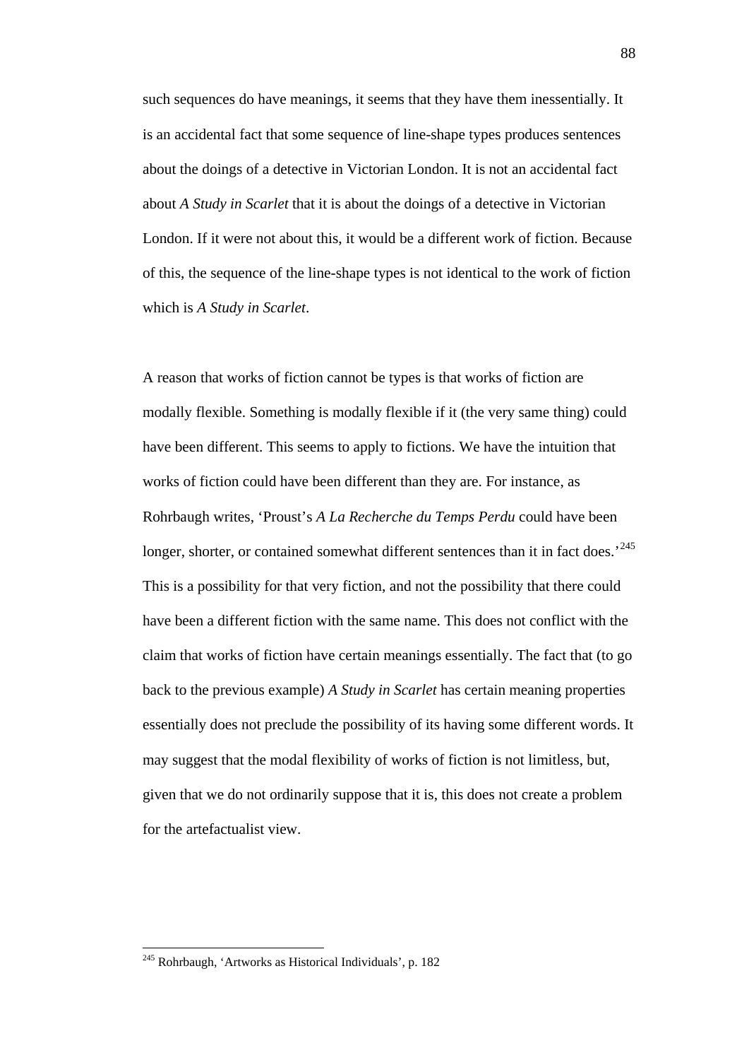such sequences do have meanings, it seems that they have them inessentially. It is an accidental fact that some sequence of line-shape types produces sentences about the doings of a detective in Victorian London. It is not an accidental fact about *A Study in Scarlet* that it is about the doings of a detective in Victorian London. If it were not about this, it would be a different work of fiction. Because of this, the sequence of the line-shape types is not identical to the work of fiction which is *A Study in Scarlet*.

A reason that works of fiction cannot be types is that works of fiction are modally flexible. Something is modally flexible if it (the very same thing) could have been different. This seems to apply to fictions. We have the intuition that works of fiction could have been different than they are. For instance, as Rohrbaugh writes, 'Proust's *A La Recherche du Temps Perdu* could have been longer, shorter, or contained somewhat different sentences than it in fact does.'[245] This is a possibility for that very fiction, and not the possibility that there could have been a different fiction with the same name. This does not conflict with the claim that works of fiction have certain meanings essentially. The fact that (to go back to the previous example) *A Study in Scarlet* has certain meaning properties essentially does not preclude the possibility of its having some different words. It may suggest that the modal flexibility of works of fiction is not limitless, but, given that we do not ordinarily suppose that it is, this does not create a problem for the artefactualist view.

---

[245] Rohrbaugh, 'Artworks as Historical Individuals', p. 182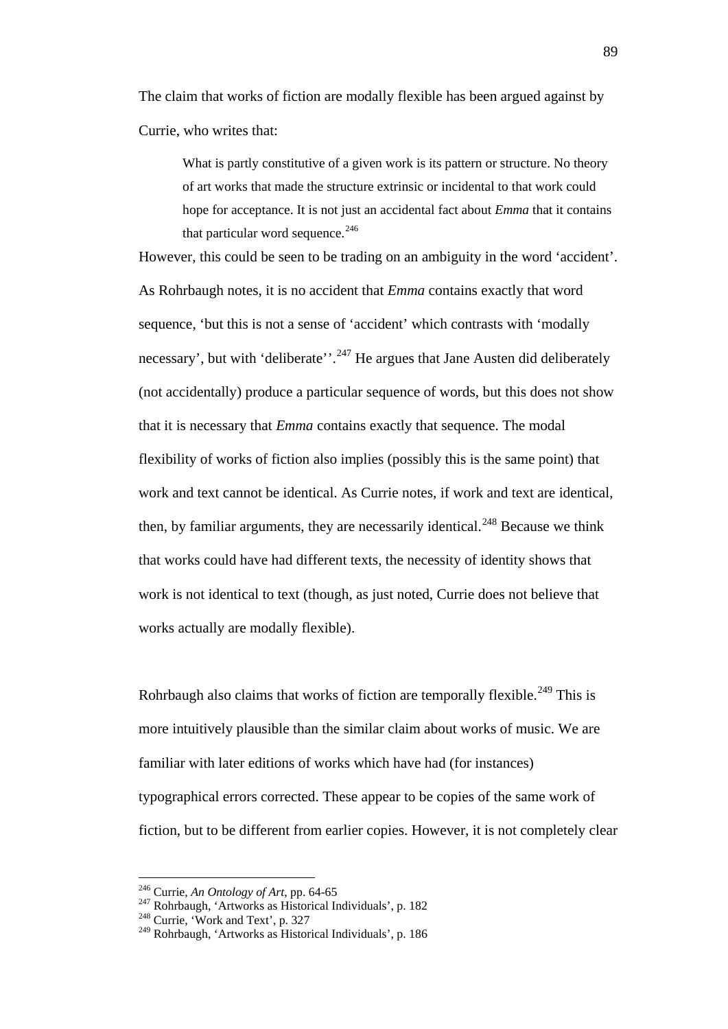The claim that works of fiction are modally flexible has been argued against by Currie, who writes that:

> What is partly constitutive of a given work is its pattern or structure. No theory of art works that made the structure extrinsic or incidental to that work could hope for acceptance. It is not just an accidental fact about *Emma* that it contains that particular word sequence.[246]

However, this could be seen to be trading on an ambiguity in the word 'accident'. As Rohrbaugh notes, it is no accident that *Emma* contains exactly that word sequence, 'but this is not a sense of 'accident' which contrasts with 'modally necessary', but with 'deliberate''.[247] He argues that Jane Austen did deliberately (not accidentally) produce a particular sequence of words, but this does not show that it is necessary that *Emma* contains exactly that sequence. The modal flexibility of works of fiction also implies (possibly this is the same point) that work and text cannot be identical. As Currie notes, if work and text are identical, then, by familiar arguments, they are necessarily identical.[248] Because we think that works could have had different texts, the necessity of identity shows that work is not identical to text (though, as just noted, Currie does not believe that works actually are modally flexible).

Rohrbaugh also claims that works of fiction are temporally flexible.[249] This is more intuitively plausible than the similar claim about works of music. We are familiar with later editions of works which have had (for instances) typographical errors corrected. These appear to be copies of the same work of fiction, but to be different from earlier copies. However, it is not completely clear

---

[246] Currie, *An Ontology of Art*, pp. 64-65

[247] Rohrbaugh, 'Artworks as Historical Individuals', p. 182

[248] Currie, 'Work and Text', p. 327

[249] Rohrbaugh, 'Artworks as Historical Individuals', p. 186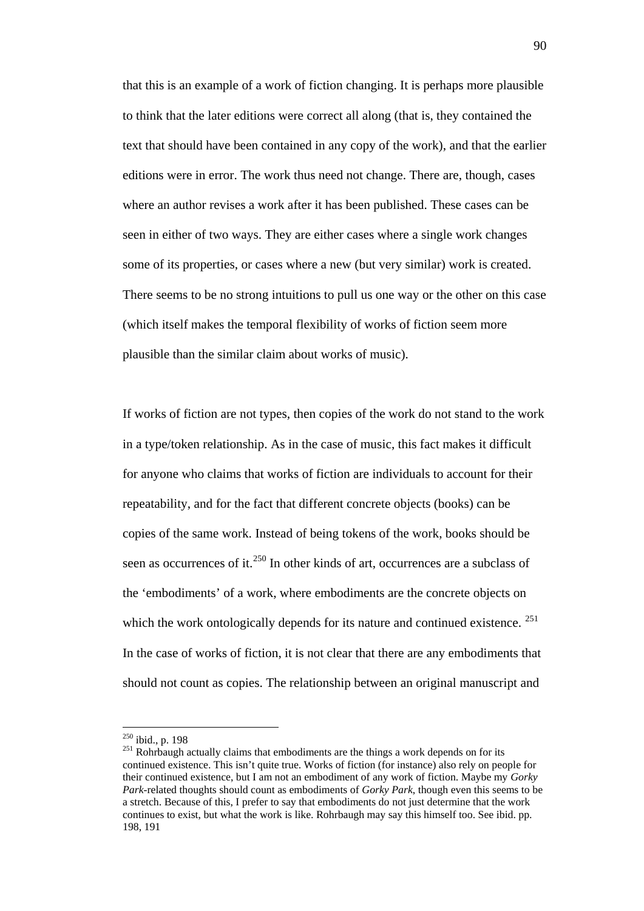that this is an example of a work of fiction changing. It is perhaps more plausible to think that the later editions were correct all along (that is, they contained the text that should have been contained in any copy of the work), and that the earlier editions were in error. The work thus need not change. There are, though, cases where an author revises a work after it has been published. These cases can be seen in either of two ways. They are either cases where a single work changes some of its properties, or cases where a new (but very similar) work is created. There seems to be no strong intuitions to pull us one way or the other on this case (which itself makes the temporal flexibility of works of fiction seem more plausible than the similar claim about works of music).

If works of fiction are not types, then copies of the work do not stand to the work in a type/token relationship. As in the case of music, this fact makes it difficult for anyone who claims that works of fiction are individuals to account for their repeatability, and for the fact that different concrete objects (books) can be copies of the same work. Instead of being tokens of the work, books should be seen as occurrences of it.[250] In other kinds of art, occurrences are a subclass of the 'embodiments' of a work, where embodiments are the concrete objects on which the work ontologically depends for its nature and continued existence. [251] In the case of works of fiction, it is not clear that there are any embodiments that should not count as copies. The relationship between an original manuscript and

---

[250] ibid., p. 198

[251] Rohrbaugh actually claims that embodiments are the things a work depends on for its continued existence. This isn't quite true. Works of fiction (for instance) also rely on people for their continued existence, but I am not an embodiment of any work of fiction. Maybe my *Gorky Park*-related thoughts should count as embodiments of *Gorky Park*, though even this seems to be a stretch. Because of this, I prefer to say that embodiments do not just determine that the work continues to exist, but what the work is like. Rohrbaugh may say this himself too. See ibid. pp. 198, 191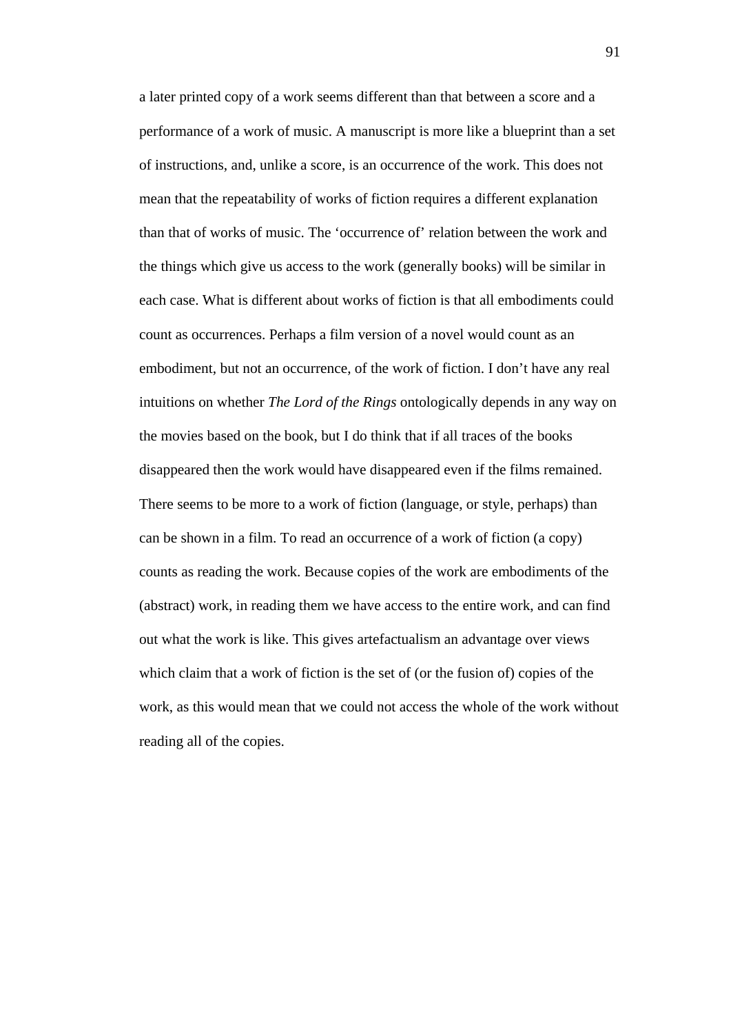a later printed copy of a work seems different than that between a score and a performance of a work of music. A manuscript is more like a blueprint than a set of instructions, and, unlike a score, is an occurrence of the work. This does not mean that the repeatability of works of fiction requires a different explanation than that of works of music. The 'occurrence of' relation between the work and the things which give us access to the work (generally books) will be similar in each case. What is different about works of fiction is that all embodiments could count as occurrences. Perhaps a film version of a novel would count as an embodiment, but not an occurrence, of the work of fiction. I don't have any real intuitions on whether *The Lord of the Rings* ontologically depends in any way on the movies based on the book, but I do think that if all traces of the books disappeared then the work would have disappeared even if the films remained. There seems to be more to a work of fiction (language, or style, perhaps) than can be shown in a film. To read an occurrence of a work of fiction (a copy) counts as reading the work. Because copies of the work are embodiments of the (abstract) work, in reading them we have access to the entire work, and can find out what the work is like. This gives artefactualism an advantage over views which claim that a work of fiction is the set of (or the fusion of) copies of the work, as this would mean that we could not access the whole of the work without reading all of the copies.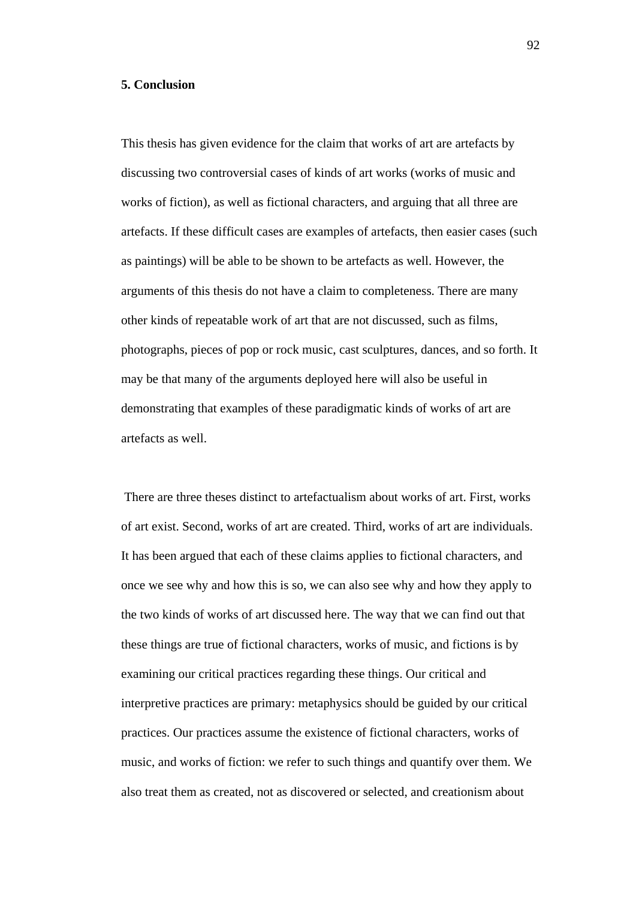## 5. Conclusion

This thesis has given evidence for the claim that works of art are artefacts by discussing two controversial cases of kinds of art works (works of music and works of fiction), as well as fictional characters, and arguing that all three are artefacts. If these difficult cases are examples of artefacts, then easier cases (such as paintings) will be able to be shown to be artefacts as well. However, the arguments of this thesis do not have a claim to completeness. There are many other kinds of repeatable work of art that are not discussed, such as films, photographs, pieces of pop or rock music, cast sculptures, dances, and so forth. It may be that many of the arguments deployed here will also be useful in demonstrating that examples of these paradigmatic kinds of works of art are artefacts as well.

There are three theses distinct to artefactualism about works of art. First, works of art exist. Second, works of art are created. Third, works of art are individuals. It has been argued that each of these claims applies to fictional characters, and once we see why and how this is so, we can also see why and how they apply to the two kinds of works of art discussed here. The way that we can find out that these things are true of fictional characters, works of music, and fictions is by examining our critical practices regarding these things. Our critical and interpretive practices are primary: metaphysics should be guided by our critical practices. Our practices assume the existence of fictional characters, works of music, and works of fiction: we refer to such things and quantify over them. We also treat them as created, not as discovered or selected, and creationism about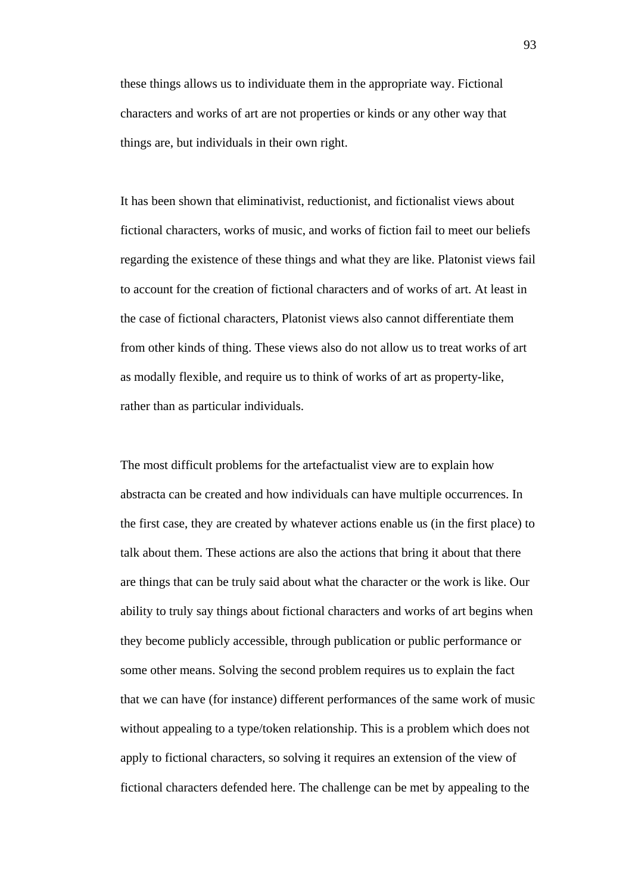these things allows us to individuate them in the appropriate way. Fictional characters and works of art are not properties or kinds or any other way that things are, but individuals in their own right.

It has been shown that eliminativist, reductionist, and fictionalist views about fictional characters, works of music, and works of fiction fail to meet our beliefs regarding the existence of these things and what they are like. Platonist views fail to account for the creation of fictional characters and of works of art. At least in the case of fictional characters, Platonist views also cannot differentiate them from other kinds of thing. These views also do not allow us to treat works of art as modally flexible, and require us to think of works of art as property-like, rather than as particular individuals.

The most difficult problems for the artefactualist view are to explain how abstracta can be created and how individuals can have multiple occurrences. In the first case, they are created by whatever actions enable us (in the first place) to talk about them. These actions are also the actions that bring it about that there are things that can be truly said about what the character or the work is like. Our ability to truly say things about fictional characters and works of art begins when they become publicly accessible, through publication or public performance or some other means. Solving the second problem requires us to explain the fact that we can have (for instance) different performances of the same work of music without appealing to a type/token relationship. This is a problem which does not apply to fictional characters, so solving it requires an extension of the view of fictional characters defended here. The challenge can be met by appealing to the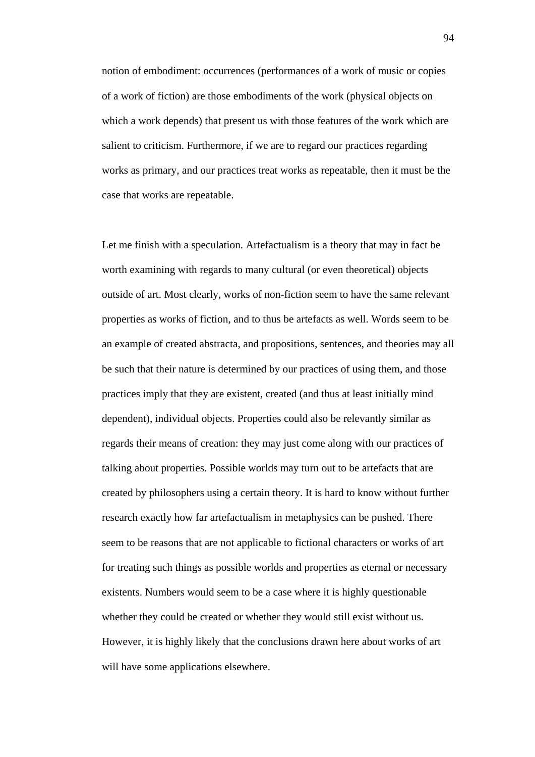notion of embodiment: occurrences (performances of a work of music or copies of a work of fiction) are those embodiments of the work (physical objects on which a work depends) that present us with those features of the work which are salient to criticism. Furthermore, if we are to regard our practices regarding works as primary, and our practices treat works as repeatable, then it must be the case that works are repeatable.

Let me finish with a speculation. Artefactualism is a theory that may in fact be worth examining with regards to many cultural (or even theoretical) objects outside of art. Most clearly, works of non-fiction seem to have the same relevant properties as works of fiction, and to thus be artefacts as well. Words seem to be an example of created abstracta, and propositions, sentences, and theories may all be such that their nature is determined by our practices of using them, and those practices imply that they are existent, created (and thus at least initially mind dependent), individual objects. Properties could also be relevantly similar as regards their means of creation: they may just come along with our practices of talking about properties. Possible worlds may turn out to be artefacts that are created by philosophers using a certain theory. It is hard to know without further research exactly how far artefactualism in metaphysics can be pushed. There seem to be reasons that are not applicable to fictional characters or works of art for treating such things as possible worlds and properties as eternal or necessary existents. Numbers would seem to be a case where it is highly questionable whether they could be created or whether they would still exist without us. However, it is highly likely that the conclusions drawn here about works of art will have some applications elsewhere.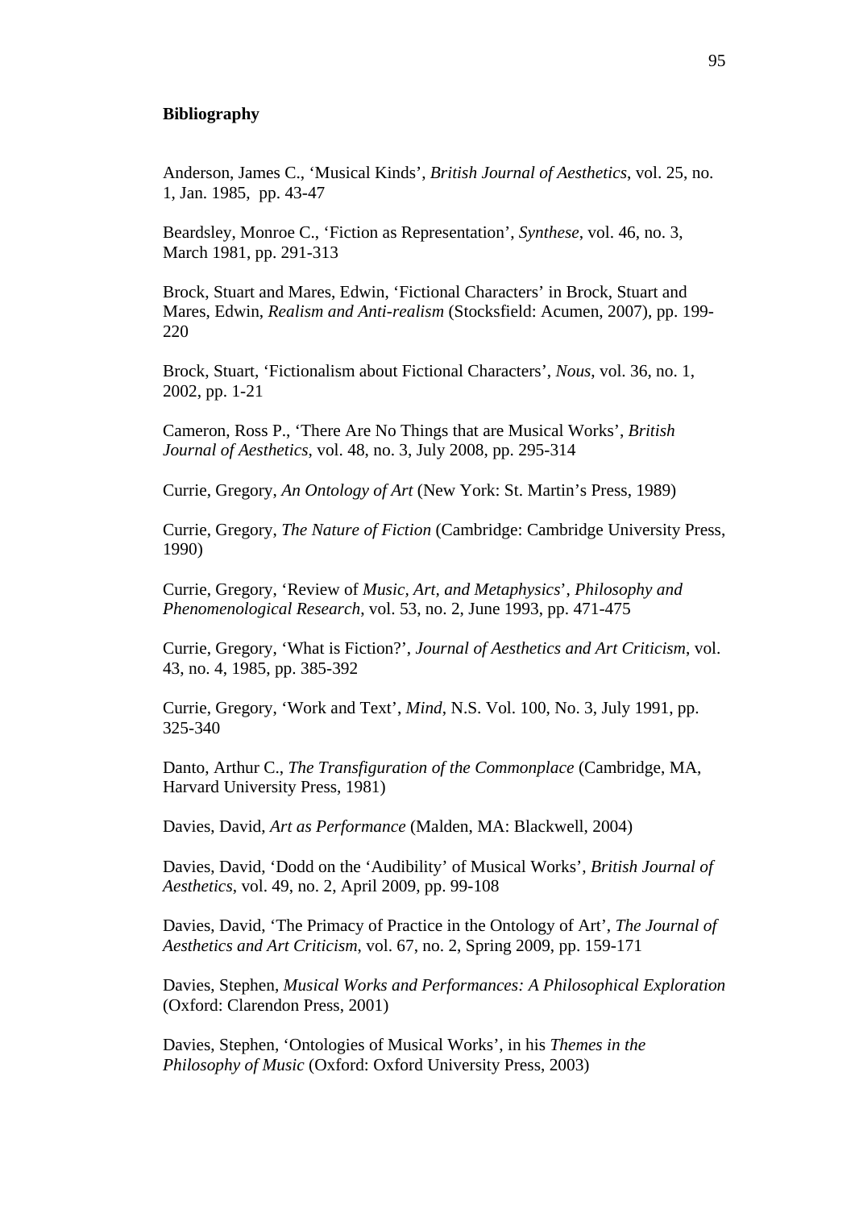**Bibliography**

Anderson, James C., 'Musical Kinds', *British Journal of Aesthetics*, vol. 25, no. 1, Jan. 1985, pp. 43-47

Beardsley, Monroe C., 'Fiction as Representation', *Synthese*, vol. 46, no. 3, March 1981, pp. 291-313

Brock, Stuart and Mares, Edwin, 'Fictional Characters' in Brock, Stuart and Mares, Edwin, *Realism and Anti-realism* (Stocksfield: Acumen, 2007), pp. 199-220

Brock, Stuart, 'Fictionalism about Fictional Characters', *Nous*, vol. 36, no. 1, 2002, pp. 1-21

Cameron, Ross P., 'There Are No Things that are Musical Works', *British Journal of Aesthetics*, vol. 48, no. 3, July 2008, pp. 295-314

Currie, Gregory, *An Ontology of Art* (New York: St. Martin's Press, 1989)

Currie, Gregory, *The Nature of Fiction* (Cambridge: Cambridge University Press, 1990)

Currie, Gregory, 'Review of *Music, Art, and Metaphysics*', *Philosophy and Phenomenological Research*, vol. 53, no. 2, June 1993, pp. 471-475

Currie, Gregory, 'What is Fiction?', *Journal of Aesthetics and Art Criticism*, vol. 43, no. 4, 1985, pp. 385-392

Currie, Gregory, 'Work and Text', *Mind*, N.S. Vol. 100, No. 3, July 1991, pp. 325-340

Danto, Arthur C., *The Transfiguration of the Commonplace* (Cambridge, MA, Harvard University Press, 1981)

Davies, David, *Art as Performance* (Malden, MA: Blackwell, 2004)

Davies, David, 'Dodd on the 'Audibility' of Musical Works', *British Journal of Aesthetics*, vol. 49, no. 2, April 2009, pp. 99-108

Davies, David, 'The Primacy of Practice in the Ontology of Art', *The Journal of Aesthetics and Art Criticism*, vol. 67, no. 2, Spring 2009, pp. 159-171

Davies, Stephen, *Musical Works and Performances: A Philosophical Exploration* (Oxford: Clarendon Press, 2001)

Davies, Stephen, 'Ontologies of Musical Works', in his *Themes in the Philosophy of Music* (Oxford: Oxford University Press, 2003)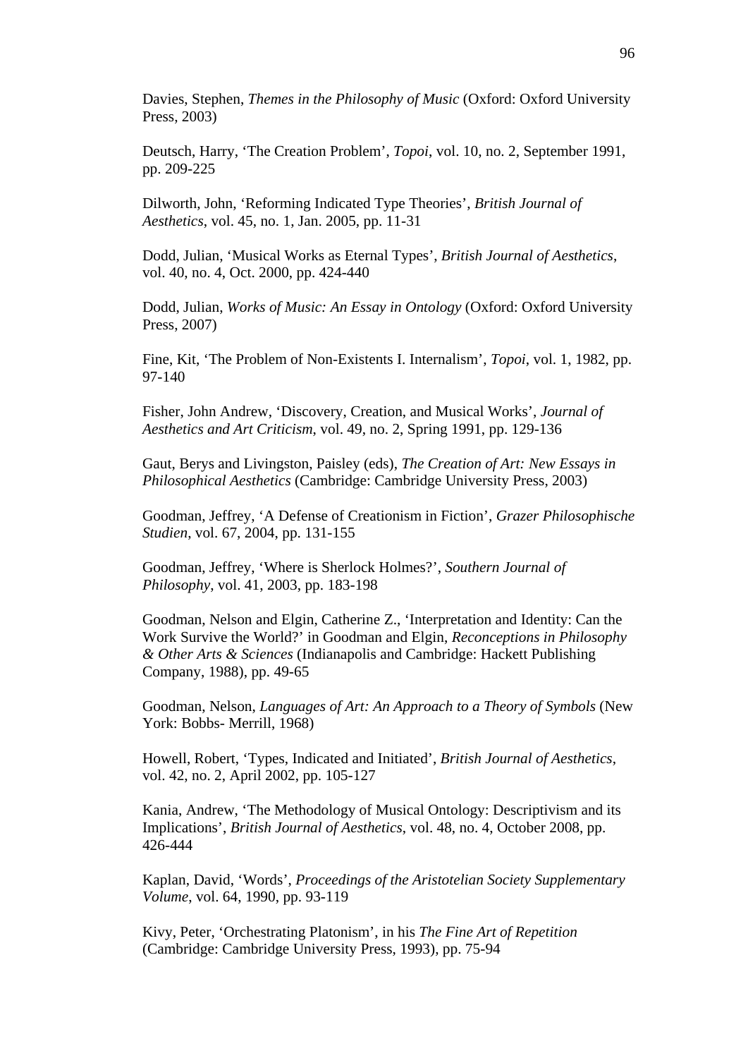Davies, Stephen, *Themes in the Philosophy of Music* (Oxford: Oxford University Press, 2003)

Deutsch, Harry, 'The Creation Problem', *Topoi*, vol. 10, no. 2, September 1991, pp. 209-225

Dilworth, John, 'Reforming Indicated Type Theories', *British Journal of Aesthetics*, vol. 45, no. 1, Jan. 2005, pp. 11-31

Dodd, Julian, 'Musical Works as Eternal Types', *British Journal of Aesthetics*, vol. 40, no. 4, Oct. 2000, pp. 424-440

Dodd, Julian, *Works of Music: An Essay in Ontology* (Oxford: Oxford University Press, 2007)

Fine, Kit, 'The Problem of Non-Existents I. Internalism', *Topoi*, vol. 1, 1982, pp. 97-140

Fisher, John Andrew, 'Discovery, Creation, and Musical Works', *Journal of Aesthetics and Art Criticism*, vol. 49, no. 2, Spring 1991, pp. 129-136

Gaut, Berys and Livingston, Paisley (eds), *The Creation of Art: New Essays in Philosophical Aesthetics* (Cambridge: Cambridge University Press, 2003)

Goodman, Jeffrey, 'A Defense of Creationism in Fiction', *Grazer Philosophische Studien*, vol. 67, 2004, pp. 131-155

Goodman, Jeffrey, 'Where is Sherlock Holmes?', *Southern Journal of Philosophy*, vol. 41, 2003, pp. 183-198

Goodman, Nelson and Elgin, Catherine Z., 'Interpretation and Identity: Can the Work Survive the World?' in Goodman and Elgin, *Reconceptions in Philosophy & Other Arts & Sciences* (Indianapolis and Cambridge: Hackett Publishing Company, 1988), pp. 49-65

Goodman, Nelson, *Languages of Art: An Approach to a Theory of Symbols* (New York: Bobbs- Merrill, 1968)

Howell, Robert, 'Types, Indicated and Initiated', *British Journal of Aesthetics*, vol. 42, no. 2, April 2002, pp. 105-127

Kania, Andrew, 'The Methodology of Musical Ontology: Descriptivism and its Implications', *British Journal of Aesthetics*, vol. 48, no. 4, October 2008, pp. 426-444

Kaplan, David, 'Words', *Proceedings of the Aristotelian Society Supplementary Volume*, vol. 64, 1990, pp. 93-119

Kivy, Peter, 'Orchestrating Platonism', in his *The Fine Art of Repetition* (Cambridge: Cambridge University Press, 1993), pp. 75-94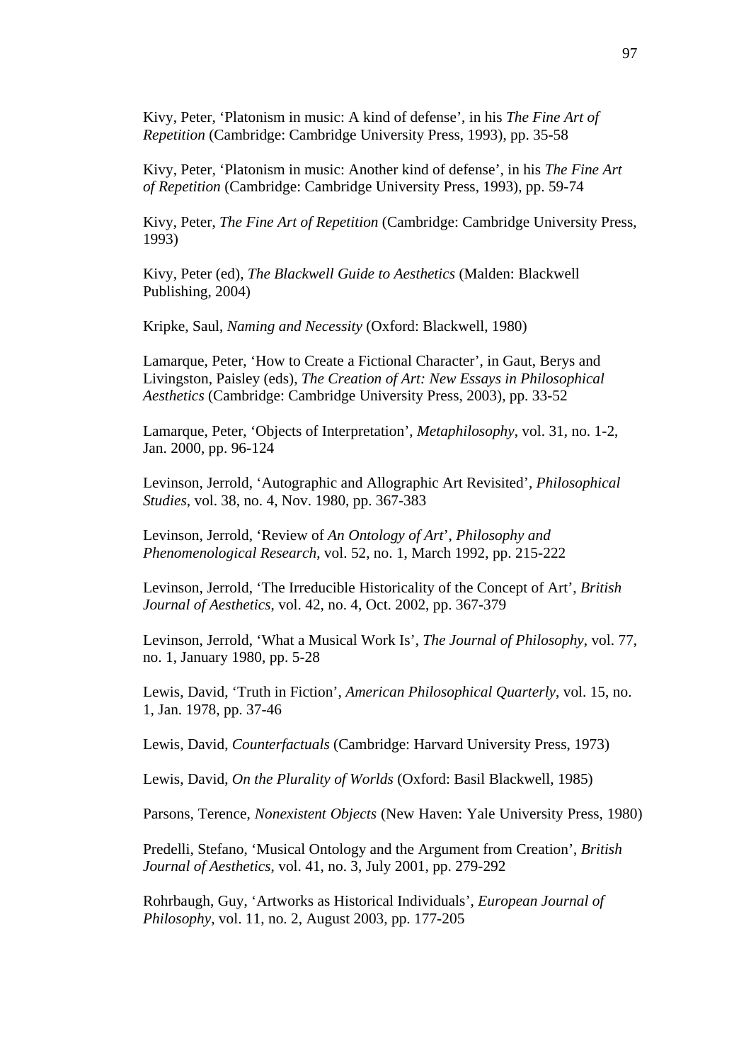Kivy, Peter, 'Platonism in music: A kind of defense', in his *The Fine Art of Repetition* (Cambridge: Cambridge University Press, 1993), pp. 35-58

Kivy, Peter, 'Platonism in music: Another kind of defense', in his *The Fine Art of Repetition* (Cambridge: Cambridge University Press, 1993), pp. 59-74

Kivy, Peter, *The Fine Art of Repetition* (Cambridge: Cambridge University Press, 1993)

Kivy, Peter (ed), *The Blackwell Guide to Aesthetics* (Malden: Blackwell Publishing, 2004)

Kripke, Saul, *Naming and Necessity* (Oxford: Blackwell, 1980)

Lamarque, Peter, 'How to Create a Fictional Character', in Gaut, Berys and Livingston, Paisley (eds), *The Creation of Art: New Essays in Philosophical Aesthetics* (Cambridge: Cambridge University Press, 2003), pp. 33-52

Lamarque, Peter, 'Objects of Interpretation', *Metaphilosophy*, vol. 31, no. 1-2, Jan. 2000, pp. 96-124

Levinson, Jerrold, 'Autographic and Allographic Art Revisited', *Philosophical Studies*, vol. 38, no. 4, Nov. 1980, pp. 367-383

Levinson, Jerrold, 'Review of *An Ontology of Art*', *Philosophy and Phenomenological Research*, vol. 52, no. 1, March 1992, pp. 215-222

Levinson, Jerrold, 'The Irreducible Historicality of the Concept of Art', *British Journal of Aesthetics*, vol. 42, no. 4, Oct. 2002, pp. 367-379

Levinson, Jerrold, 'What a Musical Work Is', *The Journal of Philosophy*, vol. 77, no. 1, January 1980, pp. 5-28

Lewis, David, 'Truth in Fiction', *American Philosophical Quarterly*, vol. 15, no. 1, Jan. 1978, pp. 37-46

Lewis, David, *Counterfactuals* (Cambridge: Harvard University Press, 1973)

Lewis, David, *On the Plurality of Worlds* (Oxford: Basil Blackwell, 1985)

Parsons, Terence, *Nonexistent Objects* (New Haven: Yale University Press, 1980)

Predelli, Stefano, 'Musical Ontology and the Argument from Creation', *British Journal of Aesthetics*, vol. 41, no. 3, July 2001, pp. 279-292

Rohrbaugh, Guy, 'Artworks as Historical Individuals', *European Journal of Philosophy*, vol. 11, no. 2, August 2003, pp. 177-205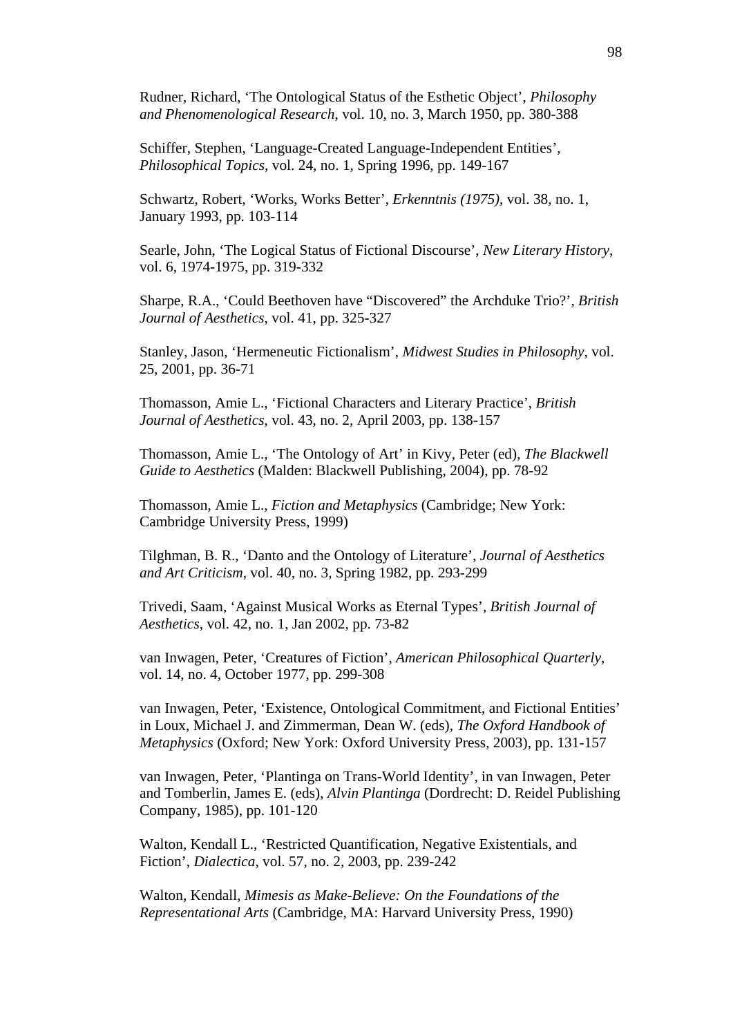Rudner, Richard, ‘The Ontological Status of the Esthetic Object’, *Philosophy and Phenomenological Research*, vol. 10, no. 3, March 1950, pp. 380-388

Schiffer, Stephen, ‘Language-Created Language-Independent Entities’, *Philosophical Topics*, vol. 24, no. 1, Spring 1996, pp. 149-167

Schwartz, Robert, ‘Works, Works Better’, *Erkenntnis (1975)*, vol. 38, no. 1, January 1993, pp. 103-114

Searle, John, ‘The Logical Status of Fictional Discourse’, *New Literary History*, vol. 6, 1974-1975, pp. 319-332

Sharpe, R.A., ‘Could Beethoven have “Discovered” the Archduke Trio?’, *British Journal of Aesthetics*, vol. 41, pp. 325-327

Stanley, Jason, ‘Hermeneutic Fictionalism’, *Midwest Studies in Philosophy*, vol. 25, 2001, pp. 36-71

Thomasson, Amie L., ‘Fictional Characters and Literary Practice’, *British Journal of Aesthetics*, vol. 43, no. 2, April 2003, pp. 138-157

Thomasson, Amie L., ‘The Ontology of Art’ in Kivy, Peter (ed), *The Blackwell Guide to Aesthetics* (Malden: Blackwell Publishing, 2004), pp. 78-92

Thomasson, Amie L., *Fiction and Metaphysics* (Cambridge; New York: Cambridge University Press, 1999)

Tilghman, B. R., ‘Danto and the Ontology of Literature’, *Journal of Aesthetics and Art Criticism*, vol. 40, no. 3, Spring 1982, pp. 293-299

Trivedi, Saam, ‘Against Musical Works as Eternal Types’, *British Journal of Aesthetics*, vol. 42, no. 1, Jan 2002, pp. 73-82

van Inwagen, Peter, ‘Creatures of Fiction’, *American Philosophical Quarterly*, vol. 14, no. 4, October 1977, pp. 299-308

van Inwagen, Peter, ‘Existence, Ontological Commitment, and Fictional Entities’ in Loux, Michael J. and Zimmerman, Dean W. (eds), *The Oxford Handbook of Metaphysics* (Oxford; New York: Oxford University Press, 2003), pp. 131-157

van Inwagen, Peter, ‘Plantinga on Trans-World Identity’, in van Inwagen, Peter and Tomberlin, James E. (eds), *Alvin Plantinga* (Dordrecht: D. Reidel Publishing Company, 1985), pp. 101-120

Walton, Kendall L., ‘Restricted Quantification, Negative Existentials, and Fiction’, *Dialectica*, vol. 57, no. 2, 2003, pp. 239-242

Walton, Kendall, *Mimesis as Make-Believe: On the Foundations of the Representational Arts* (Cambridge, MA: Harvard University Press, 1990)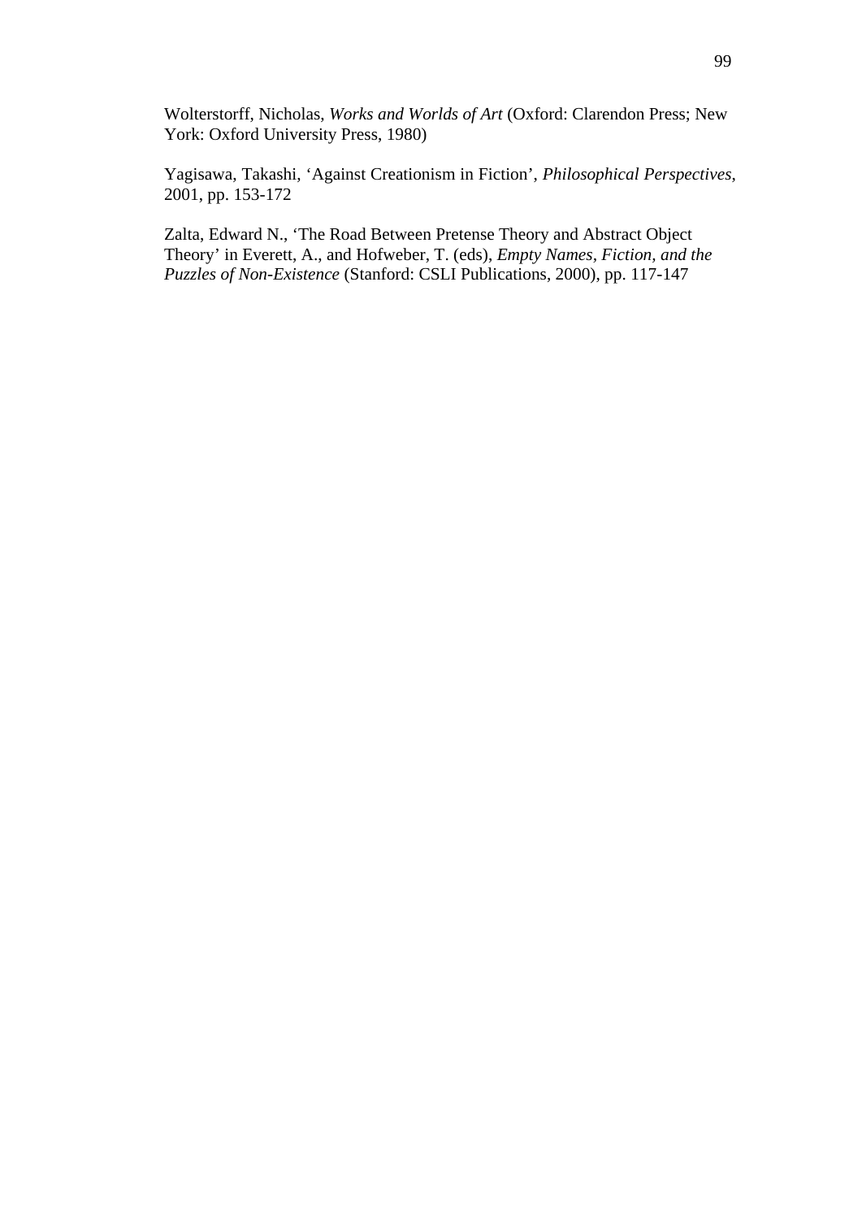Wolterstorff, Nicholas, *Works and Worlds of Art* (Oxford: Clarendon Press; New York: Oxford University Press, 1980)

Yagisawa, Takashi, 'Against Creationism in Fiction', *Philosophical Perspectives*, 2001, pp. 153-172

Zalta, Edward N., 'The Road Between Pretense Theory and Abstract Object Theory' in Everett, A., and Hofweber, T. (eds), *Empty Names, Fiction, and the Puzzles of Non-Existence* (Stanford: CSLI Publications, 2000), pp. 117-147